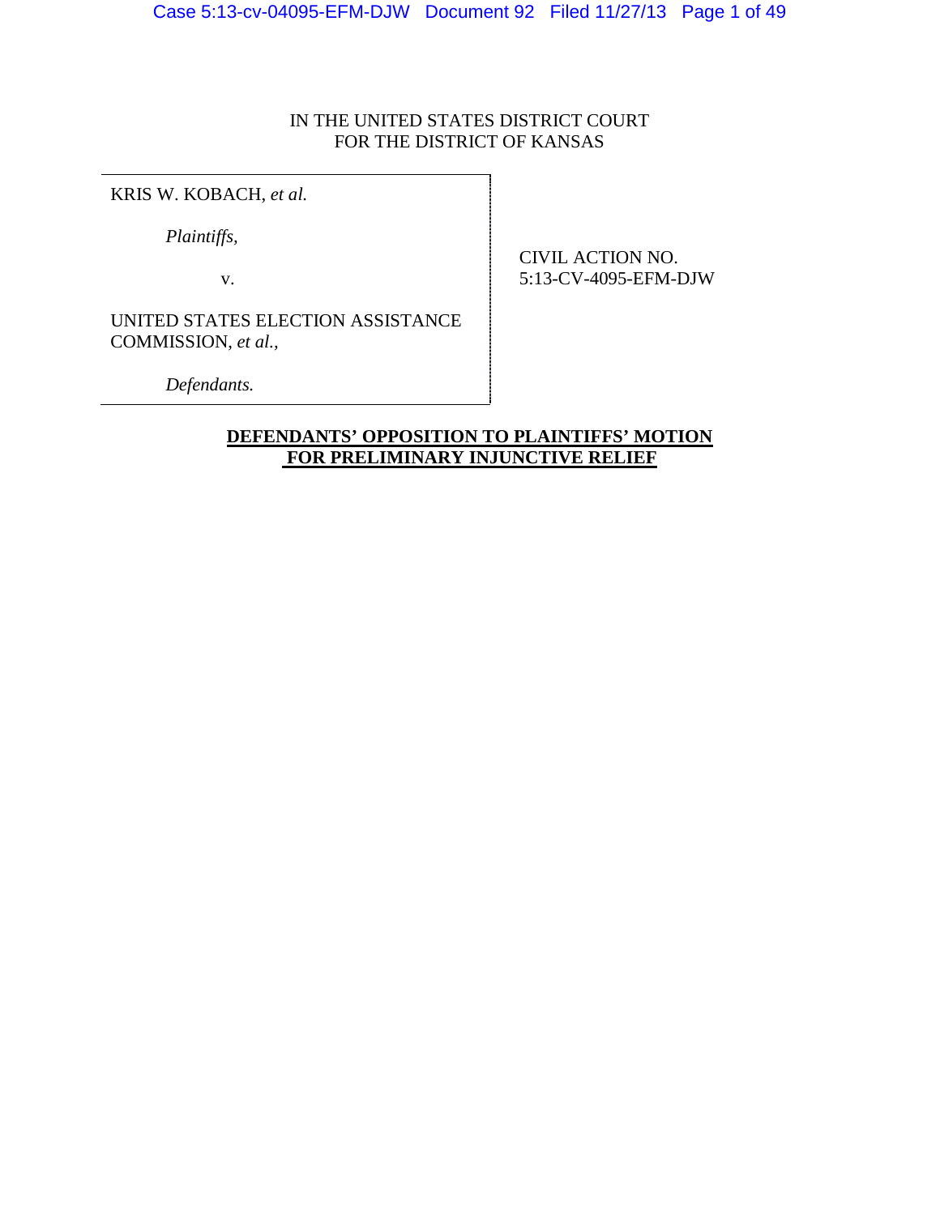IN THE UNITED STATES DISTRICT COURT
FOR THE DISTRICT OF KANSAS

KRIS W. KOBACH, *et al.*

*Plaintiffs,*

v.

UNITED STATES ELECTION ASSISTANCE COMMISSION, *et al.,*

*Defendants.*

CIVIL ACTION NO.
5:13-CV-4095-EFM-DJW

**DEFENDANTS' OPPOSITION TO PLAINTIFFS' MOTION FOR PRELIMINARY INJUNCTIVE RELIEF**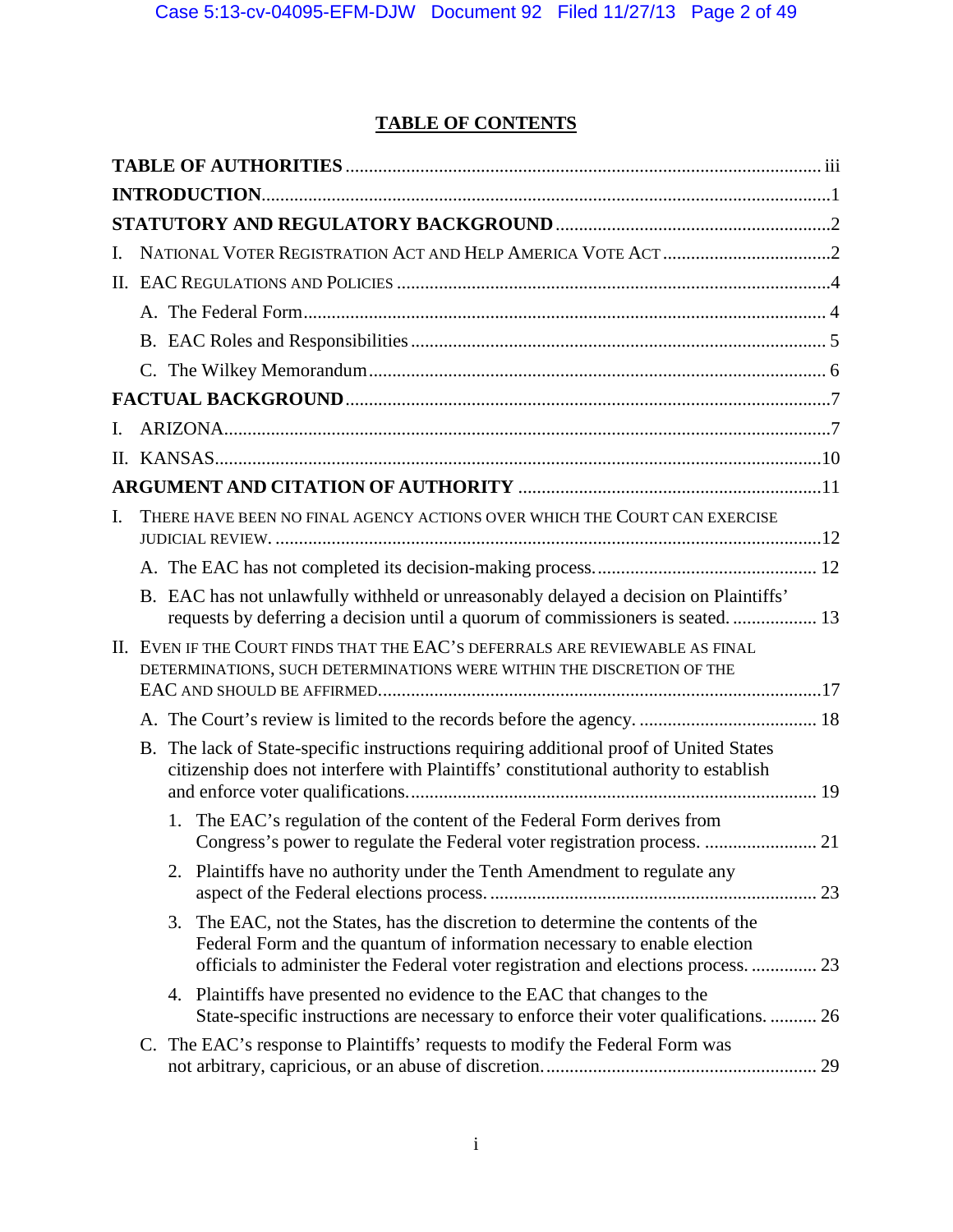# TABLE OF CONTENTS

**TABLE OF AUTHORITIES** ..................................................................................................... iii

**INTRODUCTION**.........................................................................................................................1

**STATUTORY AND REGULATORY BACKGROUND** ...........................................................2

I. NATIONAL VOTER REGISTRATION ACT AND HELP AMERICA VOTE ACT ....................................2

II. EAC REGULATIONS AND POLICIES .............................................................................................4

- A. The Federal Form................................................................................................ 4
- B. EAC Roles and Responsibilities......................................................................... 5
- C. The Wilkey Memorandum.................................................................................. 6

**FACTUAL BACKGROUND**.......................................................................................................7

I. ARIZONA.................................................................................................................................7

II. KANSAS................................................................................................................................10

**ARGUMENT AND CITATION OF AUTHORITY** .................................................................11

I. THERE HAVE BEEN NO FINAL AGENCY ACTIONS OVER WHICH THE COURT CAN EXERCISE JUDICIAL REVIEW. ....................................................................................................................12

- A. The EAC has not completed its decision-making process................................................ 12
- B. EAC has not unlawfully withheld or unreasonably delayed a decision on Plaintiffs' requests by deferring a decision until a quorum of commissioners is seated. .................. 13

II. EVEN IF THE COURT FINDS THAT THE EAC'S DEFERRALS ARE REVIEWABLE AS FINAL DETERMINATIONS, SUCH DETERMINATIONS WERE WITHIN THE DISCRETION OF THE EAC AND SHOULD BE AFFIRMED.............................................................................................17

- A. The Court's review is limited to the records before the agency. ...................................... 18
- B. The lack of State-specific instructions requiring additional proof of United States citizenship does not interfere with Plaintiffs' constitutional authority to establish and enforce voter qualifications....................................................................................... 19
  1. The EAC's regulation of the content of the Federal Form derives from Congress's power to regulate the Federal voter registration process. ........................ 21
  2. Plaintiffs have no authority under the Tenth Amendment to regulate any aspect of the Federal elections process. ...................................................................... 23
  3. The EAC, not the States, has the discretion to determine the contents of the Federal Form and the quantum of information necessary to enable election officials to administer the Federal voter registration and elections process. .............. 23
  4. Plaintiffs have presented no evidence to the EAC that changes to the State-specific instructions are necessary to enforce their voter qualifications. .......... 26
- C. The EAC's response to Plaintiffs' requests to modify the Federal Form was not arbitrary, capricious, or an abuse of discretion.......................................................... 29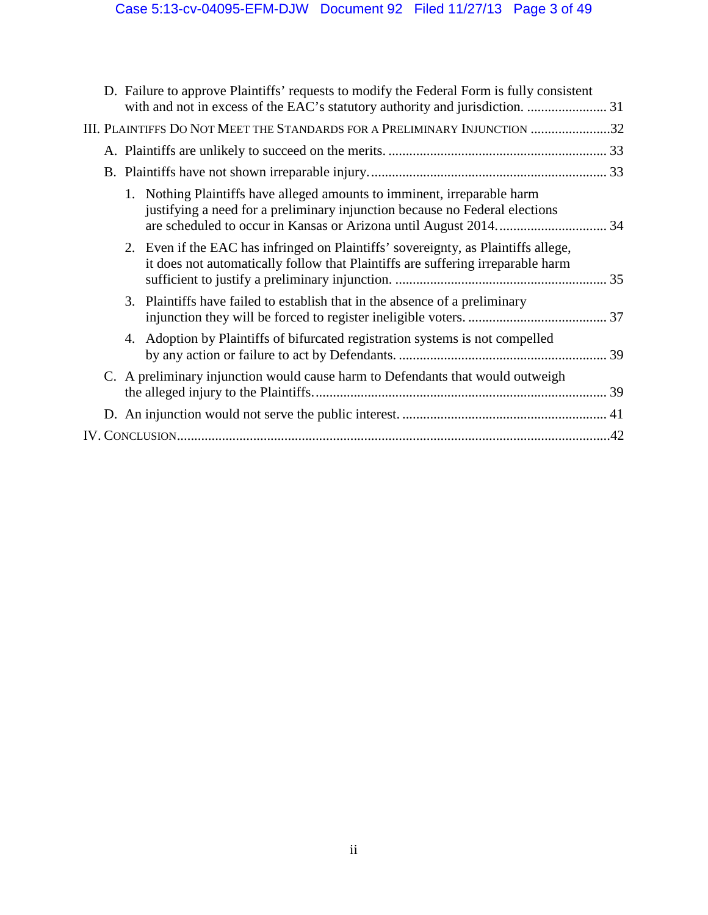D. Failure to approve Plaintiffs' requests to modify the Federal Form is fully consistent with and not in excess of the EAC's statutory authority and jurisdiction. ....................... 31

III. PLAINTIFFS DO NOT MEET THE STANDARDS FOR A PRELIMINARY INJUNCTION .......................32

A. Plaintiffs are unlikely to succeed on the merits. ............................................................... 33

B. Plaintiffs have not shown irreparable injury..................................................................... 33

1. Nothing Plaintiffs have alleged amounts to imminent, irreparable harm justifying a need for a preliminary injunction because no Federal elections are scheduled to occur in Kansas or Arizona until August 2014............................... 34

2. Even if the EAC has infringed on Plaintiffs' sovereignty, as Plaintiffs allege, it does not automatically follow that Plaintiffs are suffering irreparable harm sufficient to justify a preliminary injunction. ............................................................ 35

3. Plaintiffs have failed to establish that in the absence of a preliminary injunction they will be forced to register ineligible voters. ........................................ 37

4. Adoption by Plaintiffs of bifurcated registration systems is not compelled by any action or failure to act by Defendants. ............................................................ 39

C. A preliminary injunction would cause harm to Defendants that would outweigh the alleged injury to the Plaintiffs.................................................................................... 39

D. An injunction would not serve the public interest. .......................................................... 41

IV. CONCLUSION...........................................................................................................................42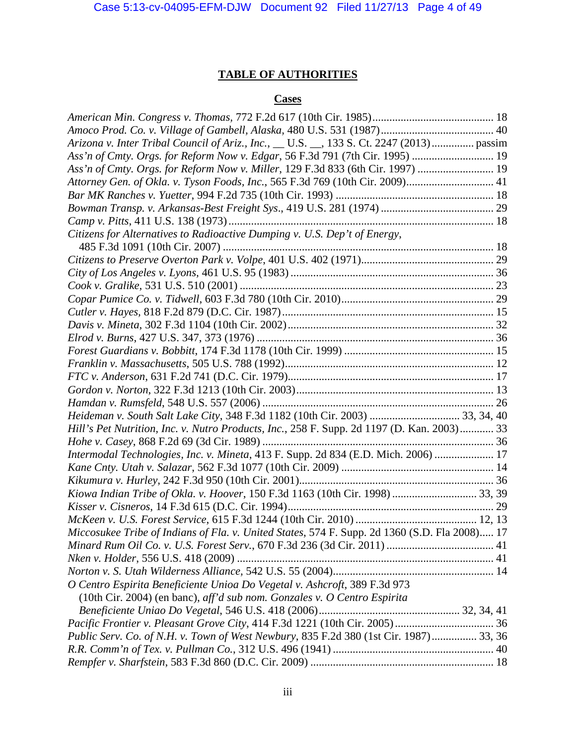## TABLE OF AUTHORITIES

### Cases

*American Min. Congress v. Thomas*, 772 F.2d 617 (10th Cir. 1985) .......... 18
*Amoco Prod. Co. v. Village of Gambell, Alaska*, 480 U.S. 531 (1987) .......... 40
*Arizona v. Inter Tribal Council of Ariz., Inc.*, __ U.S. __, 133 S. Ct. 2247 (2013) .......... passim
*Ass'n of Cmty. Orgs. for Reform Now v. Edgar*, 56 F.3d 791 (7th Cir. 1995) .......... 19
*Ass'n of Cmty. Orgs. for Reform Now v. Miller*, 129 F.3d 833 (6th Cir. 1997) .......... 19
*Attorney Gen. of Okla. v. Tyson Foods, Inc.*, 565 F.3d 769 (10th Cir. 2009) .......... 41
*Bar MK Ranches v. Yuetter*, 994 F.2d 735 (10th Cir. 1993) .......... 18
*Bowman Transp. v. Arkansas-Best Freight Sys*., 419 U.S. 281 (1974) .......... 29
*Camp v. Pitts*, 411 U.S. 138 (1973) .......... 18
*Citizens for Alternatives to Radioactive Dumping v. U.S. Dep't of Energy*, 485 F.3d 1091 (10th Cir. 2007) .......... 18
*Citizens to Preserve Overton Park v. Volpe*, 401 U.S. 402 (1971) .......... 29
*City of Los Angeles v. Lyons*, 461 U.S. 95 (1983) .......... 36
*Cook v. Gralike*, 531 U.S. 510 (2001) .......... 23
*Copar Pumice Co. v. Tidwell*, 603 F.3d 780 (10th Cir. 2010) .......... 29
*Cutler v. Hayes*, 818 F.2d 879 (D.C. Cir. 1987) .......... 15
*Davis v. Mineta*, 302 F.3d 1104 (10th Cir. 2002) .......... 32
*Elrod v. Burns*, 427 U.S. 347, 373 (1976) .......... 36
*Forest Guardians v. Bobbitt*, 174 F.3d 1178 (10th Cir. 1999) .......... 15
*Franklin v. Massachusetts*, 505 U.S. 788 (1992) .......... 12
*FTC v. Anderson*, 631 F.2d 741 (D.C. Cir. 1979) .......... 17
*Gordon v. Norton*, 322 F.3d 1213 (10th Cir. 2003) .......... 13
*Hamdan v. Rumsfeld*, 548 U.S. 557 (2006) .......... 26
*Heideman v. South Salt Lake City*, 348 F.3d 1182 (10th Cir. 2003) .......... 33, 34, 40
*Hill's Pet Nutrition, Inc. v. Nutro Products, Inc.*, 258 F. Supp. 2d 1197 (D. Kan. 2003) .......... 33
*Hohe v. Casey*, 868 F.2d 69 (3d Cir. 1989) .......... 36
*Intermodal Technologies, Inc. v. Mineta*, 413 F. Supp. 2d 834 (E.D. Mich. 2006) .......... 17
*Kane Cnty. Utah v. Salazar*, 562 F.3d 1077 (10th Cir. 2009) .......... 14
*Kikumura v. Hurley*, 242 F.3d 950 (10th Cir. 2001) .......... 36
*Kiowa Indian Tribe of Okla. v. Hoover*, 150 F.3d 1163 (10th Cir. 1998) .......... 33, 39
*Kisser v. Cisneros*, 14 F.3d 615 (D.C. Cir. 1994) .......... 29
*McKeen v. U.S. Forest Service*, 615 F.3d 1244 (10th Cir. 2010) .......... 12, 13
*Miccosukee Tribe of Indians of Fla. v. United States*, 574 F. Supp. 2d 1360 (S.D. Fla 2008) .......... 17
*Minard Run Oil Co. v. U.S. Forest Serv.*, 670 F.3d 236 (3d Cir. 2011) .......... 41
*Nken v. Holder*, 556 U.S. 418 (2009) .......... 41
*Norton v. S. Utah Wilderness Alliance*, 542 U.S. 55 (2004) .......... 14
*O Centro Espirita Beneficiente Unioa Do Vegetal v. Ashcroft*, 389 F.3d 973 (10th Cir. 2004) (en banc), *aff'd sub nom. Gonzales v. O Centro Espirita Beneficiente Uniao Do Vegetal*, 546 U.S. 418 (2006) .......... 32, 34, 41
*Pacific Frontier v. Pleasant Grove City*, 414 F.3d 1221 (10th Cir. 2005) .......... 36
*Public Serv. Co. of N.H. v. Town of West Newbury*, 835 F.2d 380 (1st Cir. 1987) .......... 33, 36
*R.R. Comm'n of Tex. v. Pullman Co.*, 312 U.S. 496 (1941) .......... 40
*Rempfer v. Sharfstein*, 583 F.3d 860 (D.C. Cir. 2009) .......... 18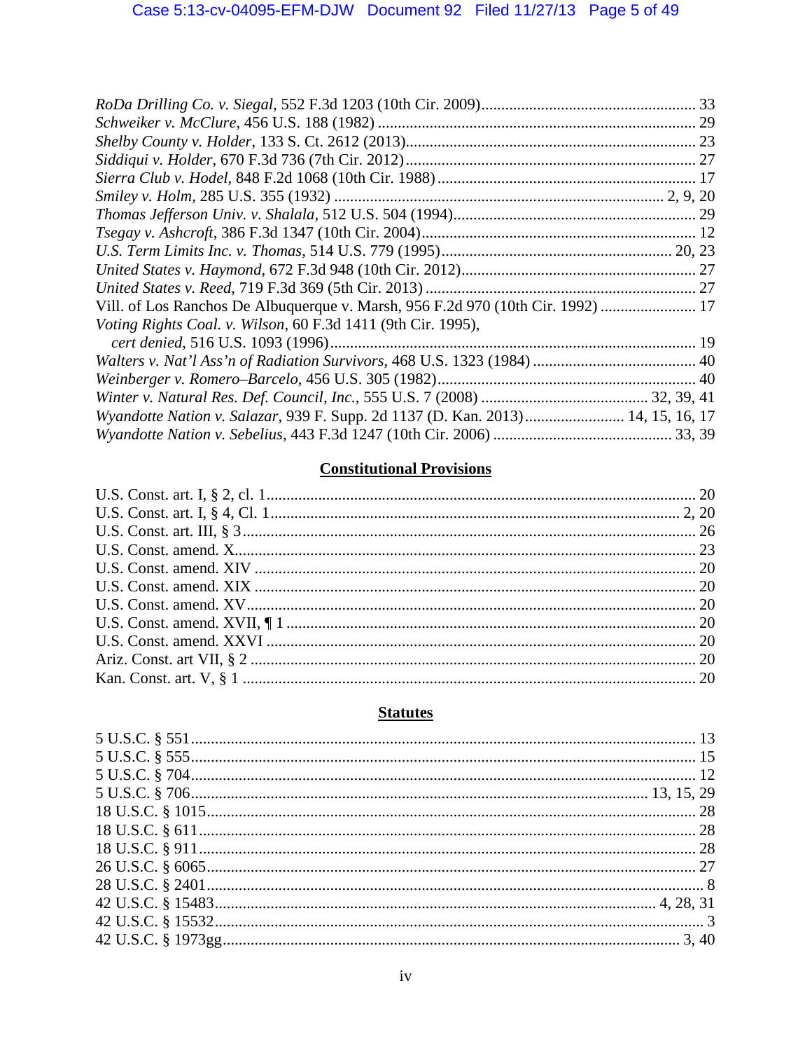*RoDa Drilling Co. v. Siegal*, 552 F.3d 1203 (10th Cir. 2009) ........................................ 33
*Schweiker v. McClure*, 456 U.S. 188 (1982) ................................................................ 29
*Shelby County v. Holder*, 133 S. Ct. 2612 (2013)........................................................ 23
*Siddiqui v. Holder*, 670 F.3d 736 (7th Cir. 2012) ......................................................... 27
*Sierra Club v. Hodel*, 848 F.2d 1068 (10th Cir. 1988) ................................................. 17
*Smiley v. Holm*, 285 U.S. 355 (1932) ................................................................. 2, 9, 20
*Thomas Jefferson Univ. v. Shalala*, 512 U.S. 504 (1994)............................................. 29
*Tsegay v. Ashcroft*, 386 F.3d 1347 (10th Cir. 2004)..................................................... 12
*U.S. Term Limits Inc. v. Thomas*, 514 U.S. 779 (1995) ........................................... 20, 23
*United States v. Haymond*, 672 F.3d 948 (10th Cir. 2012)........................................... 27
*United States v. Reed*, 719 F.3d 369 (5th Cir. 2013) .................................................... 27
Vill. of Los Ranchos De Albuquerque v. Marsh, 956 F.2d 970 (10th Cir. 1992) ........................ 17
*Voting Rights Coal. v. Wilson*, 60 F.3d 1411 (9th Cir. 1995),
  *cert denied*, 516 U.S. 1093 (1996)........................................................................... 19
*Walters v. Nat'l Ass'n of Radiation Survivors*, 468 U.S. 1323 (1984) .......................... 40
*Weinberger v. Romero–Barcelo*, 456 U.S. 305 (1982)................................................. 40
*Winter v. Natural Res. Def. Council, Inc.*, 555 U.S. 7 (2008) .......................... 32, 39, 41
*Wyandotte Nation v. Salazar*, 939 F. Supp. 2d 1137 (D. Kan. 2013)......................... 14, 15, 16, 17
*Wyandotte Nation v. Sebelius*, 443 F.3d 1247 (10th Cir. 2006) ............................. 33, 39

## Constitutional Provisions

U.S. Const. art. I, § 2, cl. 1.......................................................................................... 20
U.S. Const. art. I, § 4, Cl. 1...................................................................................... 2, 20
U.S. Const. art. III, § 3.................................................................................................. 26
U.S. Const. amend. X.................................................................................................. 23
U.S. Const. amend. XIV .............................................................................................. 20
U.S. Const. amend. XIX .............................................................................................. 20
U.S. Const. amend. XV................................................................................................ 20
U.S. Const. amend. XVII, ¶ 1 ...................................................................................... 20
U.S. Const. amend. XXVI ............................................................................................ 20
Ariz. Const. art VII, § 2 ............................................................................................... 20
Kan. Const. art. V, § 1 ................................................................................................. 20

## Statutes

5 U.S.C. § 551............................................................................................................... 13
5 U.S.C. § 555............................................................................................................... 15
5 U.S.C. § 704............................................................................................................... 12
5 U.S.C. § 706.................................................................................................... 13, 15, 29
18 U.S.C. § 1015........................................................................................................... 28
18 U.S.C. § 611............................................................................................................. 28
18 U.S.C. § 911............................................................................................................. 28
26 U.S.C. § 6065........................................................................................................... 27
28 U.S.C. § 2401............................................................................................................. 8
42 U.S.C. § 15483................................................................................................ 4, 28, 31
42 U.S.C. § 15532........................................................................................................... 3
42 U.S.C. § 1973gg.................................................................................................... 3, 40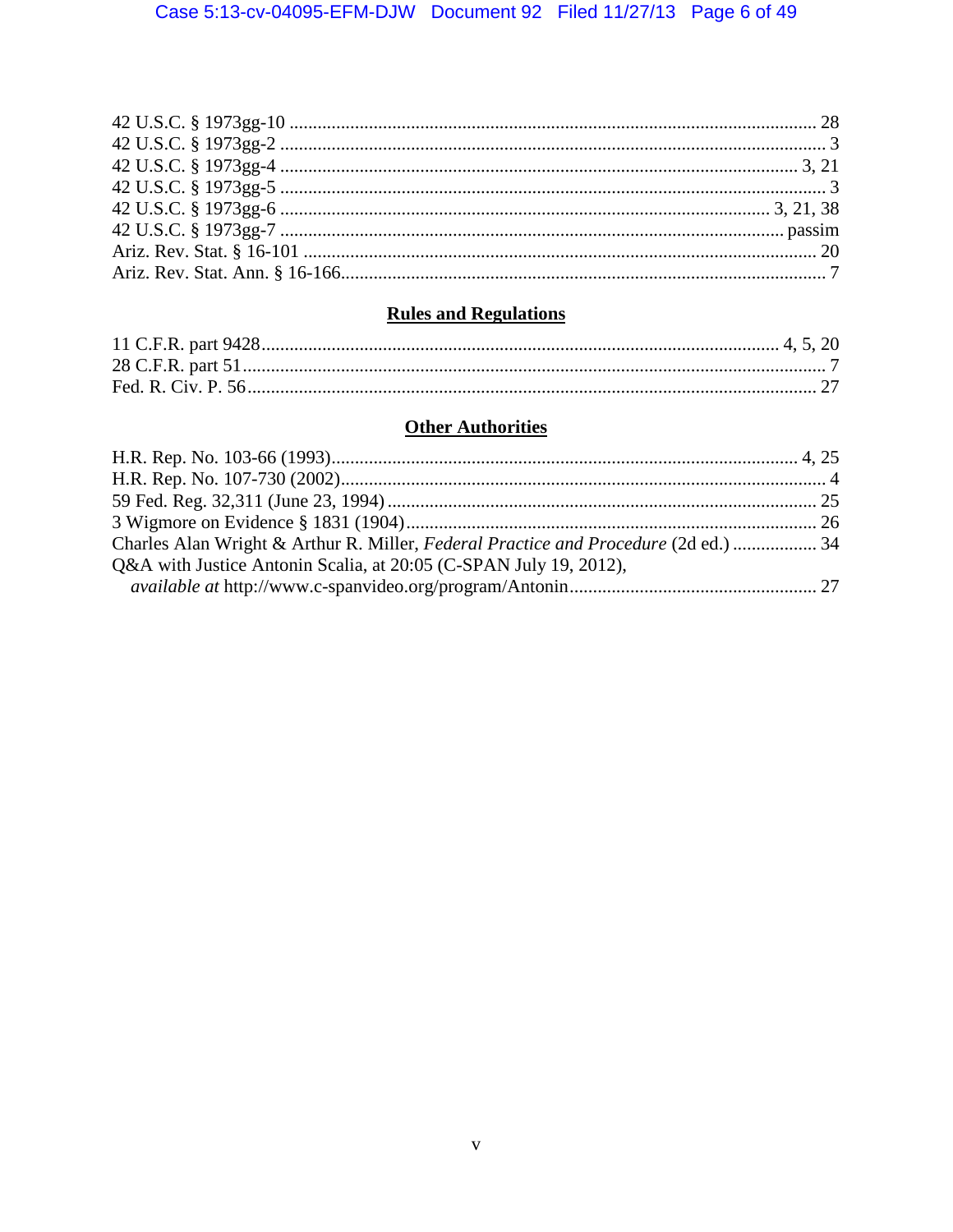42 U.S.C. § 1973gg-10 .......... 28
42 U.S.C. § 1973gg-2 .......... 3
42 U.S.C. § 1973gg-4 .......... 3, 21
42 U.S.C. § 1973gg-5 .......... 3
42 U.S.C. § 1973gg-6 .......... 3, 21, 38
42 U.S.C. § 1973gg-7 .......... passim
Ariz. Rev. Stat. § 16-101 .......... 20
Ariz. Rev. Stat. Ann. § 16-166.......... 7

## Rules and Regulations

11 C.F.R. part 9428.......... 4, 5, 20
28 C.F.R. part 51.......... 7
Fed. R. Civ. P. 56.......... 27

## Other Authorities

H.R. Rep. No. 103-66 (1993).......... 4, 25
H.R. Rep. No. 107-730 (2002).......... 4
59 Fed. Reg. 32,311 (June 23, 1994) .......... 25
3 Wigmore on Evidence § 1831 (1904).......... 26
Charles Alan Wright & Arthur R. Miller, *Federal Practice and Procedure* (2d ed.) .......... 34
Q&A with Justice Antonin Scalia, at 20:05 (C-SPAN July 19, 2012), *available at* http://www.c-spanvideo.org/program/Antonin.......... 27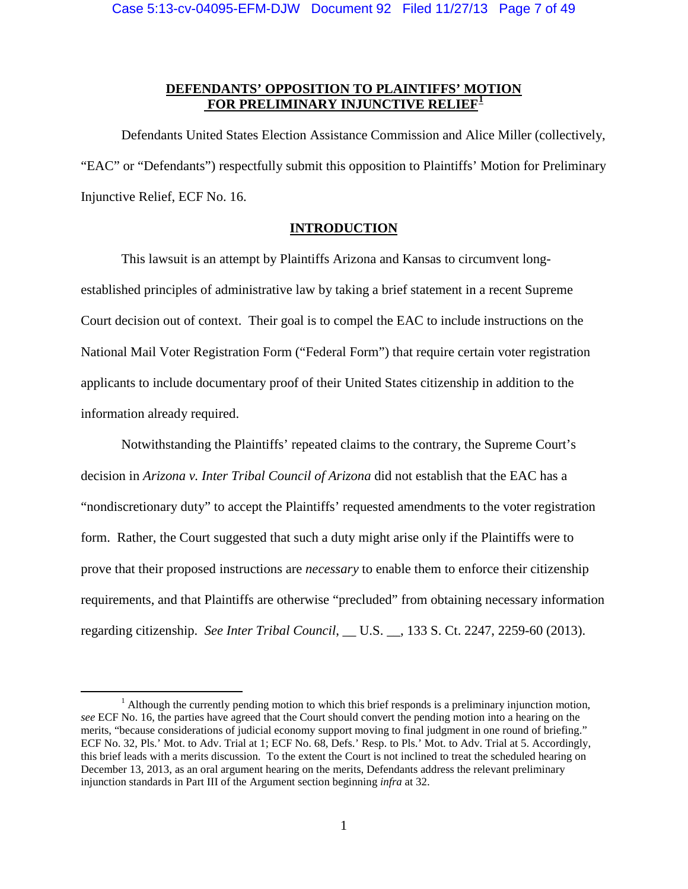**DEFENDANTS' OPPOSITION TO PLAINTIFFS' MOTION FOR PRELIMINARY INJUNCTIVE RELIEF**[1]

Defendants United States Election Assistance Commission and Alice Miller (collectively, "EAC" or "Defendants") respectfully submit this opposition to Plaintiffs' Motion for Preliminary Injunctive Relief, ECF No. 16.

**INTRODUCTION**

This lawsuit is an attempt by Plaintiffs Arizona and Kansas to circumvent long-established principles of administrative law by taking a brief statement in a recent Supreme Court decision out of context. Their goal is to compel the EAC to include instructions on the National Mail Voter Registration Form ("Federal Form") that require certain voter registration applicants to include documentary proof of their United States citizenship in addition to the information already required.

Notwithstanding the Plaintiffs' repeated claims to the contrary, the Supreme Court's decision in *Arizona v. Inter Tribal Council of Arizona* did not establish that the EAC has a "nondiscretionary duty" to accept the Plaintiffs' requested amendments to the voter registration form. Rather, the Court suggested that such a duty might arise only if the Plaintiffs were to prove that their proposed instructions are *necessary* to enable them to enforce their citizenship requirements, and that Plaintiffs are otherwise "precluded" from obtaining necessary information regarding citizenship. *See Inter Tribal Council*, __ U.S. __, 133 S. Ct. 2247, 2259-60 (2013).

---

[1] Although the currently pending motion to which this brief responds is a preliminary injunction motion, *see* ECF No. 16, the parties have agreed that the Court should convert the pending motion into a hearing on the merits, "because considerations of judicial economy support moving to final judgment in one round of briefing." ECF No. 32, Pls.' Mot. to Adv. Trial at 1; ECF No. 68, Defs.' Resp. to Pls.' Mot. to Adv. Trial at 5. Accordingly, this brief leads with a merits discussion. To the extent the Court is not inclined to treat the scheduled hearing on December 13, 2013, as an oral argument hearing on the merits, Defendants address the relevant preliminary injunction standards in Part III of the Argument section beginning *infra* at 32.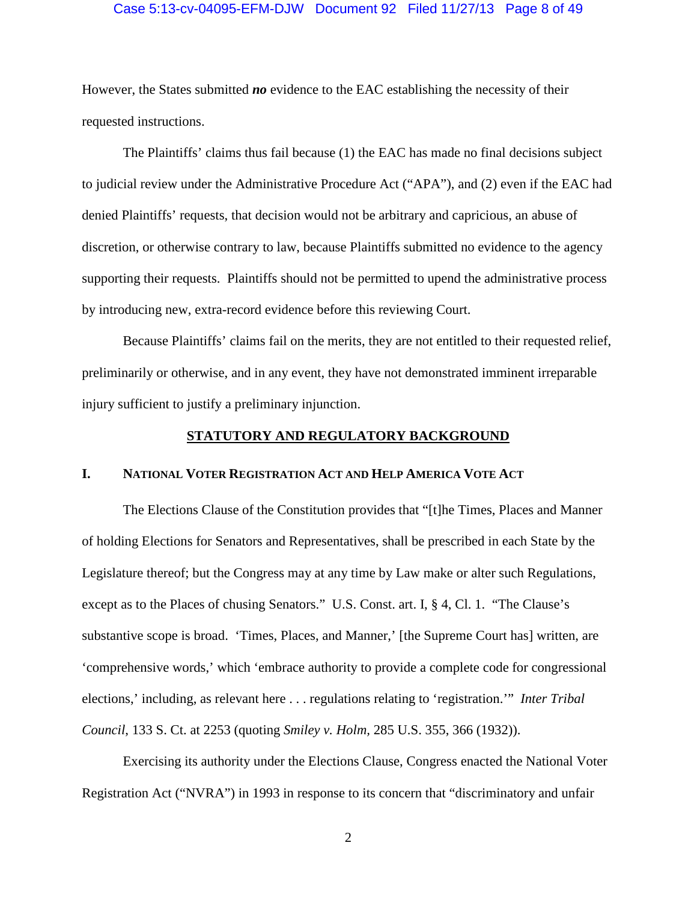However, the States submitted ***no*** evidence to the EAC establishing the necessity of their requested instructions.

The Plaintiffs' claims thus fail because (1) the EAC has made no final decisions subject to judicial review under the Administrative Procedure Act ("APA"), and (2) even if the EAC had denied Plaintiffs' requests, that decision would not be arbitrary and capricious, an abuse of discretion, or otherwise contrary to law, because Plaintiffs submitted no evidence to the agency supporting their requests. Plaintiffs should not be permitted to upend the administrative process by introducing new, extra-record evidence before this reviewing Court.

Because Plaintiffs' claims fail on the merits, they are not entitled to their requested relief, preliminarily or otherwise, and in any event, they have not demonstrated imminent irreparable injury sufficient to justify a preliminary injunction.

## STATUTORY AND REGULATORY BACKGROUND

### I. NATIONAL VOTER REGISTRATION ACT AND HELP AMERICA VOTE ACT

The Elections Clause of the Constitution provides that "[t]he Times, Places and Manner of holding Elections for Senators and Representatives, shall be prescribed in each State by the Legislature thereof; but the Congress may at any time by Law make or alter such Regulations, except as to the Places of chusing Senators." U.S. Const. art. I, § 4, Cl. 1. "The Clause's substantive scope is broad. 'Times, Places, and Manner,' [the Supreme Court has] written, are 'comprehensive words,' which 'embrace authority to provide a complete code for congressional elections,' including, as relevant here . . . regulations relating to 'registration.'" *Inter Tribal Council*, 133 S. Ct. at 2253 (quoting *Smiley v. Holm*, 285 U.S. 355, 366 (1932)).

Exercising its authority under the Elections Clause, Congress enacted the National Voter Registration Act ("NVRA") in 1993 in response to its concern that "discriminatory and unfair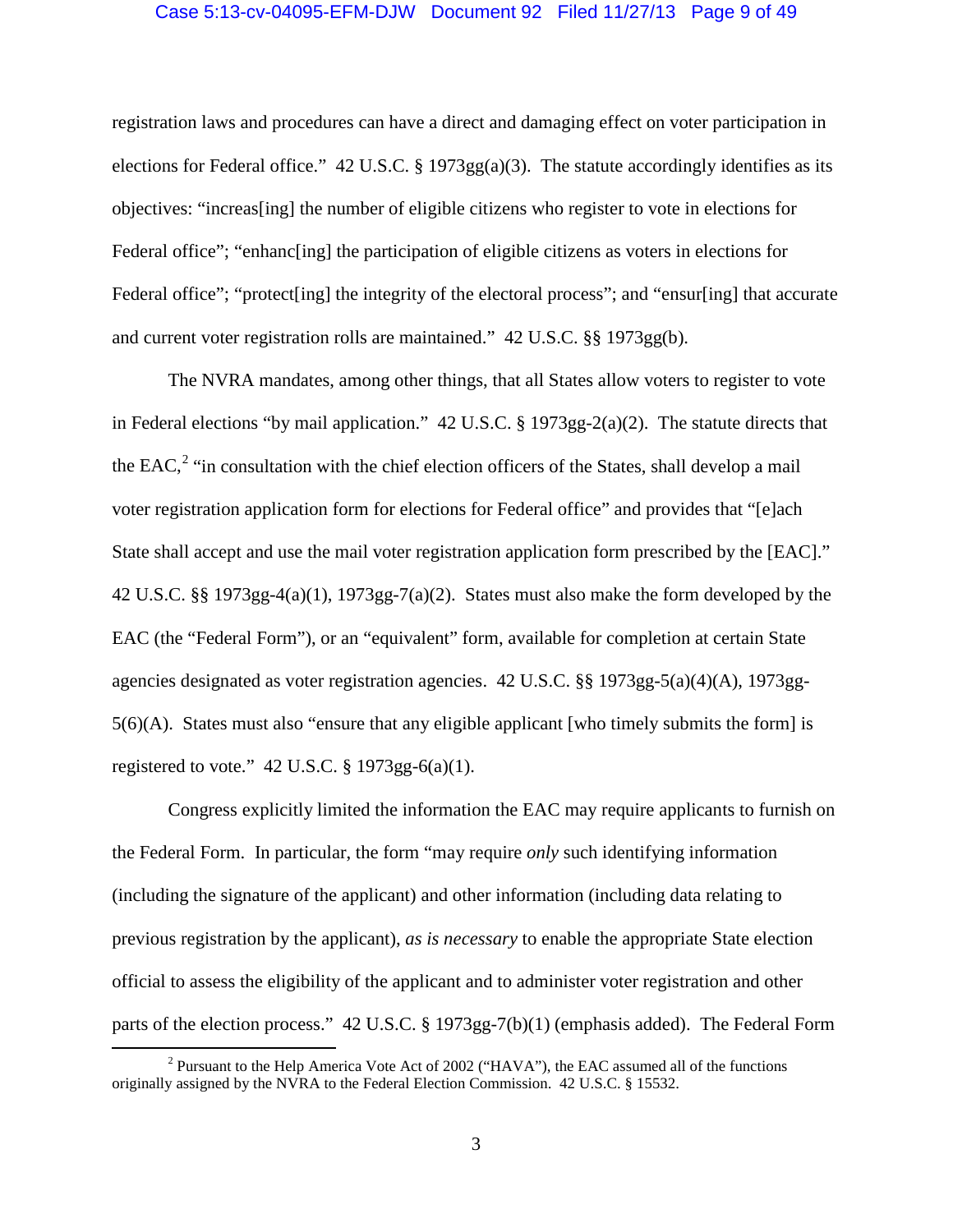registration laws and procedures can have a direct and damaging effect on voter participation in elections for Federal office." 42 U.S.C. § 1973gg(a)(3). The statute accordingly identifies as its objectives: "increas[ing] the number of eligible citizens who register to vote in elections for Federal office"; "enhanc[ing] the participation of eligible citizens as voters in elections for Federal office"; "protect[ing] the integrity of the electoral process"; and "ensur[ing] that accurate and current voter registration rolls are maintained." 42 U.S.C. §§ 1973gg(b).

The NVRA mandates, among other things, that all States allow voters to register to vote in Federal elections "by mail application." 42 U.S.C. § 1973gg-2(a)(2). The statute directs that the EAC,[2] "in consultation with the chief election officers of the States, shall develop a mail voter registration application form for elections for Federal office" and provides that "[e]ach State shall accept and use the mail voter registration application form prescribed by the [EAC]." 42 U.S.C. §§ 1973gg-4(a)(1), 1973gg-7(a)(2). States must also make the form developed by the EAC (the "Federal Form"), or an "equivalent" form, available for completion at certain State agencies designated as voter registration agencies. 42 U.S.C. §§ 1973gg-5(a)(4)(A), 1973gg-5(6)(A). States must also "ensure that any eligible applicant [who timely submits the form] is registered to vote." 42 U.S.C. § 1973gg-6(a)(1).

Congress explicitly limited the information the EAC may require applicants to furnish on the Federal Form. In particular, the form "may require *only* such identifying information (including the signature of the applicant) and other information (including data relating to previous registration by the applicant), *as is necessary* to enable the appropriate State election official to assess the eligibility of the applicant and to administer voter registration and other parts of the election process." 42 U.S.C. § 1973gg-7(b)(1) (emphasis added). The Federal Form

[2] Pursuant to the Help America Vote Act of 2002 ("HAVA"), the EAC assumed all of the functions originally assigned by the NVRA to the Federal Election Commission. 42 U.S.C. § 15532.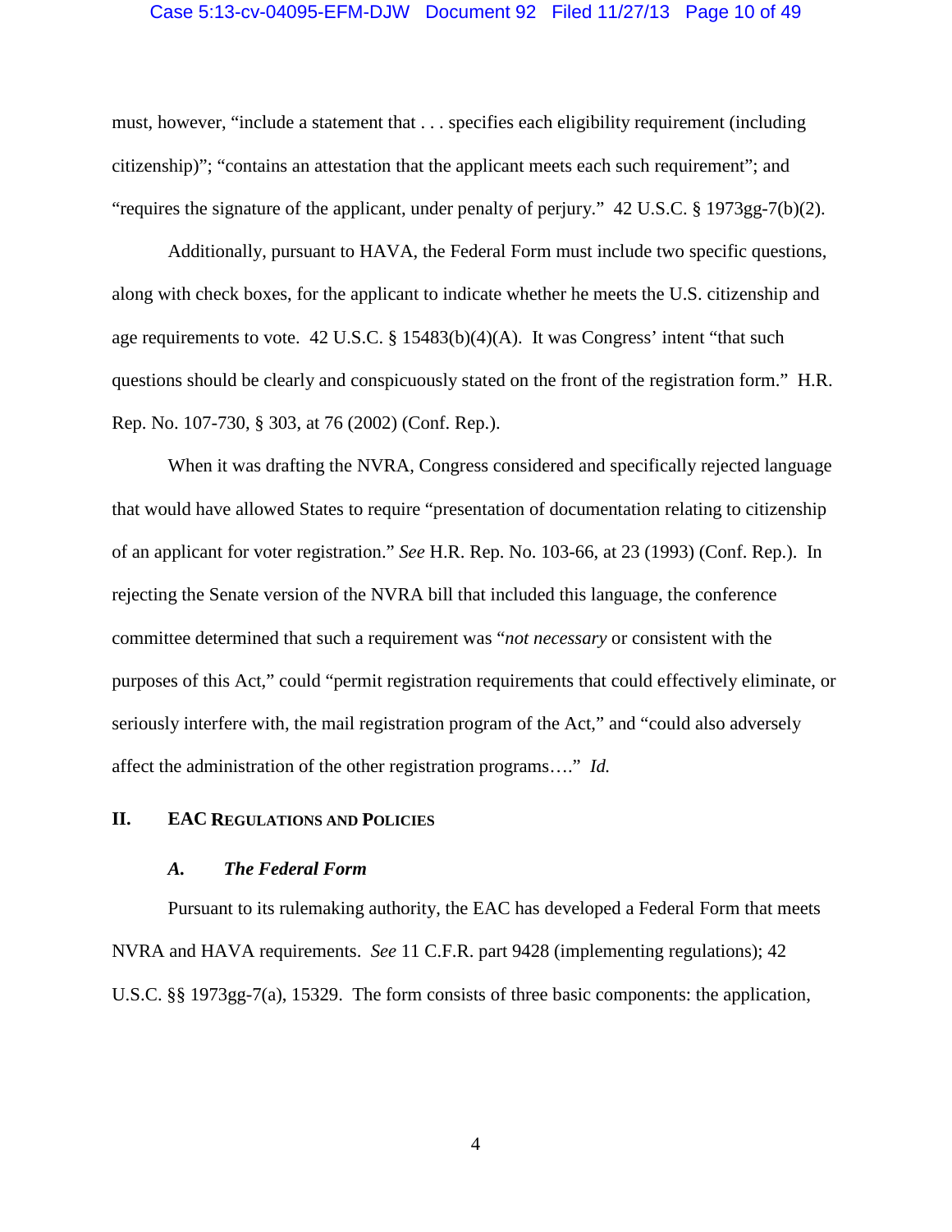must, however, "include a statement that . . . specifies each eligibility requirement (including citizenship)"; "contains an attestation that the applicant meets each such requirement"; and "requires the signature of the applicant, under penalty of perjury." 42 U.S.C. § 1973gg-7(b)(2).

Additionally, pursuant to HAVA, the Federal Form must include two specific questions, along with check boxes, for the applicant to indicate whether he meets the U.S. citizenship and age requirements to vote. 42 U.S.C. § 15483(b)(4)(A). It was Congress' intent "that such questions should be clearly and conspicuously stated on the front of the registration form." H.R. Rep. No. 107-730, § 303, at 76 (2002) (Conf. Rep.).

When it was drafting the NVRA, Congress considered and specifically rejected language that would have allowed States to require "presentation of documentation relating to citizenship of an applicant for voter registration." *See* H.R. Rep. No. 103-66, at 23 (1993) (Conf. Rep.). In rejecting the Senate version of the NVRA bill that included this language, the conference committee determined that such a requirement was "*not necessary* or consistent with the purposes of this Act," could "permit registration requirements that could effectively eliminate, or seriously interfere with, the mail registration program of the Act," and "could also adversely affect the administration of the other registration programs…." *Id.*

## II. EAC Regulations and Policies

### *A. The Federal Form*

Pursuant to its rulemaking authority, the EAC has developed a Federal Form that meets NVRA and HAVA requirements. *See* 11 C.F.R. part 9428 (implementing regulations); 42 U.S.C. §§ 1973gg-7(a), 15329. The form consists of three basic components: the application,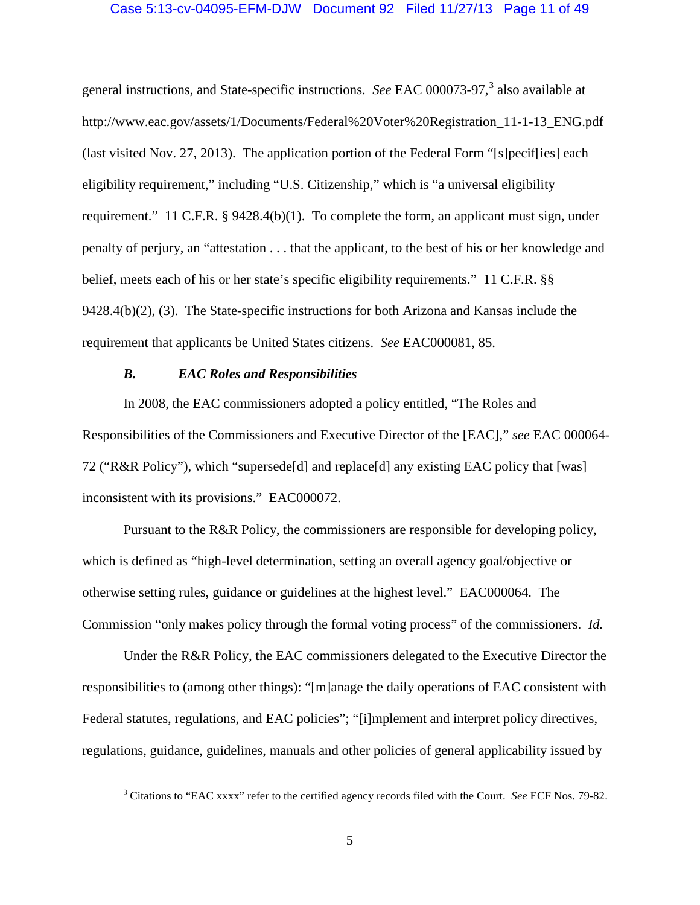general instructions, and State-specific instructions. *See* EAC 000073-97,[3] also available at http://www.eac.gov/assets/1/Documents/Federal%20Voter%20Registration_11-1-13_ENG.pdf (last visited Nov. 27, 2013). The application portion of the Federal Form "[s]pecif[ies] each eligibility requirement," including "U.S. Citizenship," which is "a universal eligibility requirement." 11 C.F.R. § 9428.4(b)(1). To complete the form, an applicant must sign, under penalty of perjury, an "attestation . . . that the applicant, to the best of his or her knowledge and belief, meets each of his or her state's specific eligibility requirements." 11 C.F.R. §§ 9428.4(b)(2), (3). The State-specific instructions for both Arizona and Kansas include the requirement that applicants be United States citizens. *See* EAC000081, 85.

### *B. EAC Roles and Responsibilities*

In 2008, the EAC commissioners adopted a policy entitled, "The Roles and Responsibilities of the Commissioners and Executive Director of the [EAC]," *see* EAC 000064-72 ("R&R Policy"), which "supersede[d] and replace[d] any existing EAC policy that [was] inconsistent with its provisions." EAC000072.

Pursuant to the R&R Policy, the commissioners are responsible for developing policy, which is defined as "high-level determination, setting an overall agency goal/objective or otherwise setting rules, guidance or guidelines at the highest level." EAC000064. The Commission "only makes policy through the formal voting process" of the commissioners. *Id.*

Under the R&R Policy, the EAC commissioners delegated to the Executive Director the responsibilities to (among other things): "[m]anage the daily operations of EAC consistent with Federal statutes, regulations, and EAC policies"; "[i]mplement and interpret policy directives, regulations, guidance, guidelines, manuals and other policies of general applicability issued by

[3] Citations to "EAC xxxx" refer to the certified agency records filed with the Court. *See* ECF Nos. 79-82.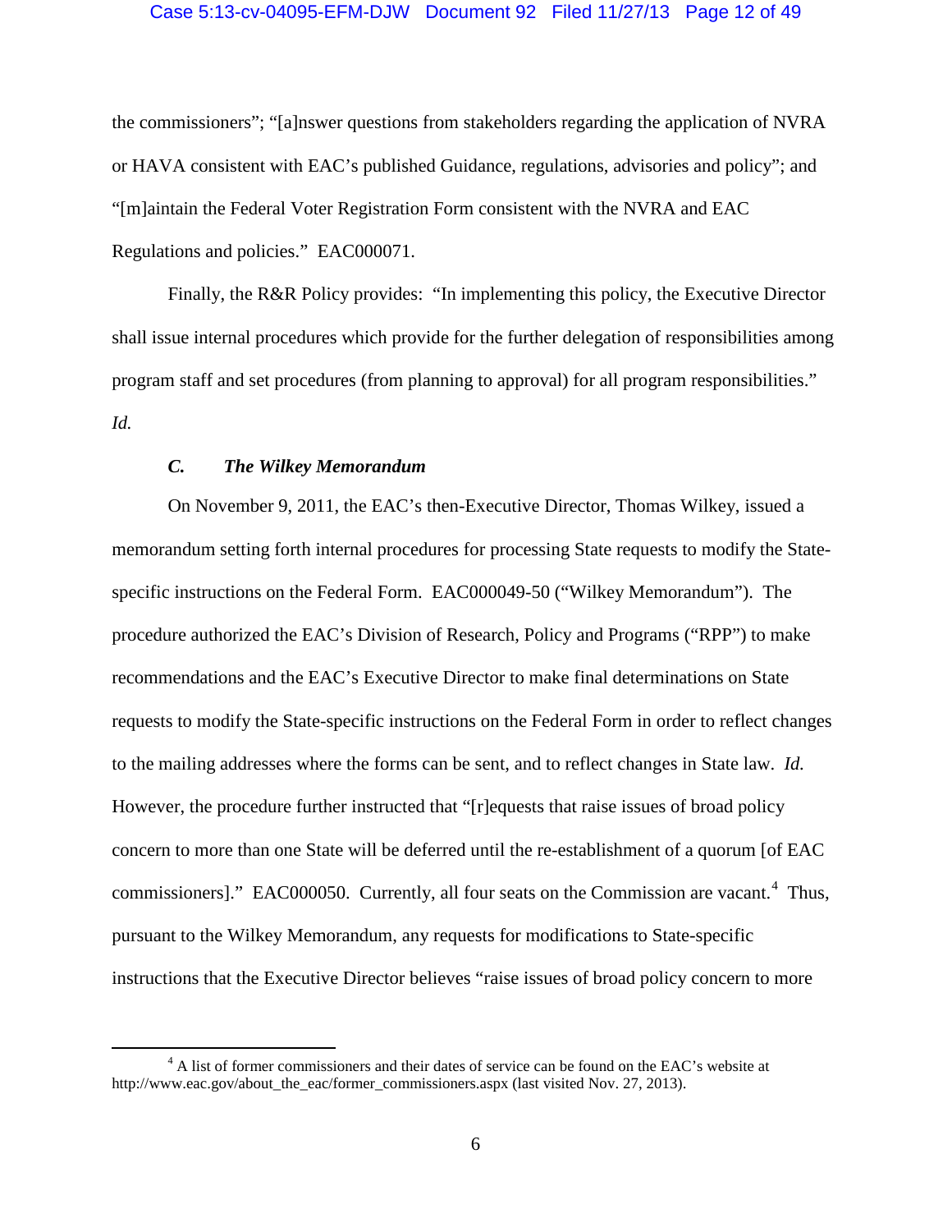the commissioners"; "[a]nswer questions from stakeholders regarding the application of NVRA or HAVA consistent with EAC's published Guidance, regulations, advisories and policy"; and "[m]aintain the Federal Voter Registration Form consistent with the NVRA and EAC Regulations and policies." EAC000071.

Finally, the R&R Policy provides: "In implementing this policy, the Executive Director shall issue internal procedures which provide for the further delegation of responsibilities among program staff and set procedures (from planning to approval) for all program responsibilities." *Id.*

### *C. The Wilkey Memorandum*

On November 9, 2011, the EAC's then-Executive Director, Thomas Wilkey, issued a memorandum setting forth internal procedures for processing State requests to modify the State-specific instructions on the Federal Form. EAC000049-50 ("Wilkey Memorandum"). The procedure authorized the EAC's Division of Research, Policy and Programs ("RPP") to make recommendations and the EAC's Executive Director to make final determinations on State requests to modify the State-specific instructions on the Federal Form in order to reflect changes to the mailing addresses where the forms can be sent, and to reflect changes in State law. *Id.* However, the procedure further instructed that "[r]equests that raise issues of broad policy concern to more than one State will be deferred until the re-establishment of a quorum [of EAC commissioners]." EAC000050. Currently, all four seats on the Commission are vacant.[4] Thus, pursuant to the Wilkey Memorandum, any requests for modifications to State-specific instructions that the Executive Director believes "raise issues of broad policy concern to more

[4] A list of former commissioners and their dates of service can be found on the EAC's website at http://www.eac.gov/about_the_eac/former_commissioners.aspx (last visited Nov. 27, 2013).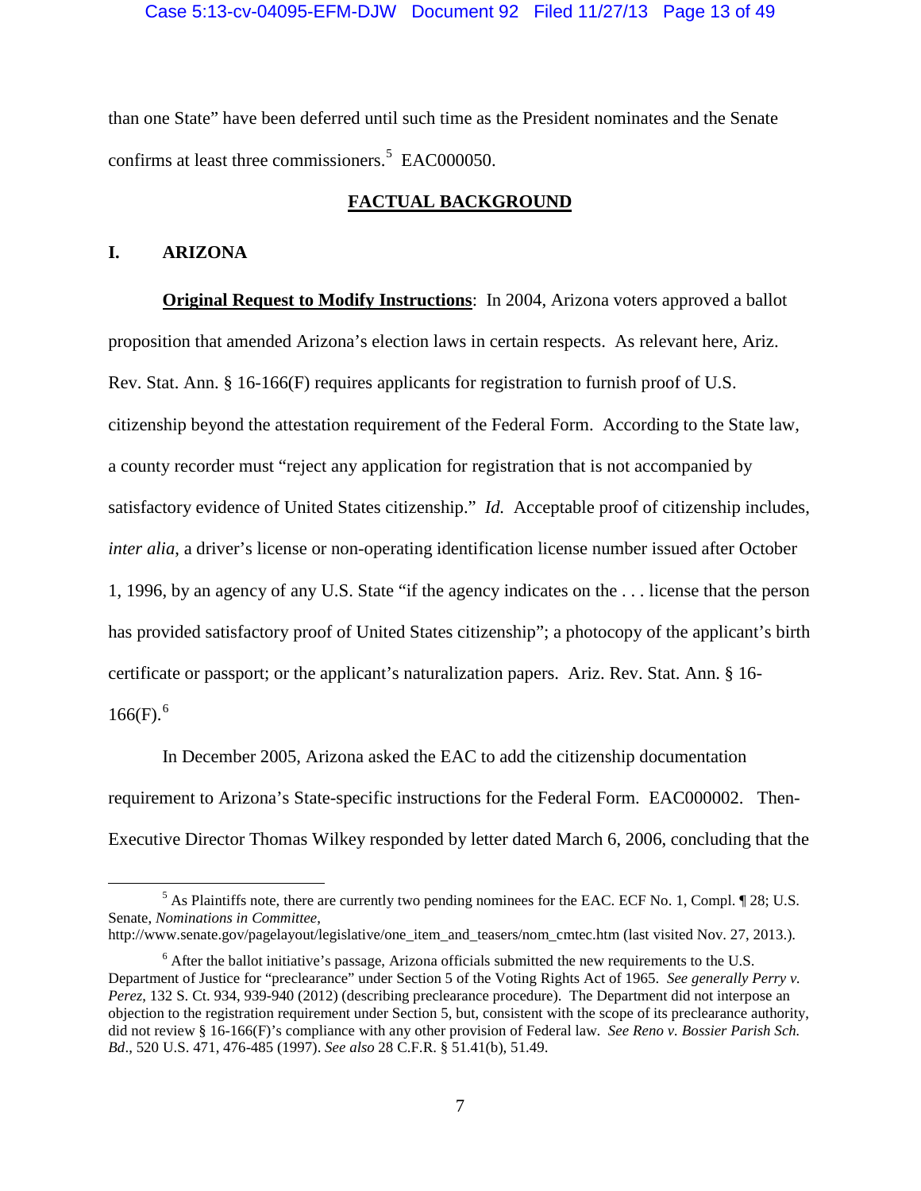than one State" have been deferred until such time as the President nominates and the Senate confirms at least three commissioners.[5] EAC000050.

## FACTUAL BACKGROUND

### I. ARIZONA

**Original Request to Modify Instructions**: In 2004, Arizona voters approved a ballot proposition that amended Arizona's election laws in certain respects. As relevant here, Ariz. Rev. Stat. Ann. § 16-166(F) requires applicants for registration to furnish proof of U.S. citizenship beyond the attestation requirement of the Federal Form. According to the State law, a county recorder must "reject any application for registration that is not accompanied by satisfactory evidence of United States citizenship." *Id.* Acceptable proof of citizenship includes, *inter alia*, a driver's license or non-operating identification license number issued after October 1, 1996, by an agency of any U.S. State "if the agency indicates on the . . . license that the person has provided satisfactory proof of United States citizenship"; a photocopy of the applicant's birth certificate or passport; or the applicant's naturalization papers. Ariz. Rev. Stat. Ann. § 16-166(F).[6]

In December 2005, Arizona asked the EAC to add the citizenship documentation requirement to Arizona's State-specific instructions for the Federal Form. EAC000002. Then-Executive Director Thomas Wilkey responded by letter dated March 6, 2006, concluding that the

---

[5] As Plaintiffs note, there are currently two pending nominees for the EAC. ECF No. 1, Compl. ¶ 28; U.S. Senate, *Nominations in Committee*, http://www.senate.gov/pagelayout/legislative/one_item_and_teasers/nom_cmtec.htm (last visited Nov. 27, 2013.).

[6] After the ballot initiative's passage, Arizona officials submitted the new requirements to the U.S. Department of Justice for "preclearance" under Section 5 of the Voting Rights Act of 1965. *See generally Perry v. Perez*, 132 S. Ct. 934, 939-940 (2012) (describing preclearance procedure). The Department did not interpose an objection to the registration requirement under Section 5, but, consistent with the scope of its preclearance authority, did not review § 16-166(F)'s compliance with any other provision of Federal law. *See Reno v. Bossier Parish Sch. Bd*., 520 U.S. 471, 476-485 (1997). *See also* 28 C.F.R. § 51.41(b), 51.49.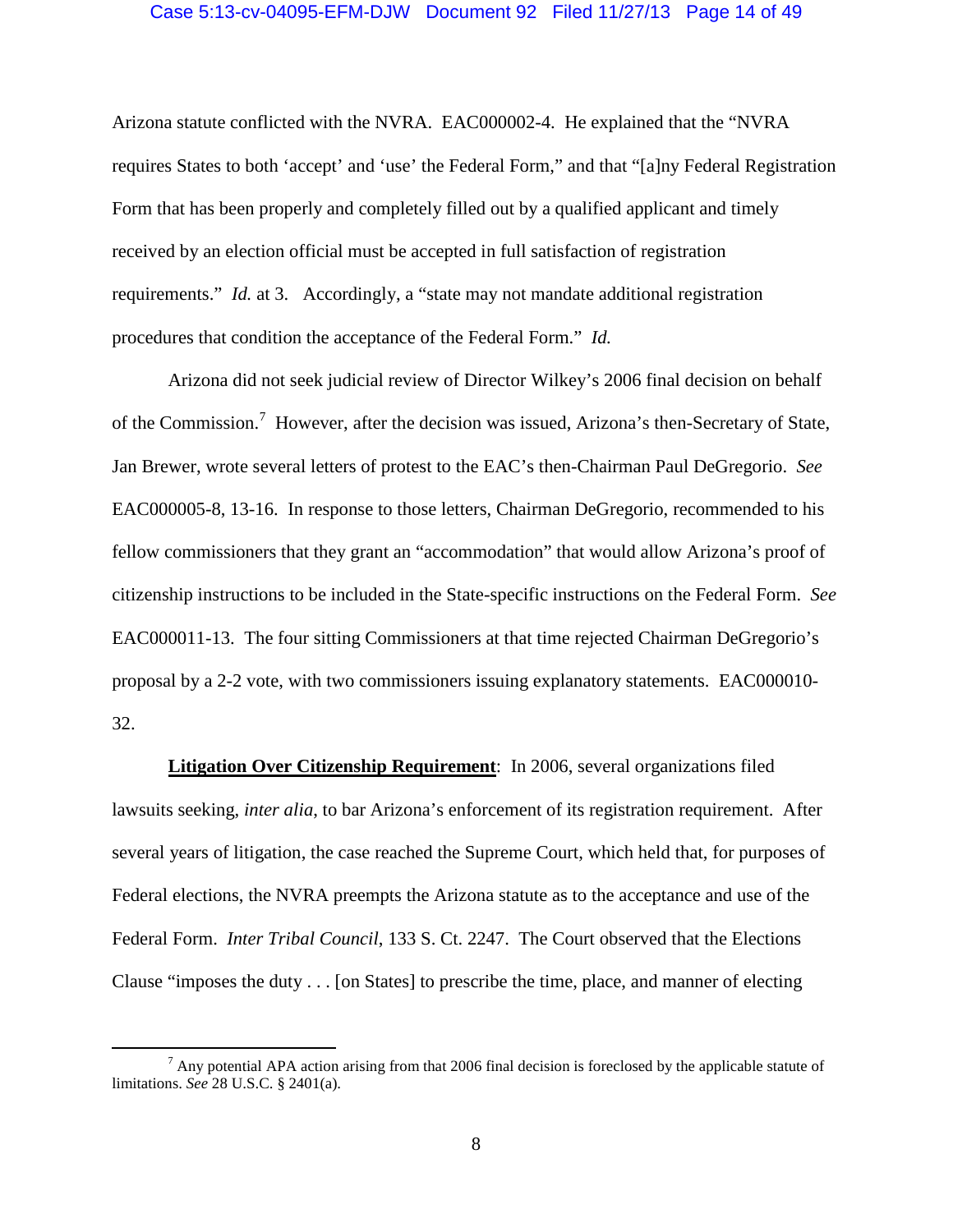Arizona statute conflicted with the NVRA. EAC000002-4. He explained that the "NVRA requires States to both 'accept' and 'use' the Federal Form," and that "[a]ny Federal Registration Form that has been properly and completely filled out by a qualified applicant and timely received by an election official must be accepted in full satisfaction of registration requirements." *Id.* at 3. Accordingly, a "state may not mandate additional registration procedures that condition the acceptance of the Federal Form." *Id.*

Arizona did not seek judicial review of Director Wilkey's 2006 final decision on behalf of the Commission.[7] However, after the decision was issued, Arizona's then-Secretary of State, Jan Brewer, wrote several letters of protest to the EAC's then-Chairman Paul DeGregorio. *See* EAC000005-8, 13-16. In response to those letters, Chairman DeGregorio, recommended to his fellow commissioners that they grant an "accommodation" that would allow Arizona's proof of citizenship instructions to be included in the State-specific instructions on the Federal Form. *See* EAC000011-13. The four sitting Commissioners at that time rejected Chairman DeGregorio's proposal by a 2-2 vote, with two commissioners issuing explanatory statements. EAC000010-32.

**Litigation Over Citizenship Requirement**: In 2006, several organizations filed lawsuits seeking, *inter alia*, to bar Arizona's enforcement of its registration requirement. After several years of litigation, the case reached the Supreme Court, which held that, for purposes of Federal elections, the NVRA preempts the Arizona statute as to the acceptance and use of the Federal Form. *Inter Tribal Council*, 133 S. Ct. 2247. The Court observed that the Elections Clause "imposes the duty . . . [on States] to prescribe the time, place, and manner of electing

---

[7] Any potential APA action arising from that 2006 final decision is foreclosed by the applicable statute of limitations. *See* 28 U.S.C. § 2401(a).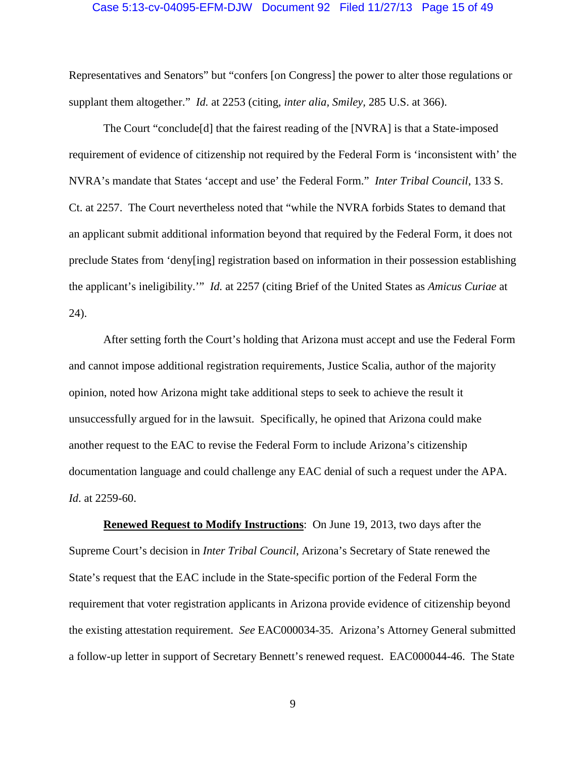Representatives and Senators" but "confers [on Congress] the power to alter those regulations or supplant them altogether." *Id.* at 2253 (citing, *inter alia*, *Smiley*, 285 U.S. at 366).

The Court "conclude[d] that the fairest reading of the [NVRA] is that a State-imposed requirement of evidence of citizenship not required by the Federal Form is 'inconsistent with' the NVRA's mandate that States 'accept and use' the Federal Form." *Inter Tribal Council*, 133 S. Ct. at 2257. The Court nevertheless noted that "while the NVRA forbids States to demand that an applicant submit additional information beyond that required by the Federal Form, it does not preclude States from 'deny[ing] registration based on information in their possession establishing the applicant's ineligibility.'" *Id.* at 2257 (citing Brief of the United States as *Amicus Curiae* at 24).

After setting forth the Court's holding that Arizona must accept and use the Federal Form and cannot impose additional registration requirements, Justice Scalia, author of the majority opinion, noted how Arizona might take additional steps to seek to achieve the result it unsuccessfully argued for in the lawsuit. Specifically, he opined that Arizona could make another request to the EAC to revise the Federal Form to include Arizona's citizenship documentation language and could challenge any EAC denial of such a request under the APA. *Id*. at 2259-60.

**Renewed Request to Modify Instructions**: On June 19, 2013, two days after the Supreme Court's decision in *Inter Tribal Council,* Arizona's Secretary of State renewed the State's request that the EAC include in the State-specific portion of the Federal Form the requirement that voter registration applicants in Arizona provide evidence of citizenship beyond the existing attestation requirement. *See* EAC000034-35. Arizona's Attorney General submitted a follow-up letter in support of Secretary Bennett's renewed request. EAC000044-46. The State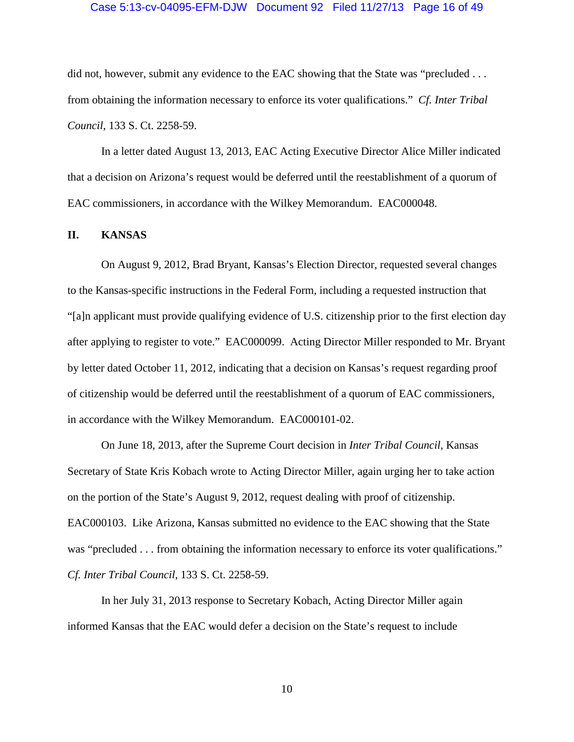did not, however, submit any evidence to the EAC showing that the State was "precluded . . . from obtaining the information necessary to enforce its voter qualifications." *Cf. Inter Tribal Council*, 133 S. Ct. 2258-59.

In a letter dated August 13, 2013, EAC Acting Executive Director Alice Miller indicated that a decision on Arizona's request would be deferred until the reestablishment of a quorum of EAC commissioners, in accordance with the Wilkey Memorandum. EAC000048.

## II. KANSAS

On August 9, 2012, Brad Bryant, Kansas's Election Director, requested several changes to the Kansas-specific instructions in the Federal Form, including a requested instruction that "[a]n applicant must provide qualifying evidence of U.S. citizenship prior to the first election day after applying to register to vote." EAC000099. Acting Director Miller responded to Mr. Bryant by letter dated October 11, 2012, indicating that a decision on Kansas's request regarding proof of citizenship would be deferred until the reestablishment of a quorum of EAC commissioners, in accordance with the Wilkey Memorandum. EAC000101-02.

On June 18, 2013, after the Supreme Court decision in *Inter Tribal Council*, Kansas Secretary of State Kris Kobach wrote to Acting Director Miller, again urging her to take action on the portion of the State's August 9, 2012, request dealing with proof of citizenship. EAC000103. Like Arizona, Kansas submitted no evidence to the EAC showing that the State was "precluded . . . from obtaining the information necessary to enforce its voter qualifications." *Cf. Inter Tribal Council*, 133 S. Ct. 2258-59.

In her July 31, 2013 response to Secretary Kobach, Acting Director Miller again informed Kansas that the EAC would defer a decision on the State's request to include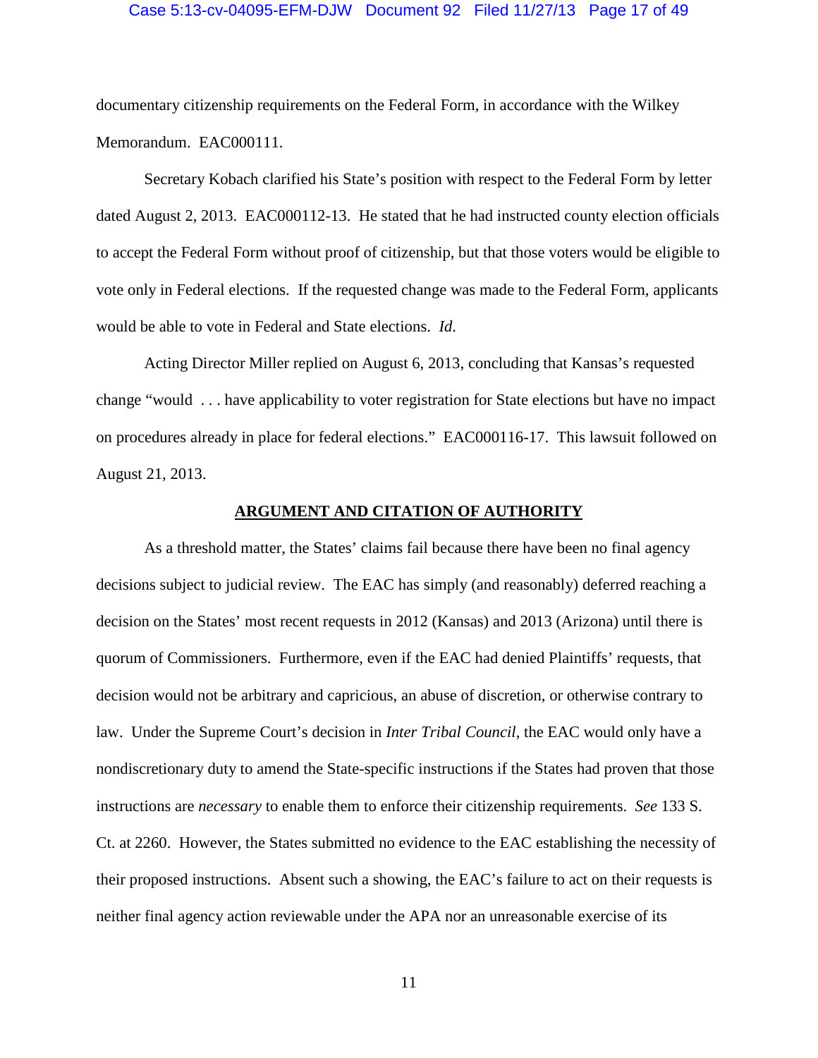documentary citizenship requirements on the Federal Form, in accordance with the Wilkey Memorandum. EAC000111.

Secretary Kobach clarified his State's position with respect to the Federal Form by letter dated August 2, 2013. EAC000112-13. He stated that he had instructed county election officials to accept the Federal Form without proof of citizenship, but that those voters would be eligible to vote only in Federal elections. If the requested change was made to the Federal Form, applicants would be able to vote in Federal and State elections. *Id*.

Acting Director Miller replied on August 6, 2013, concluding that Kansas's requested change "would . . . have applicability to voter registration for State elections but have no impact on procedures already in place for federal elections." EAC000116-17. This lawsuit followed on August 21, 2013.

## ARGUMENT AND CITATION OF AUTHORITY

As a threshold matter, the States' claims fail because there have been no final agency decisions subject to judicial review. The EAC has simply (and reasonably) deferred reaching a decision on the States' most recent requests in 2012 (Kansas) and 2013 (Arizona) until there is quorum of Commissioners. Furthermore, even if the EAC had denied Plaintiffs' requests, that decision would not be arbitrary and capricious, an abuse of discretion, or otherwise contrary to law. Under the Supreme Court's decision in *Inter Tribal Council*, the EAC would only have a nondiscretionary duty to amend the State-specific instructions if the States had proven that those instructions are *necessary* to enable them to enforce their citizenship requirements. *See* 133 S. Ct. at 2260. However, the States submitted no evidence to the EAC establishing the necessity of their proposed instructions. Absent such a showing, the EAC's failure to act on their requests is neither final agency action reviewable under the APA nor an unreasonable exercise of its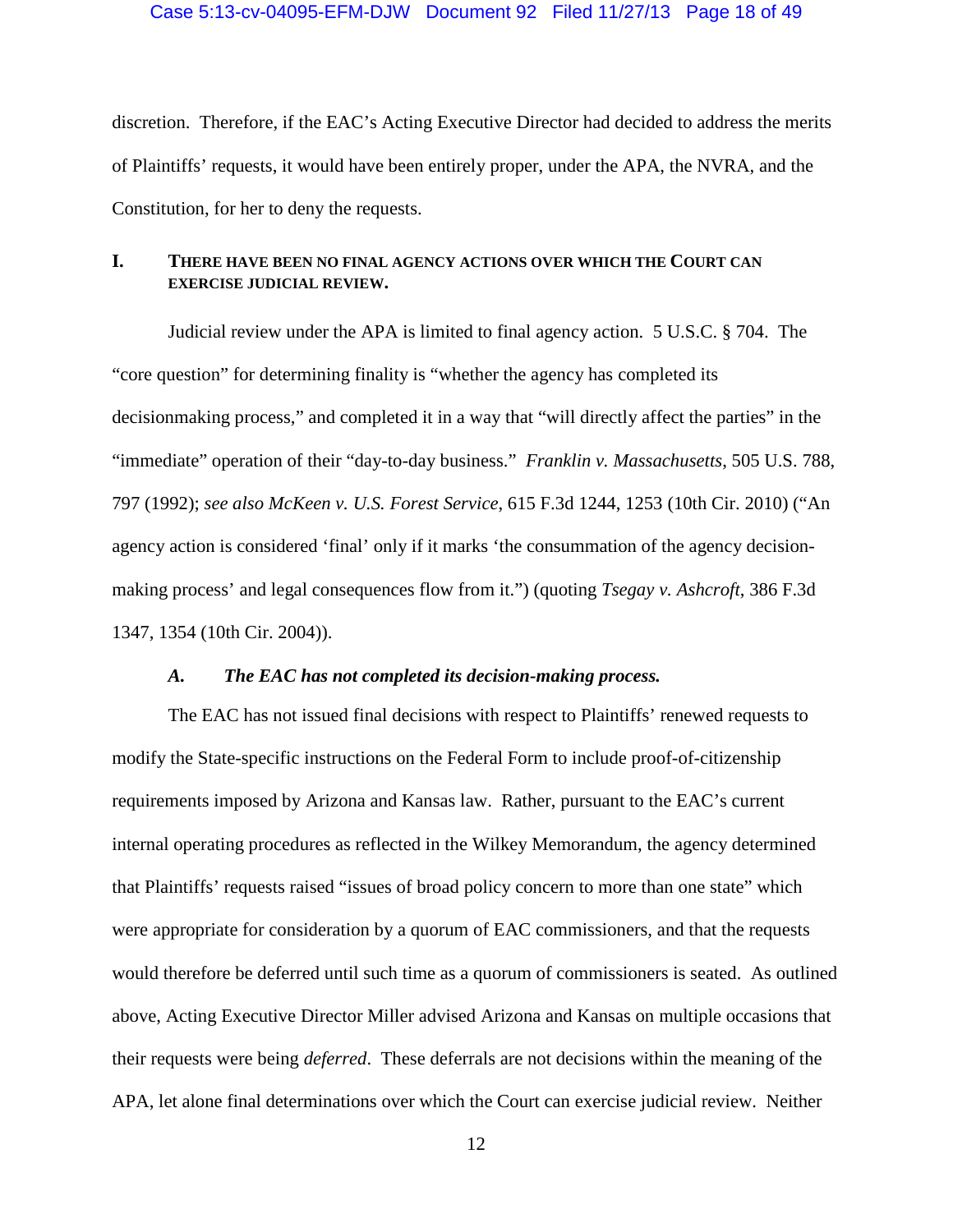discretion. Therefore, if the EAC's Acting Executive Director had decided to address the merits of Plaintiffs' requests, it would have been entirely proper, under the APA, the NVRA, and the Constitution, for her to deny the requests.

## I. THERE HAVE BEEN NO FINAL AGENCY ACTIONS OVER WHICH THE COURT CAN EXERCISE JUDICIAL REVIEW.

Judicial review under the APA is limited to final agency action. 5 U.S.C. § 704. The "core question" for determining finality is "whether the agency has completed its decisionmaking process," and completed it in a way that "will directly affect the parties" in the "immediate" operation of their "day-to-day business." *Franklin v. Massachusetts*, 505 U.S. 788, 797 (1992); *see also McKeen v. U.S. Forest Service*, 615 F.3d 1244, 1253 (10th Cir. 2010) ("An agency action is considered 'final' only if it marks 'the consummation of the agency decision-making process' and legal consequences flow from it.") (quoting *Tsegay v. Ashcroft*, 386 F.3d 1347, 1354 (10th Cir. 2004)).

### *A. The EAC has not completed its decision-making process.*

The EAC has not issued final decisions with respect to Plaintiffs' renewed requests to modify the State-specific instructions on the Federal Form to include proof-of-citizenship requirements imposed by Arizona and Kansas law. Rather, pursuant to the EAC's current internal operating procedures as reflected in the Wilkey Memorandum, the agency determined that Plaintiffs' requests raised "issues of broad policy concern to more than one state" which were appropriate for consideration by a quorum of EAC commissioners, and that the requests would therefore be deferred until such time as a quorum of commissioners is seated. As outlined above, Acting Executive Director Miller advised Arizona and Kansas on multiple occasions that their requests were being *deferred*. These deferrals are not decisions within the meaning of the APA, let alone final determinations over which the Court can exercise judicial review. Neither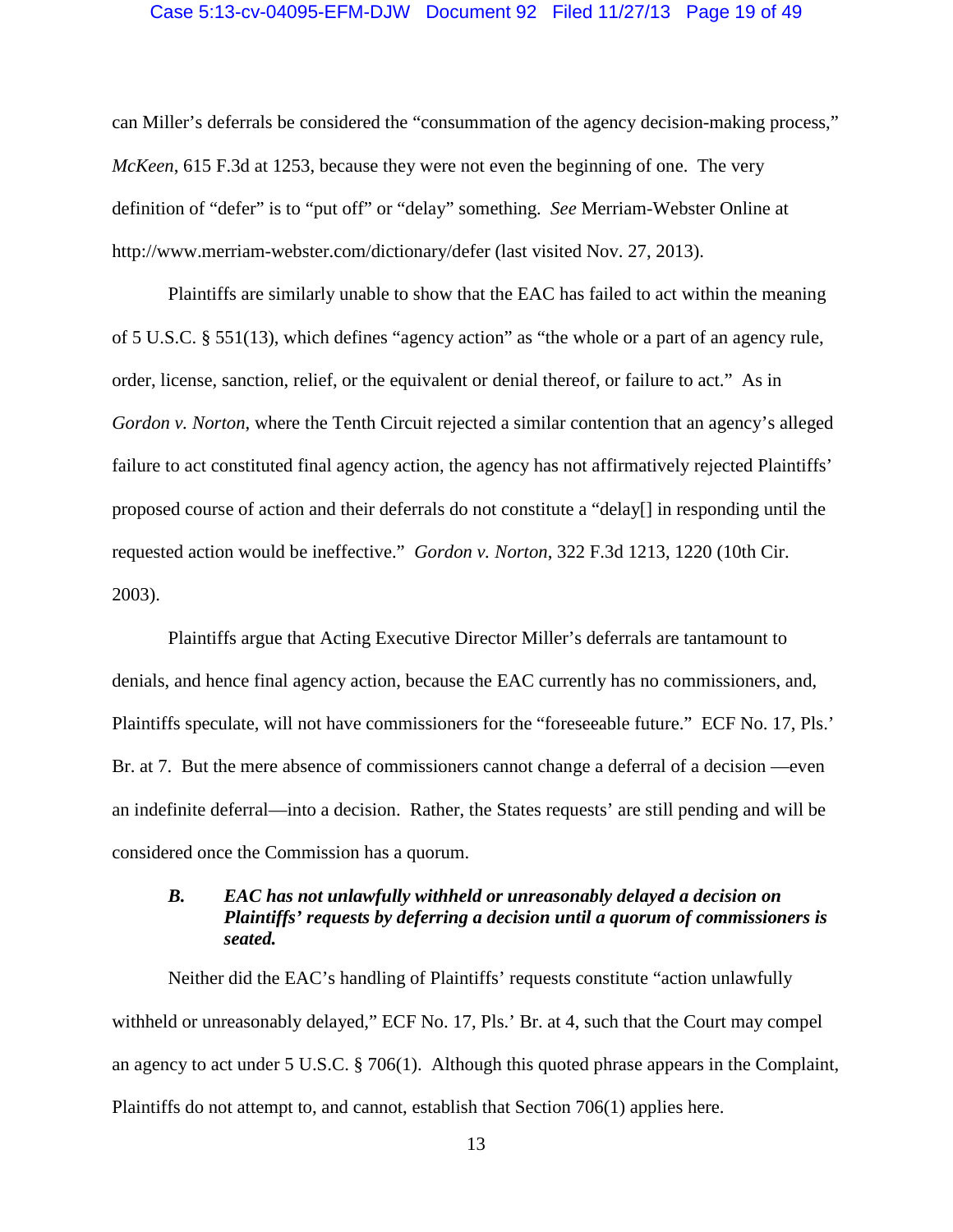can Miller's deferrals be considered the "consummation of the agency decision-making process," *McKeen*, 615 F.3d at 1253, because they were not even the beginning of one. The very definition of "defer" is to "put off" or "delay" something. *See* Merriam-Webster Online at http://www.merriam-webster.com/dictionary/defer (last visited Nov. 27, 2013).

Plaintiffs are similarly unable to show that the EAC has failed to act within the meaning of 5 U.S.C. § 551(13), which defines "agency action" as "the whole or a part of an agency rule, order, license, sanction, relief, or the equivalent or denial thereof, or failure to act." As in *Gordon v. Norton*, where the Tenth Circuit rejected a similar contention that an agency's alleged failure to act constituted final agency action, the agency has not affirmatively rejected Plaintiffs' proposed course of action and their deferrals do not constitute a "delay[] in responding until the requested action would be ineffective." *Gordon v. Norton*, 322 F.3d 1213, 1220 (10th Cir. 2003).

Plaintiffs argue that Acting Executive Director Miller's deferrals are tantamount to denials, and hence final agency action, because the EAC currently has no commissioners, and, Plaintiffs speculate, will not have commissioners for the "foreseeable future." ECF No. 17, Pls.' Br. at 7. But the mere absence of commissioners cannot change a deferral of a decision —even an indefinite deferral—into a decision. Rather, the States requests' are still pending and will be considered once the Commission has a quorum.

### *B. EAC has not unlawfully withheld or unreasonably delayed a decision on Plaintiffs' requests by deferring a decision until a quorum of commissioners is seated.*

Neither did the EAC's handling of Plaintiffs' requests constitute "action unlawfully withheld or unreasonably delayed," ECF No. 17, Pls.' Br. at 4, such that the Court may compel an agency to act under 5 U.S.C. § 706(1). Although this quoted phrase appears in the Complaint, Plaintiffs do not attempt to, and cannot, establish that Section 706(1) applies here.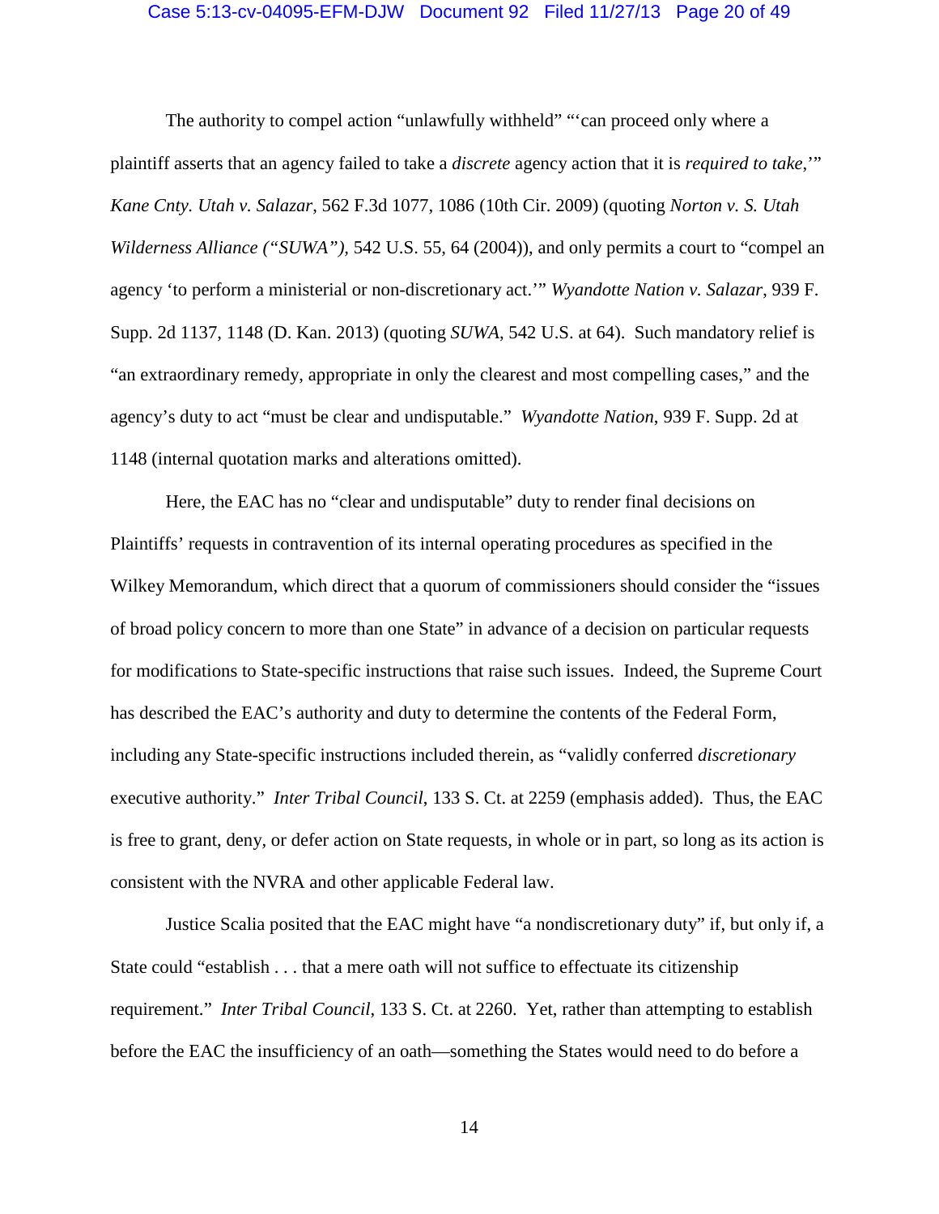The authority to compel action "unlawfully withheld" "'can proceed only where a plaintiff asserts that an agency failed to take a *discrete* agency action that it is *required to take*,'" *Kane Cnty. Utah v. Salazar*, 562 F.3d 1077, 1086 (10th Cir. 2009) (quoting *Norton v. S. Utah Wilderness Alliance ("SUWA")*, 542 U.S. 55, 64 (2004)), and only permits a court to "compel an agency 'to perform a ministerial or non-discretionary act.'" *Wyandotte Nation v. Salazar*, 939 F. Supp. 2d 1137, 1148 (D. Kan. 2013) (quoting *SUWA*, 542 U.S. at 64). Such mandatory relief is "an extraordinary remedy, appropriate in only the clearest and most compelling cases," and the agency's duty to act "must be clear and undisputable." *Wyandotte Nation*, 939 F. Supp. 2d at 1148 (internal quotation marks and alterations omitted).

Here, the EAC has no "clear and undisputable" duty to render final decisions on Plaintiffs' requests in contravention of its internal operating procedures as specified in the Wilkey Memorandum, which direct that a quorum of commissioners should consider the "issues of broad policy concern to more than one State" in advance of a decision on particular requests for modifications to State-specific instructions that raise such issues. Indeed, the Supreme Court has described the EAC's authority and duty to determine the contents of the Federal Form, including any State-specific instructions included therein, as "validly conferred *discretionary* executive authority." *Inter Tribal Council*, 133 S. Ct. at 2259 (emphasis added). Thus, the EAC is free to grant, deny, or defer action on State requests, in whole or in part, so long as its action is consistent with the NVRA and other applicable Federal law.

Justice Scalia posited that the EAC might have "a nondiscretionary duty" if, but only if, a State could "establish . . . that a mere oath will not suffice to effectuate its citizenship requirement." *Inter Tribal Council*, 133 S. Ct. at 2260. Yet, rather than attempting to establish before the EAC the insufficiency of an oath—something the States would need to do before a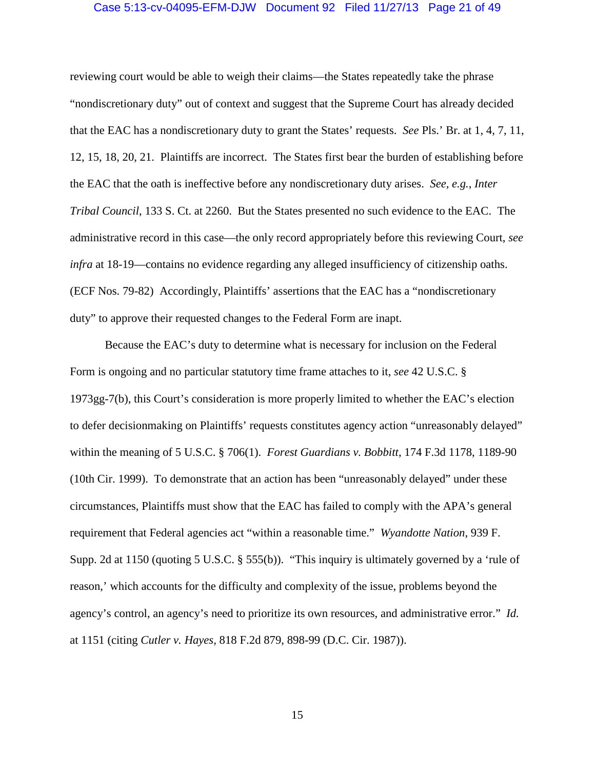reviewing court would be able to weigh their claims—the States repeatedly take the phrase "nondiscretionary duty" out of context and suggest that the Supreme Court has already decided that the EAC has a nondiscretionary duty to grant the States' requests. *See* Pls.' Br. at 1, 4, 7, 11, 12, 15, 18, 20, 21. Plaintiffs are incorrect. The States first bear the burden of establishing before the EAC that the oath is ineffective before any nondiscretionary duty arises. *See, e.g.*, *Inter Tribal Council*, 133 S. Ct. at 2260. But the States presented no such evidence to the EAC. The administrative record in this case—the only record appropriately before this reviewing Court, *see infra* at 18-19—contains no evidence regarding any alleged insufficiency of citizenship oaths. (ECF Nos. 79-82) Accordingly, Plaintiffs' assertions that the EAC has a "nondiscretionary duty" to approve their requested changes to the Federal Form are inapt.

Because the EAC's duty to determine what is necessary for inclusion on the Federal Form is ongoing and no particular statutory time frame attaches to it, *see* 42 U.S.C. § 1973gg-7(b), this Court's consideration is more properly limited to whether the EAC's election to defer decisionmaking on Plaintiffs' requests constitutes agency action "unreasonably delayed" within the meaning of 5 U.S.C. § 706(1). *Forest Guardians v. Bobbitt*, 174 F.3d 1178, 1189-90 (10th Cir. 1999). To demonstrate that an action has been "unreasonably delayed" under these circumstances, Plaintiffs must show that the EAC has failed to comply with the APA's general requirement that Federal agencies act "within a reasonable time." *Wyandotte Nation*, 939 F. Supp. 2d at 1150 (quoting 5 U.S.C. § 555(b)). "This inquiry is ultimately governed by a 'rule of reason,' which accounts for the difficulty and complexity of the issue, problems beyond the agency's control, an agency's need to prioritize its own resources, and administrative error." *Id.* at 1151 (citing *Cutler v. Hayes*, 818 F.2d 879, 898-99 (D.C. Cir. 1987)).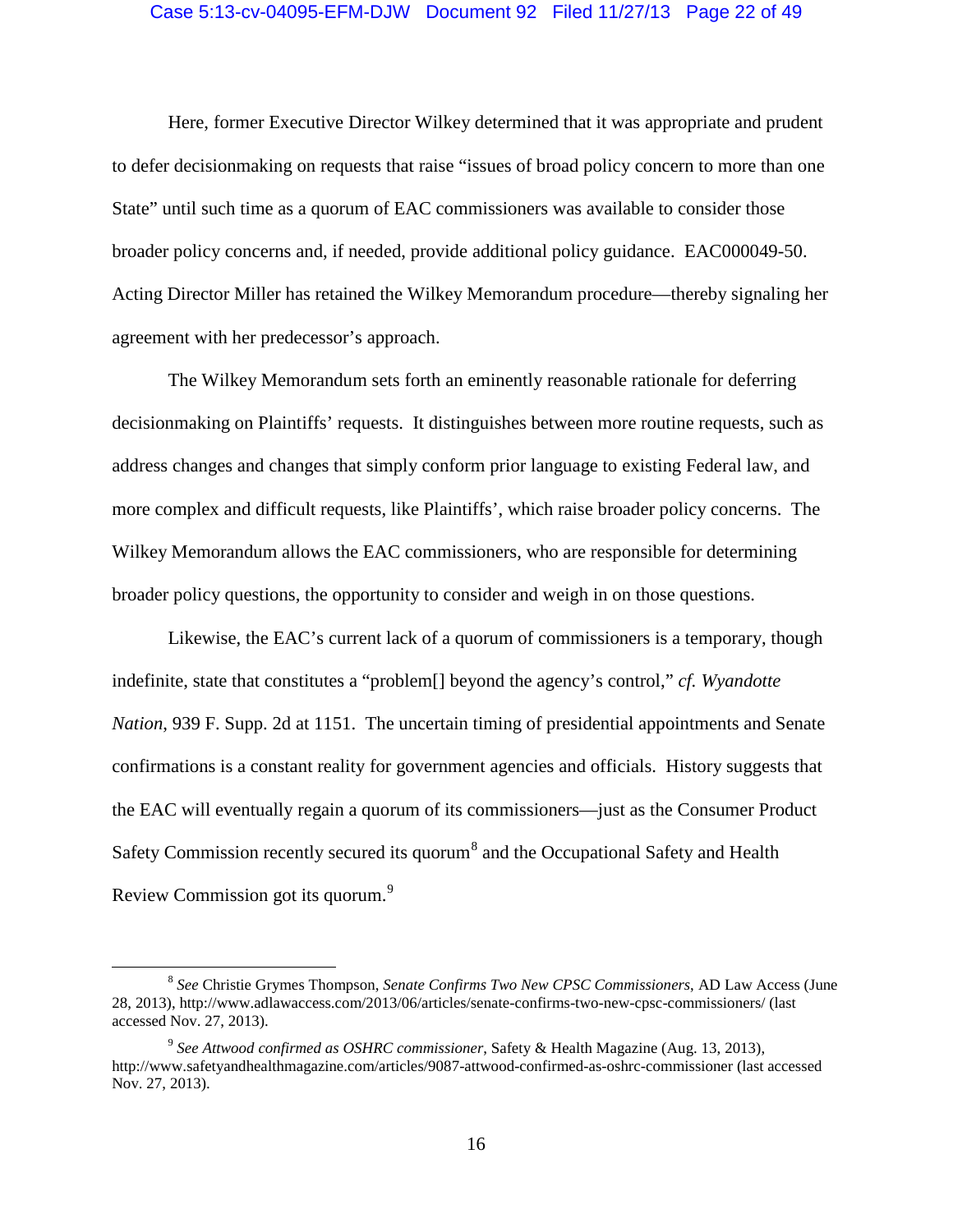Here, former Executive Director Wilkey determined that it was appropriate and prudent to defer decisionmaking on requests that raise "issues of broad policy concern to more than one State" until such time as a quorum of EAC commissioners was available to consider those broader policy concerns and, if needed, provide additional policy guidance. EAC000049-50. Acting Director Miller has retained the Wilkey Memorandum procedure—thereby signaling her agreement with her predecessor's approach.

The Wilkey Memorandum sets forth an eminently reasonable rationale for deferring decisionmaking on Plaintiffs' requests. It distinguishes between more routine requests, such as address changes and changes that simply conform prior language to existing Federal law, and more complex and difficult requests, like Plaintiffs', which raise broader policy concerns. The Wilkey Memorandum allows the EAC commissioners, who are responsible for determining broader policy questions, the opportunity to consider and weigh in on those questions.

Likewise, the EAC's current lack of a quorum of commissioners is a temporary, though indefinite, state that constitutes a "problem[] beyond the agency's control," *cf. Wyandotte Nation*, 939 F. Supp. 2d at 1151. The uncertain timing of presidential appointments and Senate confirmations is a constant reality for government agencies and officials. History suggests that the EAC will eventually regain a quorum of its commissioners—just as the Consumer Product Safety Commission recently secured its quorum[8] and the Occupational Safety and Health Review Commission got its quorum.[9]

---

[8] *See* Christie Grymes Thompson, *Senate Confirms Two New CPSC Commissioners*, AD Law Access (June 28, 2013), http://www.adlawaccess.com/2013/06/articles/senate-confirms-two-new-cpsc-commissioners/ (last accessed Nov. 27, 2013).

[9] *See Attwood confirmed as OSHRC commissioner*, Safety & Health Magazine (Aug. 13, 2013), http://www.safetyandhealthmagazine.com/articles/9087-attwood-confirmed-as-oshrc-commissioner (last accessed Nov. 27, 2013).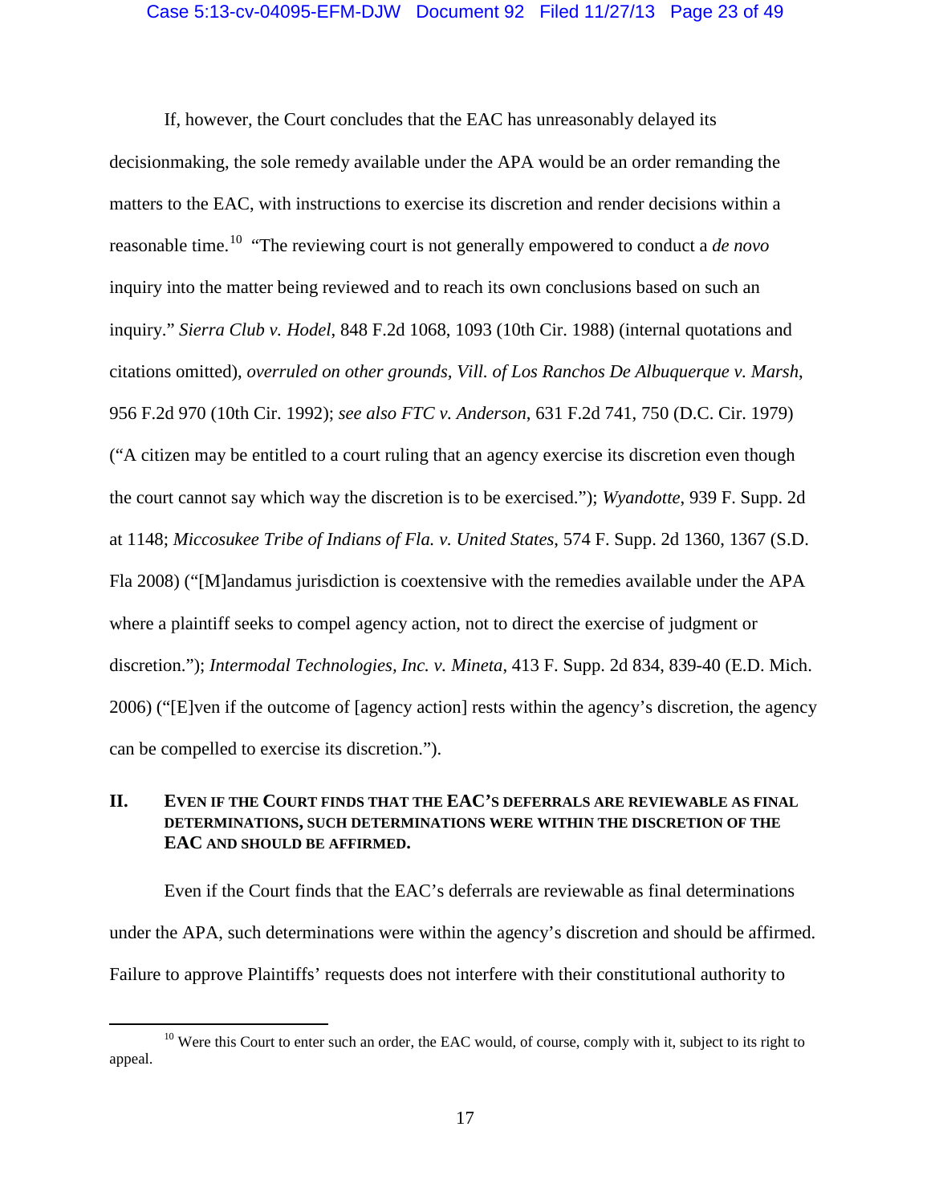If, however, the Court concludes that the EAC has unreasonably delayed its decisionmaking, the sole remedy available under the APA would be an order remanding the matters to the EAC, with instructions to exercise its discretion and render decisions within a reasonable time.[10] "The reviewing court is not generally empowered to conduct a *de novo* inquiry into the matter being reviewed and to reach its own conclusions based on such an inquiry." *Sierra Club v. Hodel*, 848 F.2d 1068, 1093 (10th Cir. 1988) (internal quotations and citations omitted), *overruled on other grounds*, *Vill. of Los Ranchos De Albuquerque v. Marsh*, 956 F.2d 970 (10th Cir. 1992); *see also FTC v. Anderson*, 631 F.2d 741, 750 (D.C. Cir. 1979) ("A citizen may be entitled to a court ruling that an agency exercise its discretion even though the court cannot say which way the discretion is to be exercised."); *Wyandotte*, 939 F. Supp. 2d at 1148; *Miccosukee Tribe of Indians of Fla. v. United States*, 574 F. Supp. 2d 1360, 1367 (S.D. Fla 2008) ("[M]andamus jurisdiction is coextensive with the remedies available under the APA where a plaintiff seeks to compel agency action, not to direct the exercise of judgment or discretion."); *Intermodal Technologies, Inc. v. Mineta*, 413 F. Supp. 2d 834, 839-40 (E.D. Mich. 2006) ("[E]ven if the outcome of [agency action] rests within the agency's discretion, the agency can be compelled to exercise its discretion.").

## II. EVEN IF THE COURT FINDS THAT THE EAC'S DEFERRALS ARE REVIEWABLE AS FINAL DETERMINATIONS, SUCH DETERMINATIONS WERE WITHIN THE DISCRETION OF THE EAC AND SHOULD BE AFFIRMED.

Even if the Court finds that the EAC's deferrals are reviewable as final determinations under the APA, such determinations were within the agency's discretion and should be affirmed. Failure to approve Plaintiffs' requests does not interfere with their constitutional authority to

---

[10] Were this Court to enter such an order, the EAC would, of course, comply with it, subject to its right to appeal.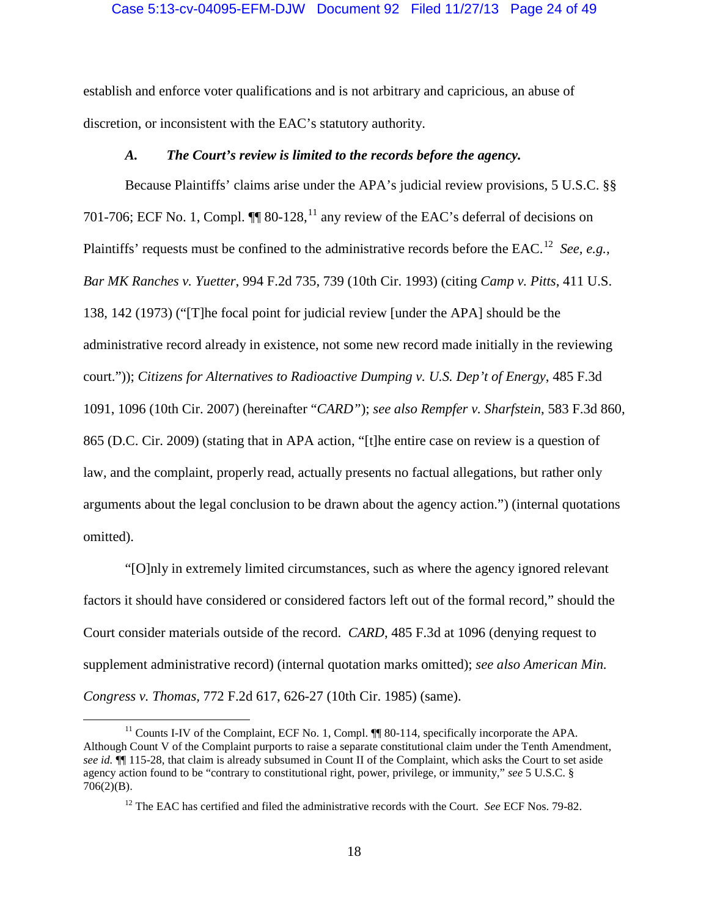establish and enforce voter qualifications and is not arbitrary and capricious, an abuse of discretion, or inconsistent with the EAC's statutory authority.

### *A. The Court's review is limited to the records before the agency.*

Because Plaintiffs' claims arise under the APA's judicial review provisions, 5 U.S.C. §§ 701-706; ECF No. 1, Compl. ¶¶ 80-128,[11] any review of the EAC's deferral of decisions on Plaintiffs' requests must be confined to the administrative records before the EAC.[12] *See, e.g.*, *Bar MK Ranches v. Yuetter*, 994 F.2d 735, 739 (10th Cir. 1993) (citing *Camp v. Pitts*, 411 U.S. 138, 142 (1973) ("[T]he focal point for judicial review [under the APA] should be the administrative record already in existence, not some new record made initially in the reviewing court.")); *Citizens for Alternatives to Radioactive Dumping v. U.S. Dep't of Energy*, 485 F.3d 1091, 1096 (10th Cir. 2007) (hereinafter "*CARD*"); *see also Rempfer v. Sharfstein*, 583 F.3d 860, 865 (D.C. Cir. 2009) (stating that in APA action, "[t]he entire case on review is a question of law, and the complaint, properly read, actually presents no factual allegations, but rather only arguments about the legal conclusion to be drawn about the agency action.") (internal quotations omitted).

"[O]nly in extremely limited circumstances, such as where the agency ignored relevant factors it should have considered or considered factors left out of the formal record," should the Court consider materials outside of the record. *CARD*, 485 F.3d at 1096 (denying request to supplement administrative record) (internal quotation marks omitted); *see also American Min. Congress v. Thomas*, 772 F.2d 617, 626-27 (10th Cir. 1985) (same).

---

[11] Counts I-IV of the Complaint, ECF No. 1, Compl. ¶¶ 80-114, specifically incorporate the APA. Although Count V of the Complaint purports to raise a separate constitutional claim under the Tenth Amendment, *see id.* ¶¶ 115-28, that claim is already subsumed in Count II of the Complaint, which asks the Court to set aside agency action found to be "contrary to constitutional right, power, privilege, or immunity," *see* 5 U.S.C. § 706(2)(B).

[12] The EAC has certified and filed the administrative records with the Court. *See* ECF Nos. 79-82.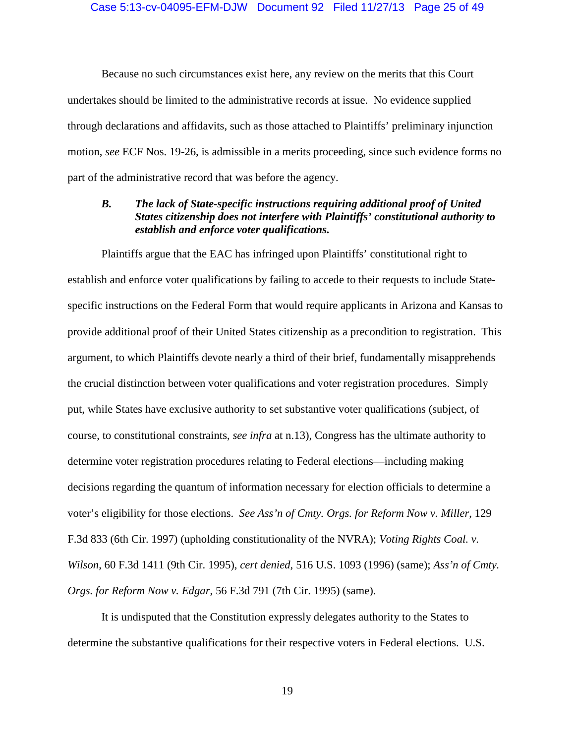Because no such circumstances exist here, any review on the merits that this Court undertakes should be limited to the administrative records at issue. No evidence supplied through declarations and affidavits, such as those attached to Plaintiffs' preliminary injunction motion, *see* ECF Nos. 19-26, is admissible in a merits proceeding, since such evidence forms no part of the administrative record that was before the agency.

### *B. The lack of State-specific instructions requiring additional proof of United States citizenship does not interfere with Plaintiffs' constitutional authority to establish and enforce voter qualifications.*

Plaintiffs argue that the EAC has infringed upon Plaintiffs' constitutional right to establish and enforce voter qualifications by failing to accede to their requests to include State-specific instructions on the Federal Form that would require applicants in Arizona and Kansas to provide additional proof of their United States citizenship as a precondition to registration. This argument, to which Plaintiffs devote nearly a third of their brief, fundamentally misapprehends the crucial distinction between voter qualifications and voter registration procedures. Simply put, while States have exclusive authority to set substantive voter qualifications (subject, of course, to constitutional constraints, *see infra* at n.13), Congress has the ultimate authority to determine voter registration procedures relating to Federal elections—including making decisions regarding the quantum of information necessary for election officials to determine a voter's eligibility for those elections. *See Ass'n of Cmty. Orgs. for Reform Now v. Miller*, 129 F.3d 833 (6th Cir. 1997) (upholding constitutionality of the NVRA); *Voting Rights Coal. v. Wilson*, 60 F.3d 1411 (9th Cir. 1995), *cert denied*, 516 U.S. 1093 (1996) (same); *Ass'n of Cmty. Orgs. for Reform Now v. Edgar*, 56 F.3d 791 (7th Cir. 1995) (same).

It is undisputed that the Constitution expressly delegates authority to the States to determine the substantive qualifications for their respective voters in Federal elections. U.S.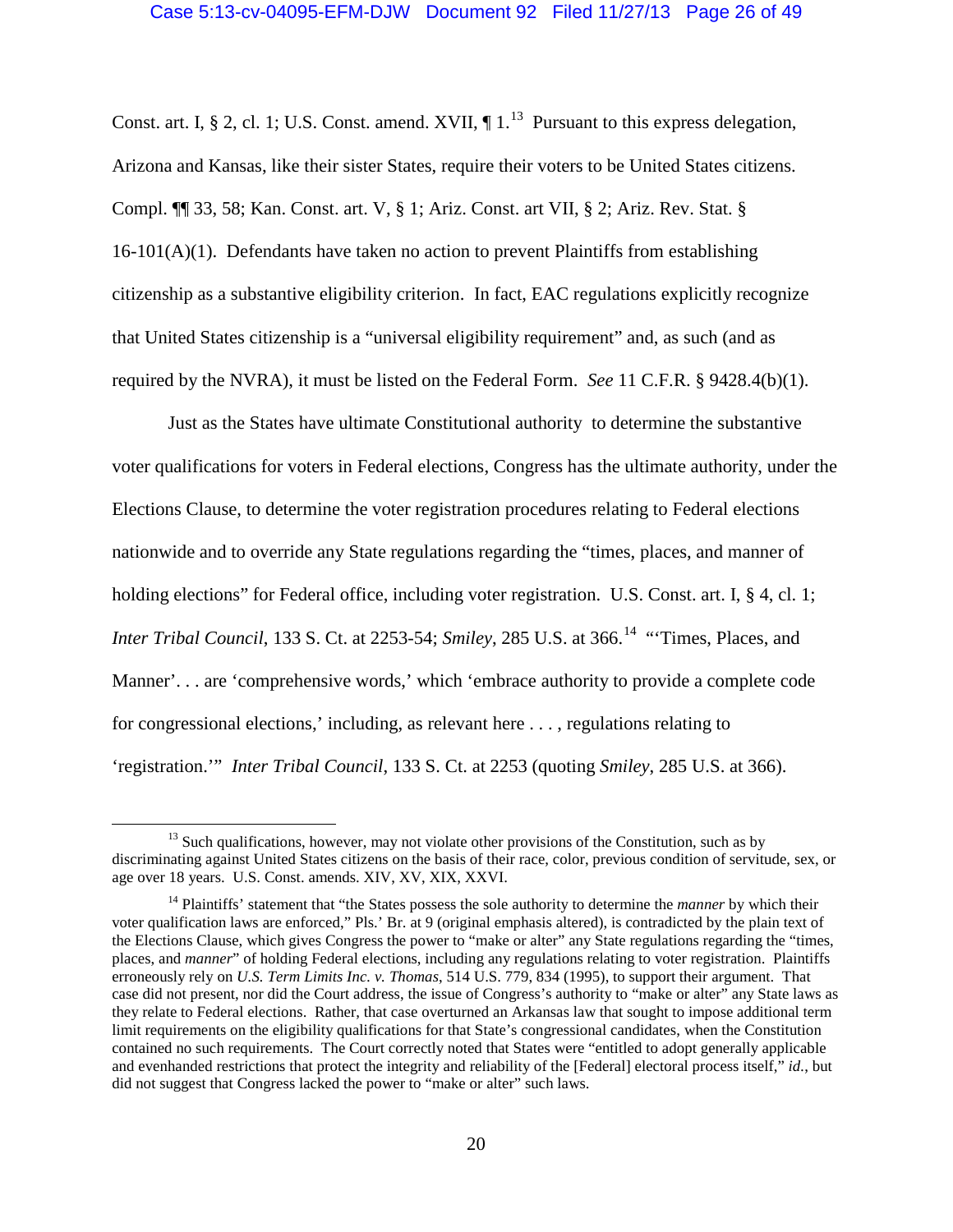Const. art. I, § 2, cl. 1; U.S. Const. amend. XVII, ¶ 1.[13] Pursuant to this express delegation, Arizona and Kansas, like their sister States, require their voters to be United States citizens. Compl. ¶¶ 33, 58; Kan. Const. art. V, § 1; Ariz. Const. art VII, § 2; Ariz. Rev. Stat. § 16-101(A)(1). Defendants have taken no action to prevent Plaintiffs from establishing citizenship as a substantive eligibility criterion. In fact, EAC regulations explicitly recognize that United States citizenship is a "universal eligibility requirement" and, as such (and as required by the NVRA), it must be listed on the Federal Form. *See* 11 C.F.R. § 9428.4(b)(1).

Just as the States have ultimate Constitutional authority to determine the substantive voter qualifications for voters in Federal elections, Congress has the ultimate authority, under the Elections Clause, to determine the voter registration procedures relating to Federal elections nationwide and to override any State regulations regarding the "times, places, and manner of holding elections" for Federal office, including voter registration. U.S. Const. art. I, § 4, cl. 1; *Inter Tribal Council*, 133 S. Ct. at 2253-54; *Smiley*, 285 U.S. at 366.[14] "'Times, Places, and Manner'. . . are 'comprehensive words,' which 'embrace authority to provide a complete code for congressional elections,' including, as relevant here . . . , regulations relating to 'registration.'" *Inter Tribal Council*, 133 S. Ct. at 2253 (quoting *Smiley*, 285 U.S. at 366).

---

[13] Such qualifications, however, may not violate other provisions of the Constitution, such as by discriminating against United States citizens on the basis of their race, color, previous condition of servitude, sex, or age over 18 years. U.S. Const. amends. XIV, XV, XIX, XXVI.

[14] Plaintiffs' statement that "the States possess the sole authority to determine the *manner* by which their voter qualification laws are enforced," Pls.' Br. at 9 (original emphasis altered), is contradicted by the plain text of the Elections Clause, which gives Congress the power to "make or alter" any State regulations regarding the "times, places, and *manner*" of holding Federal elections, including any regulations relating to voter registration. Plaintiffs erroneously rely on *U.S. Term Limits Inc. v. Thomas*, 514 U.S. 779, 834 (1995), to support their argument. That case did not present, nor did the Court address, the issue of Congress's authority to "make or alter" any State laws as they relate to Federal elections. Rather, that case overturned an Arkansas law that sought to impose additional term limit requirements on the eligibility qualifications for that State's congressional candidates, when the Constitution contained no such requirements. The Court correctly noted that States were "entitled to adopt generally applicable and evenhanded restrictions that protect the integrity and reliability of the [Federal] electoral process itself," *id.*, but did not suggest that Congress lacked the power to "make or alter" such laws.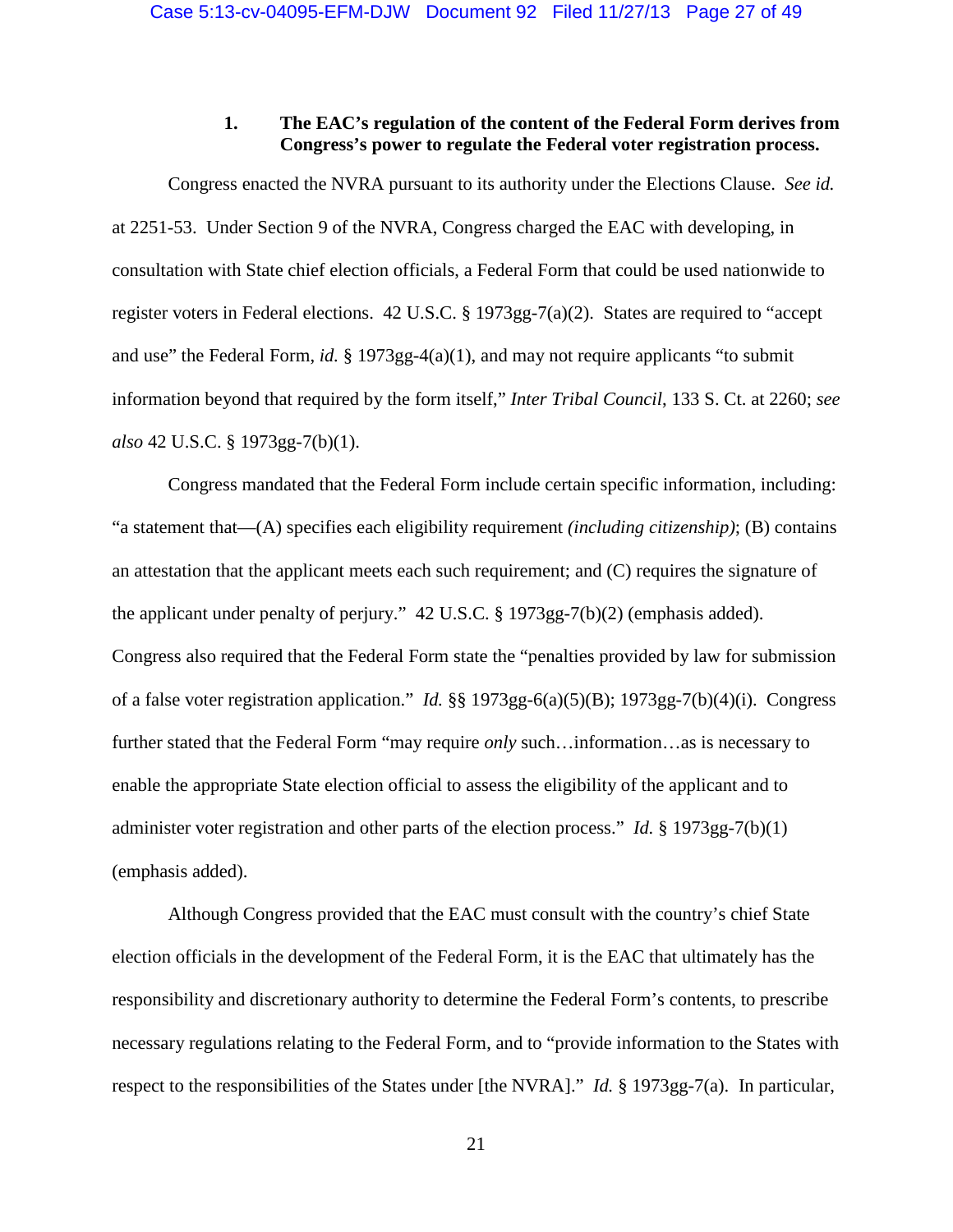### 1. The EAC's regulation of the content of the Federal Form derives from Congress's power to regulate the Federal voter registration process.

Congress enacted the NVRA pursuant to its authority under the Elections Clause. *See id.* at 2251-53. Under Section 9 of the NVRA, Congress charged the EAC with developing, in consultation with State chief election officials, a Federal Form that could be used nationwide to register voters in Federal elections. 42 U.S.C. § 1973gg-7(a)(2). States are required to "accept and use" the Federal Form, *id.* § 1973gg-4(a)(1), and may not require applicants "to submit information beyond that required by the form itself," *Inter Tribal Council*, 133 S. Ct. at 2260; *see also* 42 U.S.C. § 1973gg-7(b)(1).

Congress mandated that the Federal Form include certain specific information, including: "a statement that—(A) specifies each eligibility requirement *(including citizenship)*; (B) contains an attestation that the applicant meets each such requirement; and (C) requires the signature of the applicant under penalty of perjury." 42 U.S.C. § 1973gg-7(b)(2) (emphasis added). Congress also required that the Federal Form state the "penalties provided by law for submission of a false voter registration application." *Id.* §§ 1973gg-6(a)(5)(B); 1973gg-7(b)(4)(i). Congress further stated that the Federal Form "may require *only* such…information…as is necessary to enable the appropriate State election official to assess the eligibility of the applicant and to administer voter registration and other parts of the election process." *Id.* § 1973gg-7(b)(1) (emphasis added).

Although Congress provided that the EAC must consult with the country's chief State election officials in the development of the Federal Form, it is the EAC that ultimately has the responsibility and discretionary authority to determine the Federal Form's contents, to prescribe necessary regulations relating to the Federal Form, and to "provide information to the States with respect to the responsibilities of the States under [the NVRA]." *Id.* § 1973gg-7(a). In particular,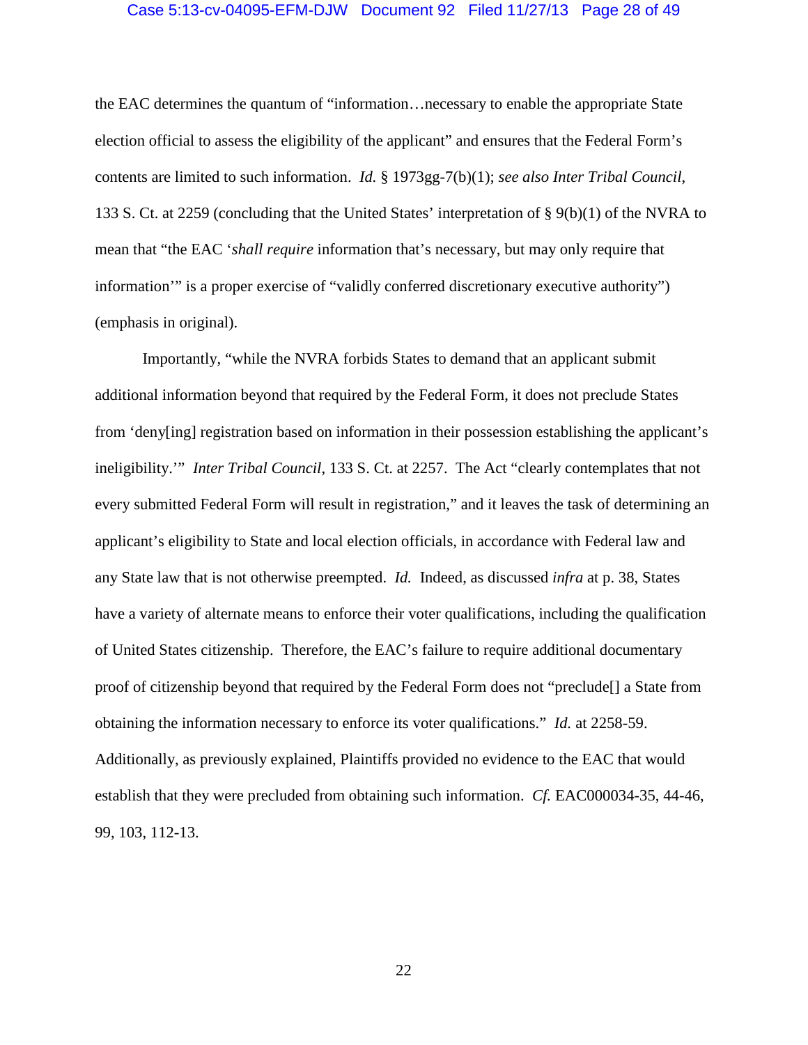the EAC determines the quantum of "information…necessary to enable the appropriate State election official to assess the eligibility of the applicant" and ensures that the Federal Form's contents are limited to such information. *Id.* § 1973gg-7(b)(1); *see also Inter Tribal Council*, 133 S. Ct. at 2259 (concluding that the United States' interpretation of § 9(b)(1) of the NVRA to mean that "the EAC '*shall require* information that's necessary, but may only require that information'" is a proper exercise of "validly conferred discretionary executive authority") (emphasis in original).

Importantly, "while the NVRA forbids States to demand that an applicant submit additional information beyond that required by the Federal Form, it does not preclude States from 'deny[ing] registration based on information in their possession establishing the applicant's ineligibility.'" *Inter Tribal Council*, 133 S. Ct. at 2257. The Act "clearly contemplates that not every submitted Federal Form will result in registration," and it leaves the task of determining an applicant's eligibility to State and local election officials, in accordance with Federal law and any State law that is not otherwise preempted. *Id.* Indeed, as discussed *infra* at p. 38, States have a variety of alternate means to enforce their voter qualifications, including the qualification of United States citizenship. Therefore, the EAC's failure to require additional documentary proof of citizenship beyond that required by the Federal Form does not "preclude[] a State from obtaining the information necessary to enforce its voter qualifications." *Id.* at 2258-59. Additionally, as previously explained, Plaintiffs provided no evidence to the EAC that would establish that they were precluded from obtaining such information. *Cf.* EAC000034-35, 44-46, 99, 103, 112-13.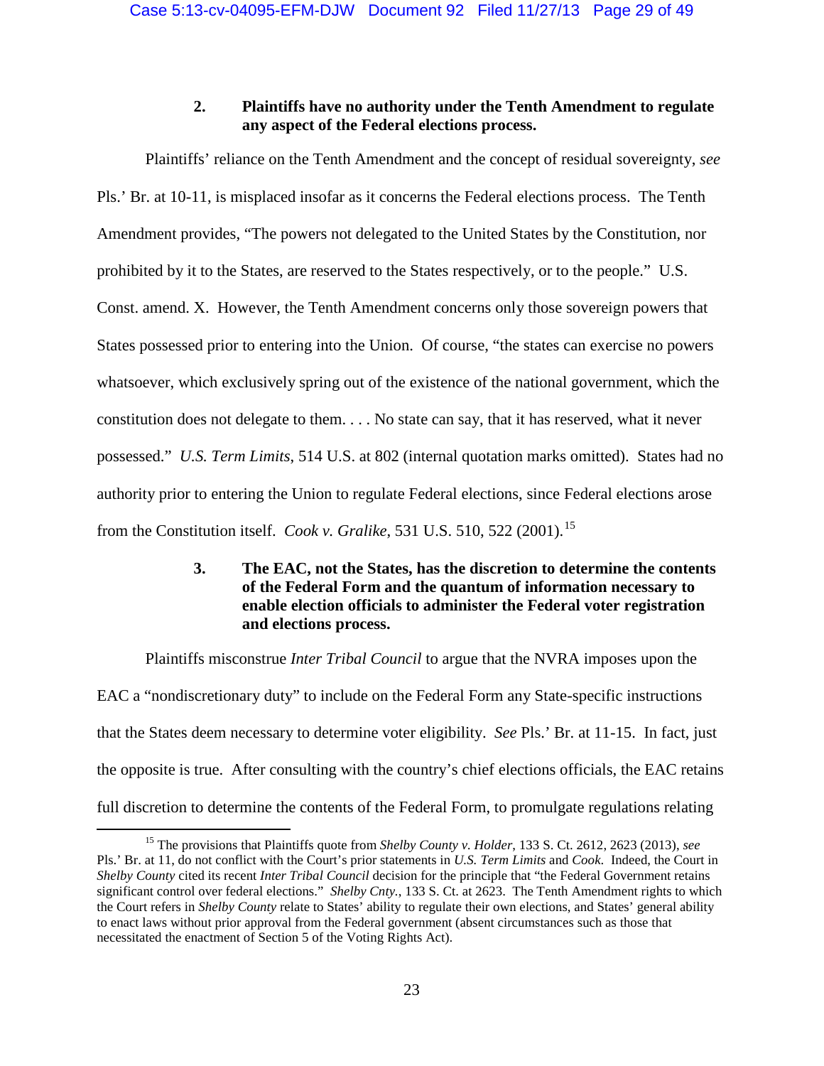### 2. Plaintiffs have no authority under the Tenth Amendment to regulate any aspect of the Federal elections process.

Plaintiffs' reliance on the Tenth Amendment and the concept of residual sovereignty, *see* Pls.' Br. at 10-11, is misplaced insofar as it concerns the Federal elections process. The Tenth Amendment provides, "The powers not delegated to the United States by the Constitution, nor prohibited by it to the States, are reserved to the States respectively, or to the people." U.S. Const. amend. X. However, the Tenth Amendment concerns only those sovereign powers that States possessed prior to entering into the Union. Of course, "the states can exercise no powers whatsoever, which exclusively spring out of the existence of the national government, which the constitution does not delegate to them. . . . No state can say, that it has reserved, what it never possessed." *U.S. Term Limits*, 514 U.S. at 802 (internal quotation marks omitted). States had no authority prior to entering the Union to regulate Federal elections, since Federal elections arose from the Constitution itself. *Cook v. Gralike*, 531 U.S. 510, 522 (2001).[15]

### 3. The EAC, not the States, has the discretion to determine the contents of the Federal Form and the quantum of information necessary to enable election officials to administer the Federal voter registration and elections process.

Plaintiffs misconstrue *Inter Tribal Council* to argue that the NVRA imposes upon the EAC a "nondiscretionary duty" to include on the Federal Form any State-specific instructions that the States deem necessary to determine voter eligibility. *See* Pls.' Br. at 11-15. In fact, just the opposite is true. After consulting with the country's chief elections officials, the EAC retains full discretion to determine the contents of the Federal Form, to promulgate regulations relating

---

[15] The provisions that Plaintiffs quote from *Shelby County v. Holder*, 133 S. Ct. 2612, 2623 (2013), *see* Pls.' Br. at 11, do not conflict with the Court's prior statements in *U.S. Term Limits* and *Cook*. Indeed, the Court in *Shelby County* cited its recent *Inter Tribal Council* decision for the principle that "the Federal Government retains significant control over federal elections." *Shelby Cnty.*, 133 S. Ct. at 2623. The Tenth Amendment rights to which the Court refers in *Shelby County* relate to States' ability to regulate their own elections, and States' general ability to enact laws without prior approval from the Federal government (absent circumstances such as those that necessitated the enactment of Section 5 of the Voting Rights Act).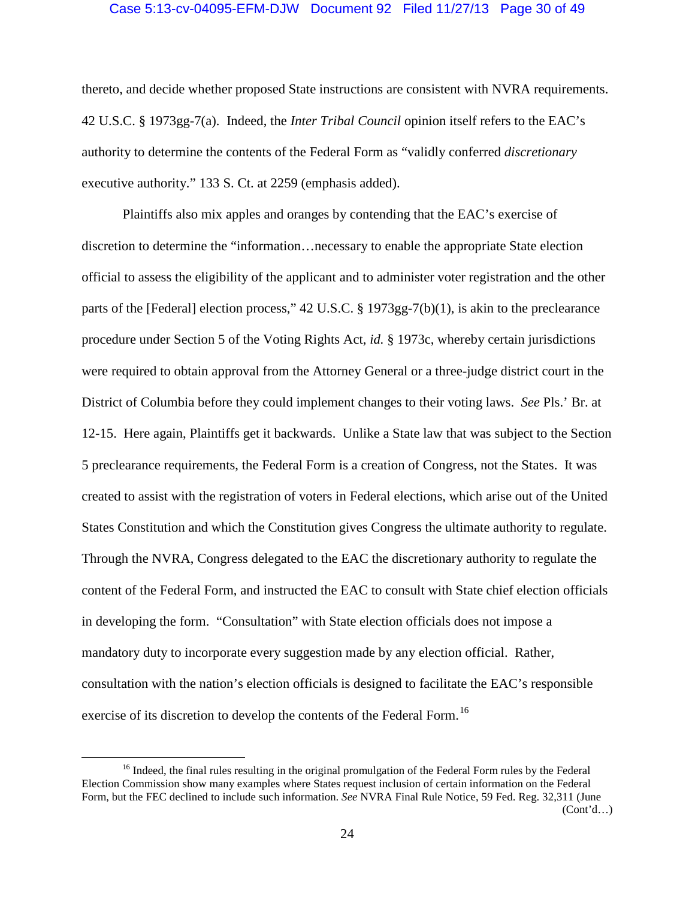thereto, and decide whether proposed State instructions are consistent with NVRA requirements. 42 U.S.C. § 1973gg-7(a). Indeed, the *Inter Tribal Council* opinion itself refers to the EAC's authority to determine the contents of the Federal Form as "validly conferred *discretionary* executive authority." 133 S. Ct. at 2259 (emphasis added).

Plaintiffs also mix apples and oranges by contending that the EAC's exercise of discretion to determine the "information…necessary to enable the appropriate State election official to assess the eligibility of the applicant and to administer voter registration and the other parts of the [Federal] election process," 42 U.S.C. § 1973gg-7(b)(1), is akin to the preclearance procedure under Section 5 of the Voting Rights Act, *id.* § 1973c, whereby certain jurisdictions were required to obtain approval from the Attorney General or a three-judge district court in the District of Columbia before they could implement changes to their voting laws. *See* Pls.' Br. at 12-15. Here again, Plaintiffs get it backwards. Unlike a State law that was subject to the Section 5 preclearance requirements, the Federal Form is a creation of Congress, not the States. It was created to assist with the registration of voters in Federal elections, which arise out of the United States Constitution and which the Constitution gives Congress the ultimate authority to regulate. Through the NVRA, Congress delegated to the EAC the discretionary authority to regulate the content of the Federal Form, and instructed the EAC to consult with State chief election officials in developing the form. "Consultation" with State election officials does not impose a mandatory duty to incorporate every suggestion made by any election official. Rather, consultation with the nation's election officials is designed to facilitate the EAC's responsible exercise of its discretion to develop the contents of the Federal Form.[16]

---

[16] Indeed, the final rules resulting in the original promulgation of the Federal Form rules by the Federal Election Commission show many examples where States request inclusion of certain information on the Federal Form, but the FEC declined to include such information. *See* NVRA Final Rule Notice, 59 Fed. Reg. 32,311 (June (Cont'd…)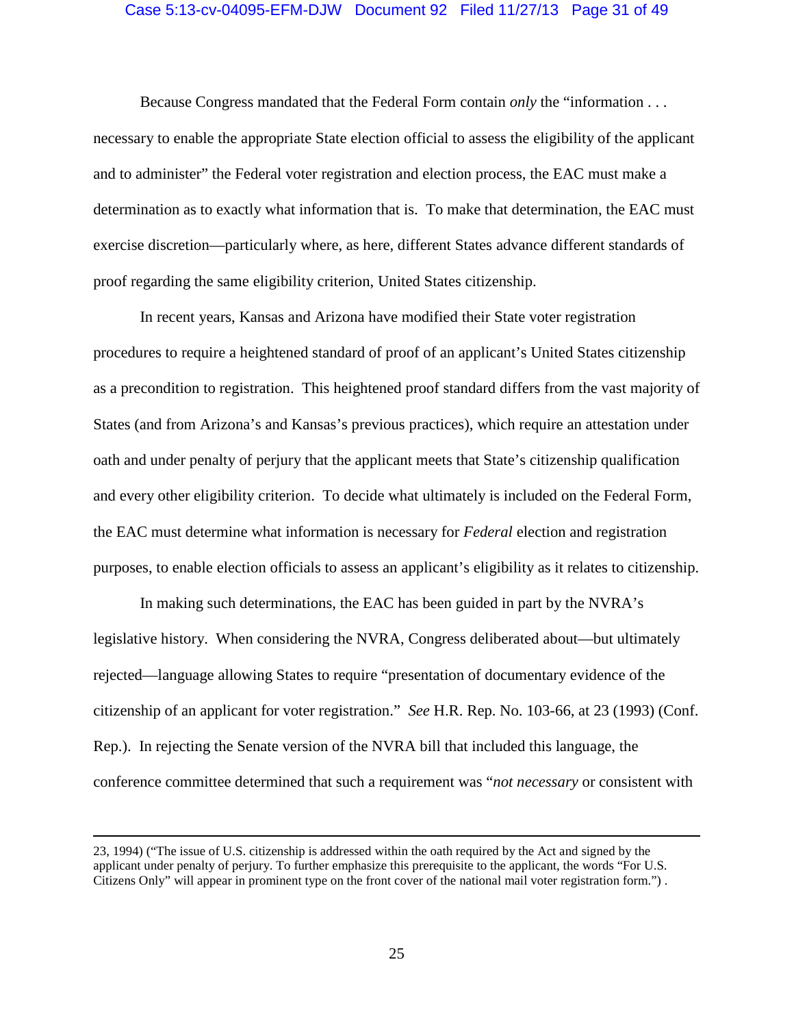Because Congress mandated that the Federal Form contain *only* the "information . . . necessary to enable the appropriate State election official to assess the eligibility of the applicant and to administer" the Federal voter registration and election process, the EAC must make a determination as to exactly what information that is. To make that determination, the EAC must exercise discretion—particularly where, as here, different States advance different standards of proof regarding the same eligibility criterion, United States citizenship.

In recent years, Kansas and Arizona have modified their State voter registration procedures to require a heightened standard of proof of an applicant's United States citizenship as a precondition to registration. This heightened proof standard differs from the vast majority of States (and from Arizona's and Kansas's previous practices), which require an attestation under oath and under penalty of perjury that the applicant meets that State's citizenship qualification and every other eligibility criterion. To decide what ultimately is included on the Federal Form, the EAC must determine what information is necessary for *Federal* election and registration purposes, to enable election officials to assess an applicant's eligibility as it relates to citizenship.

In making such determinations, the EAC has been guided in part by the NVRA's legislative history. When considering the NVRA, Congress deliberated about—but ultimately rejected—language allowing States to require "presentation of documentary evidence of the citizenship of an applicant for voter registration." *See* H.R. Rep. No. 103-66, at 23 (1993) (Conf. Rep.). In rejecting the Senate version of the NVRA bill that included this language, the conference committee determined that such a requirement was "*not necessary* or consistent with

---

23, 1994) ("The issue of U.S. citizenship is addressed within the oath required by the Act and signed by the applicant under penalty of perjury. To further emphasize this prerequisite to the applicant, the words "For U.S. Citizens Only" will appear in prominent type on the front cover of the national mail voter registration form.") .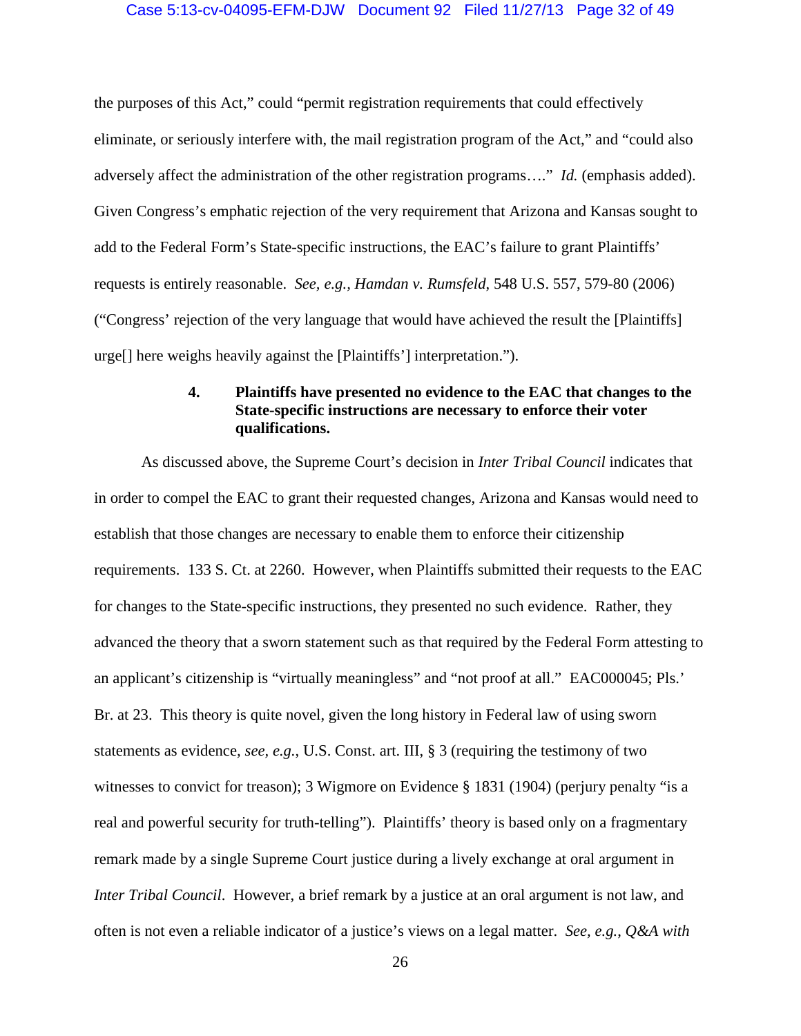the purposes of this Act," could "permit registration requirements that could effectively eliminate, or seriously interfere with, the mail registration program of the Act," and "could also adversely affect the administration of the other registration programs…." *Id.* (emphasis added). Given Congress's emphatic rejection of the very requirement that Arizona and Kansas sought to add to the Federal Form's State-specific instructions, the EAC's failure to grant Plaintiffs' requests is entirely reasonable. *See, e.g., Hamdan v. Rumsfeld*, 548 U.S. 557, 579-80 (2006) ("Congress' rejection of the very language that would have achieved the result the [Plaintiffs] urge[] here weighs heavily against the [Plaintiffs'] interpretation.").

**4. Plaintiffs have presented no evidence to the EAC that changes to the State-specific instructions are necessary to enforce their voter qualifications.**

As discussed above, the Supreme Court's decision in *Inter Tribal Council* indicates that in order to compel the EAC to grant their requested changes, Arizona and Kansas would need to establish that those changes are necessary to enable them to enforce their citizenship requirements. 133 S. Ct. at 2260. However, when Plaintiffs submitted their requests to the EAC for changes to the State-specific instructions, they presented no such evidence. Rather, they advanced the theory that a sworn statement such as that required by the Federal Form attesting to an applicant's citizenship is "virtually meaningless" and "not proof at all." EAC000045; Pls.' Br. at 23. This theory is quite novel, given the long history in Federal law of using sworn statements as evidence, *see*, *e.g.*, U.S. Const. art. III, § 3 (requiring the testimony of two witnesses to convict for treason); 3 Wigmore on Evidence § 1831 (1904) (perjury penalty "is a real and powerful security for truth-telling"). Plaintiffs' theory is based only on a fragmentary remark made by a single Supreme Court justice during a lively exchange at oral argument in *Inter Tribal Council*. However, a brief remark by a justice at an oral argument is not law, and often is not even a reliable indicator of a justice's views on a legal matter. *See, e.g., Q&A with*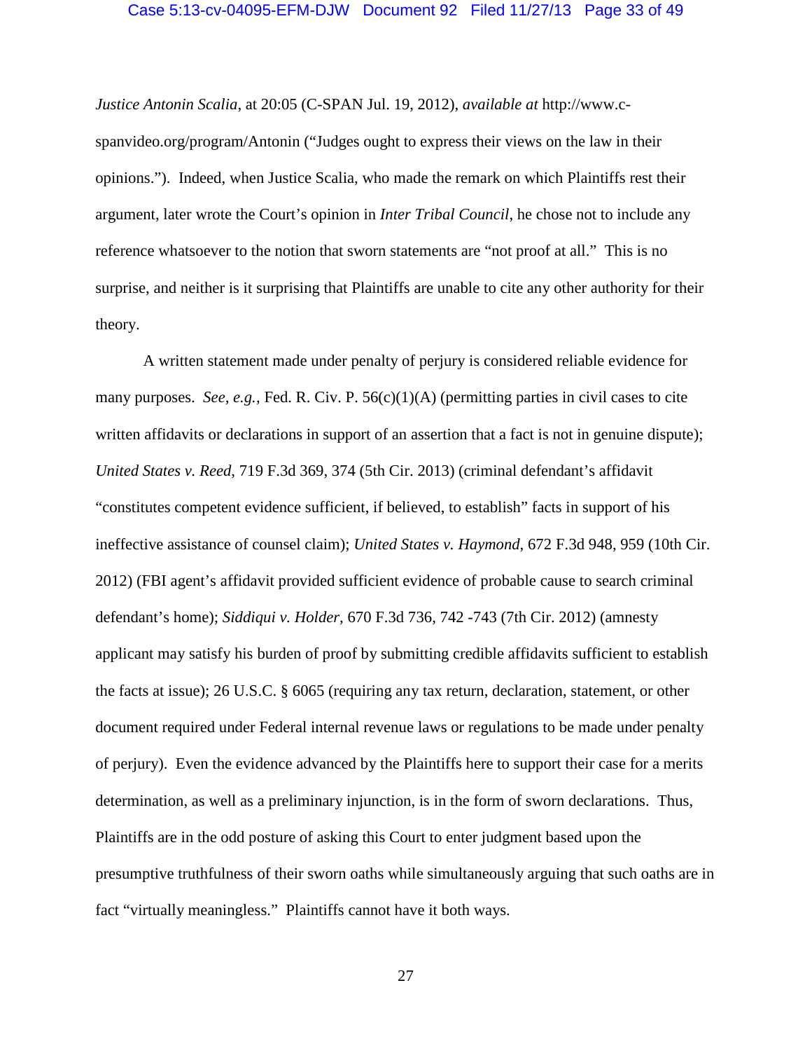*Justice Antonin Scalia*, at 20:05 (C-SPAN Jul. 19, 2012), *available at* http://www.c-spanvideo.org/program/Antonin ("Judges ought to express their views on the law in their opinions."). Indeed, when Justice Scalia, who made the remark on which Plaintiffs rest their argument, later wrote the Court's opinion in *Inter Tribal Council*, he chose not to include any reference whatsoever to the notion that sworn statements are "not proof at all." This is no surprise, and neither is it surprising that Plaintiffs are unable to cite any other authority for their theory.

A written statement made under penalty of perjury is considered reliable evidence for many purposes. *See, e.g.*, Fed. R. Civ. P. 56(c)(1)(A) (permitting parties in civil cases to cite written affidavits or declarations in support of an assertion that a fact is not in genuine dispute); *United States v. Reed*, 719 F.3d 369, 374 (5th Cir. 2013) (criminal defendant's affidavit "constitutes competent evidence sufficient, if believed, to establish" facts in support of his ineffective assistance of counsel claim); *United States v. Haymond*, 672 F.3d 948, 959 (10th Cir. 2012) (FBI agent's affidavit provided sufficient evidence of probable cause to search criminal defendant's home); *Siddiqui v. Holder*, 670 F.3d 736, 742 -743 (7th Cir. 2012) (amnesty applicant may satisfy his burden of proof by submitting credible affidavits sufficient to establish the facts at issue); 26 U.S.C. § 6065 (requiring any tax return, declaration, statement, or other document required under Federal internal revenue laws or regulations to be made under penalty of perjury). Even the evidence advanced by the Plaintiffs here to support their case for a merits determination, as well as a preliminary injunction, is in the form of sworn declarations. Thus, Plaintiffs are in the odd posture of asking this Court to enter judgment based upon the presumptive truthfulness of their sworn oaths while simultaneously arguing that such oaths are in fact "virtually meaningless." Plaintiffs cannot have it both ways.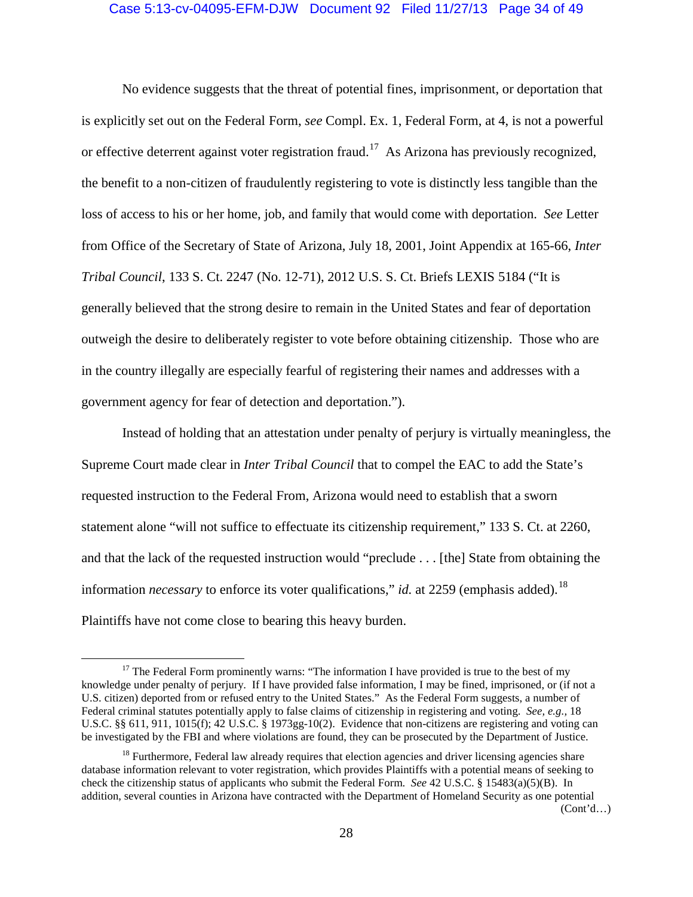No evidence suggests that the threat of potential fines, imprisonment, or deportation that is explicitly set out on the Federal Form, *see* Compl. Ex. 1, Federal Form, at 4, is not a powerful or effective deterrent against voter registration fraud.[17] As Arizona has previously recognized, the benefit to a non-citizen of fraudulently registering to vote is distinctly less tangible than the loss of access to his or her home, job, and family that would come with deportation. *See* Letter from Office of the Secretary of State of Arizona, July 18, 2001, Joint Appendix at 165-66, *Inter Tribal Council*, 133 S. Ct. 2247 (No. 12-71), 2012 U.S. S. Ct. Briefs LEXIS 5184 ("It is generally believed that the strong desire to remain in the United States and fear of deportation outweigh the desire to deliberately register to vote before obtaining citizenship. Those who are in the country illegally are especially fearful of registering their names and addresses with a government agency for fear of detection and deportation.").

Instead of holding that an attestation under penalty of perjury is virtually meaningless, the Supreme Court made clear in *Inter Tribal Council* that to compel the EAC to add the State's requested instruction to the Federal From, Arizona would need to establish that a sworn statement alone "will not suffice to effectuate its citizenship requirement," 133 S. Ct. at 2260, and that the lack of the requested instruction would "preclude . . . [the] State from obtaining the information *necessary* to enforce its voter qualifications," *id.* at 2259 (emphasis added).[18] Plaintiffs have not come close to bearing this heavy burden.

---

[17] The Federal Form prominently warns: "The information I have provided is true to the best of my knowledge under penalty of perjury. If I have provided false information, I may be fined, imprisoned, or (if not a U.S. citizen) deported from or refused entry to the United States." As the Federal Form suggests, a number of Federal criminal statutes potentially apply to false claims of citizenship in registering and voting. *See, e.g.,* 18 U.S.C. §§ 611, 911, 1015(f); 42 U.S.C. § 1973gg-10(2). Evidence that non-citizens are registering and voting can be investigated by the FBI and where violations are found, they can be prosecuted by the Department of Justice.

[18] Furthermore, Federal law already requires that election agencies and driver licensing agencies share database information relevant to voter registration, which provides Plaintiffs with a potential means of seeking to check the citizenship status of applicants who submit the Federal Form. *See* 42 U.S.C. § 15483(a)(5)(B). In addition, several counties in Arizona have contracted with the Department of Homeland Security as one potential

(Cont'd…)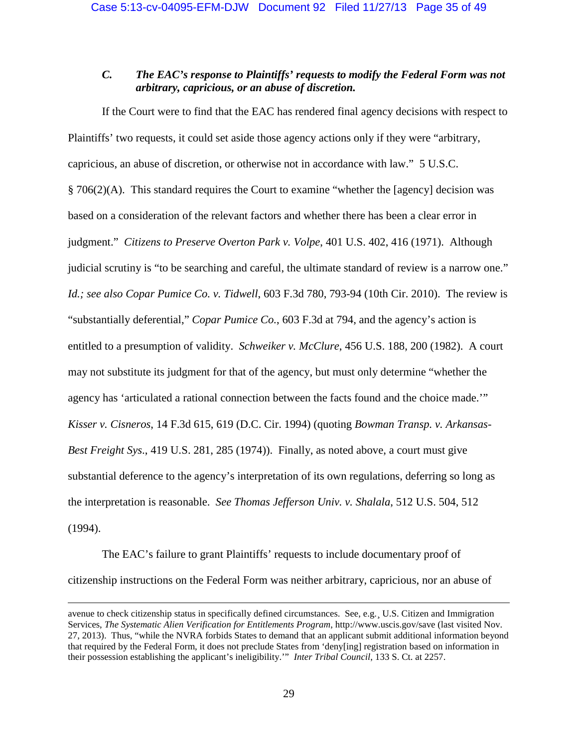### *C. The EAC's response to Plaintiffs' requests to modify the Federal Form was not arbitrary, capricious, or an abuse of discretion.*

If the Court were to find that the EAC has rendered final agency decisions with respect to Plaintiffs' two requests, it could set aside those agency actions only if they were "arbitrary, capricious, an abuse of discretion, or otherwise not in accordance with law." 5 U.S.C. § 706(2)(A). This standard requires the Court to examine "whether the [agency] decision was based on a consideration of the relevant factors and whether there has been a clear error in judgment." *Citizens to Preserve Overton Park v. Volpe*, 401 U.S. 402, 416 (1971). Although judicial scrutiny is "to be searching and careful, the ultimate standard of review is a narrow one." *Id.; see also Copar Pumice Co. v. Tidwell*, 603 F.3d 780, 793-94 (10th Cir. 2010). The review is "substantially deferential," *Copar Pumice Co.*, 603 F.3d at 794, and the agency's action is entitled to a presumption of validity. *Schweiker v. McClure*, 456 U.S. 188, 200 (1982). A court may not substitute its judgment for that of the agency, but must only determine "whether the agency has 'articulated a rational connection between the facts found and the choice made.'" *Kisser v. Cisneros*, 14 F.3d 615, 619 (D.C. Cir. 1994) (quoting *Bowman Transp. v. Arkansas-Best Freight Sys*., 419 U.S. 281, 285 (1974)). Finally, as noted above, a court must give substantial deference to the agency's interpretation of its own regulations, deferring so long as the interpretation is reasonable. *See Thomas Jefferson Univ. v. Shalala*, 512 U.S. 504, 512 (1994).

The EAC's failure to grant Plaintiffs' requests to include documentary proof of citizenship instructions on the Federal Form was neither arbitrary, capricious, nor an abuse of

---

avenue to check citizenship status in specifically defined circumstances. See, e.g., U.S. Citizen and Immigration Services, *The Systematic Alien Verification for Entitlements Program*, http://www.uscis.gov/save (last visited Nov. 27, 2013). Thus, "while the NVRA forbids States to demand that an applicant submit additional information beyond that required by the Federal Form, it does not preclude States from 'deny[ing] registration based on information in their possession establishing the applicant's ineligibility.'" *Inter Tribal Council*, 133 S. Ct. at 2257.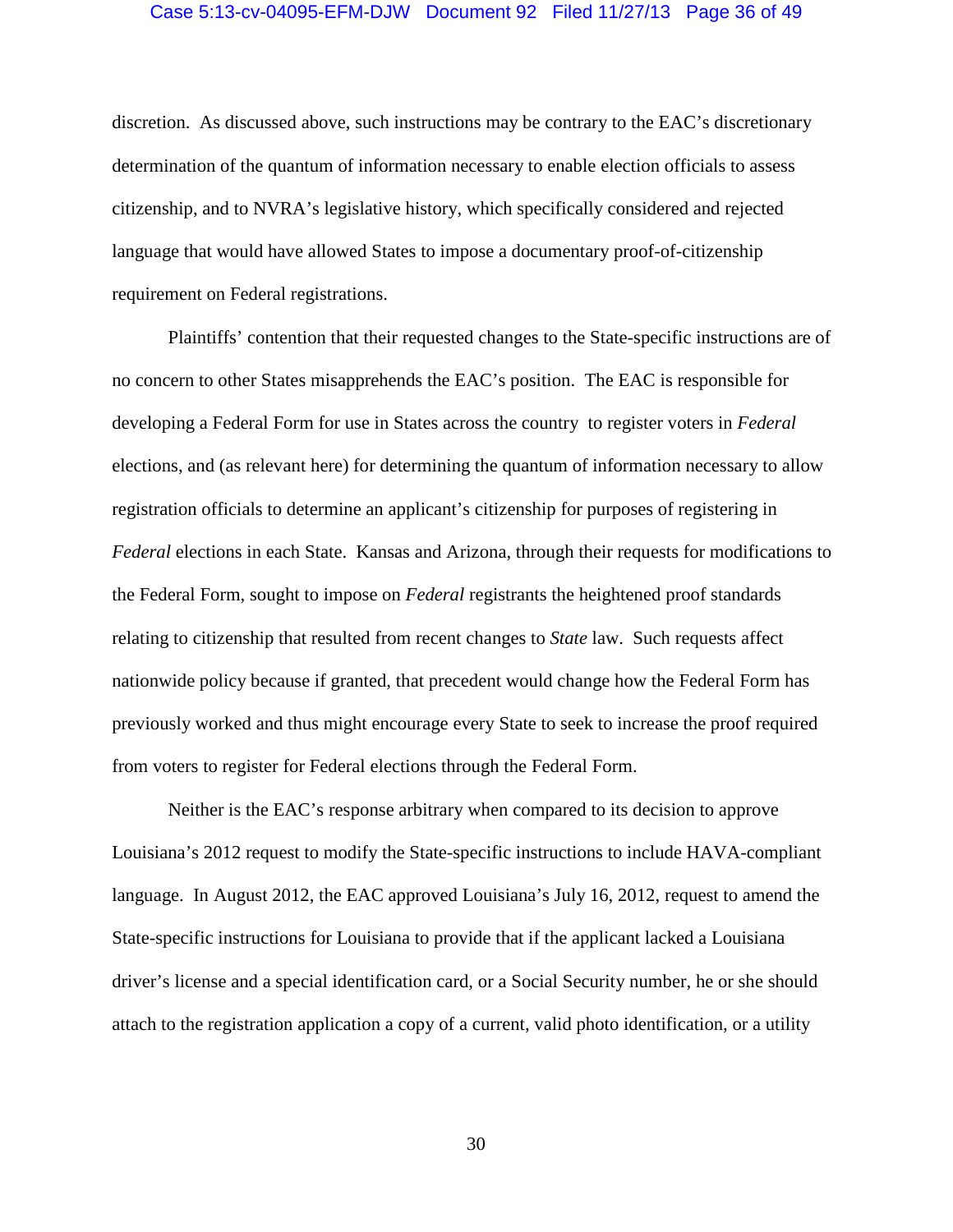discretion. As discussed above, such instructions may be contrary to the EAC's discretionary determination of the quantum of information necessary to enable election officials to assess citizenship, and to NVRA's legislative history, which specifically considered and rejected language that would have allowed States to impose a documentary proof-of-citizenship requirement on Federal registrations.

Plaintiffs' contention that their requested changes to the State-specific instructions are of no concern to other States misapprehends the EAC's position. The EAC is responsible for developing a Federal Form for use in States across the country to register voters in *Federal* elections, and (as relevant here) for determining the quantum of information necessary to allow registration officials to determine an applicant's citizenship for purposes of registering in *Federal* elections in each State. Kansas and Arizona, through their requests for modifications to the Federal Form, sought to impose on *Federal* registrants the heightened proof standards relating to citizenship that resulted from recent changes to *State* law. Such requests affect nationwide policy because if granted, that precedent would change how the Federal Form has previously worked and thus might encourage every State to seek to increase the proof required from voters to register for Federal elections through the Federal Form.

Neither is the EAC's response arbitrary when compared to its decision to approve Louisiana's 2012 request to modify the State-specific instructions to include HAVA-compliant language. In August 2012, the EAC approved Louisiana's July 16, 2012, request to amend the State-specific instructions for Louisiana to provide that if the applicant lacked a Louisiana driver's license and a special identification card, or a Social Security number, he or she should attach to the registration application a copy of a current, valid photo identification, or a utility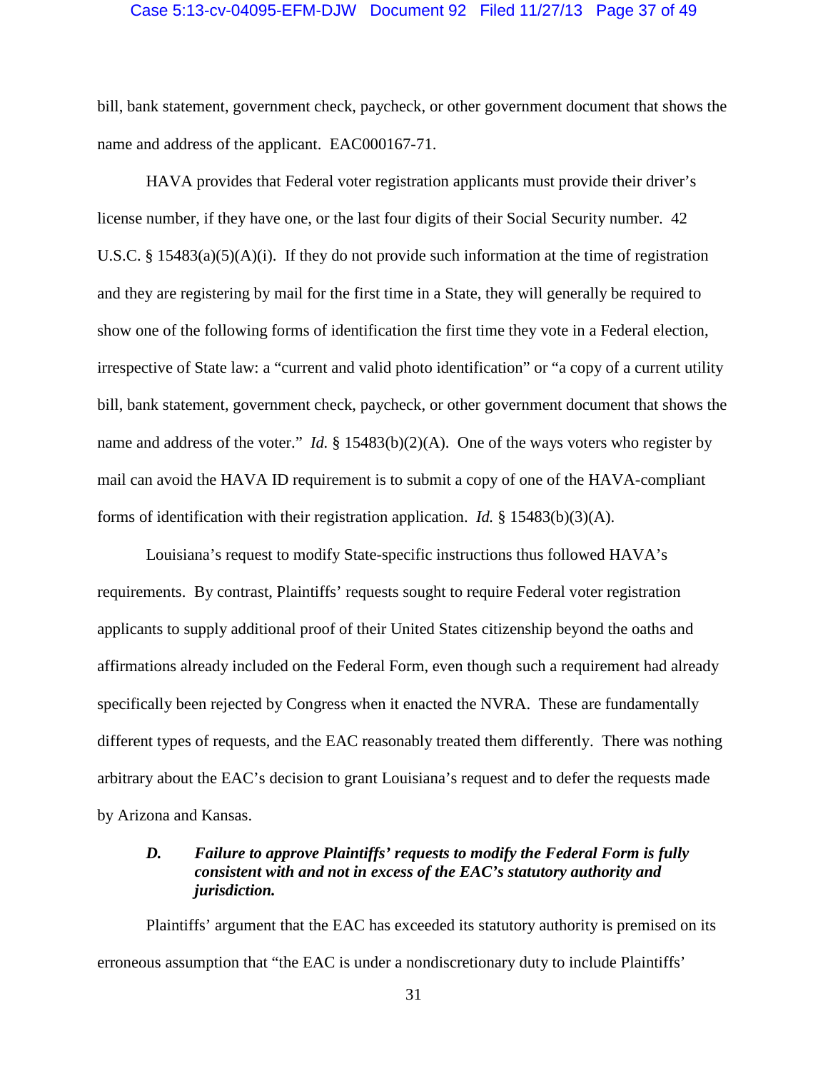bill, bank statement, government check, paycheck, or other government document that shows the name and address of the applicant. EAC000167-71.

HAVA provides that Federal voter registration applicants must provide their driver's license number, if they have one, or the last four digits of their Social Security number. 42 U.S.C. § 15483(a)(5)(A)(i). If they do not provide such information at the time of registration and they are registering by mail for the first time in a State, they will generally be required to show one of the following forms of identification the first time they vote in a Federal election, irrespective of State law: a "current and valid photo identification" or "a copy of a current utility bill, bank statement, government check, paycheck, or other government document that shows the name and address of the voter." *Id.* § 15483(b)(2)(A). One of the ways voters who register by mail can avoid the HAVA ID requirement is to submit a copy of one of the HAVA-compliant forms of identification with their registration application. *Id.* § 15483(b)(3)(A).

Louisiana's request to modify State-specific instructions thus followed HAVA's requirements. By contrast, Plaintiffs' requests sought to require Federal voter registration applicants to supply additional proof of their United States citizenship beyond the oaths and affirmations already included on the Federal Form, even though such a requirement had already specifically been rejected by Congress when it enacted the NVRA. These are fundamentally different types of requests, and the EAC reasonably treated them differently. There was nothing arbitrary about the EAC's decision to grant Louisiana's request and to defer the requests made by Arizona and Kansas.

### *D. Failure to approve Plaintiffs' requests to modify the Federal Form is fully consistent with and not in excess of the EAC's statutory authority and jurisdiction.*

Plaintiffs' argument that the EAC has exceeded its statutory authority is premised on its erroneous assumption that "the EAC is under a nondiscretionary duty to include Plaintiffs'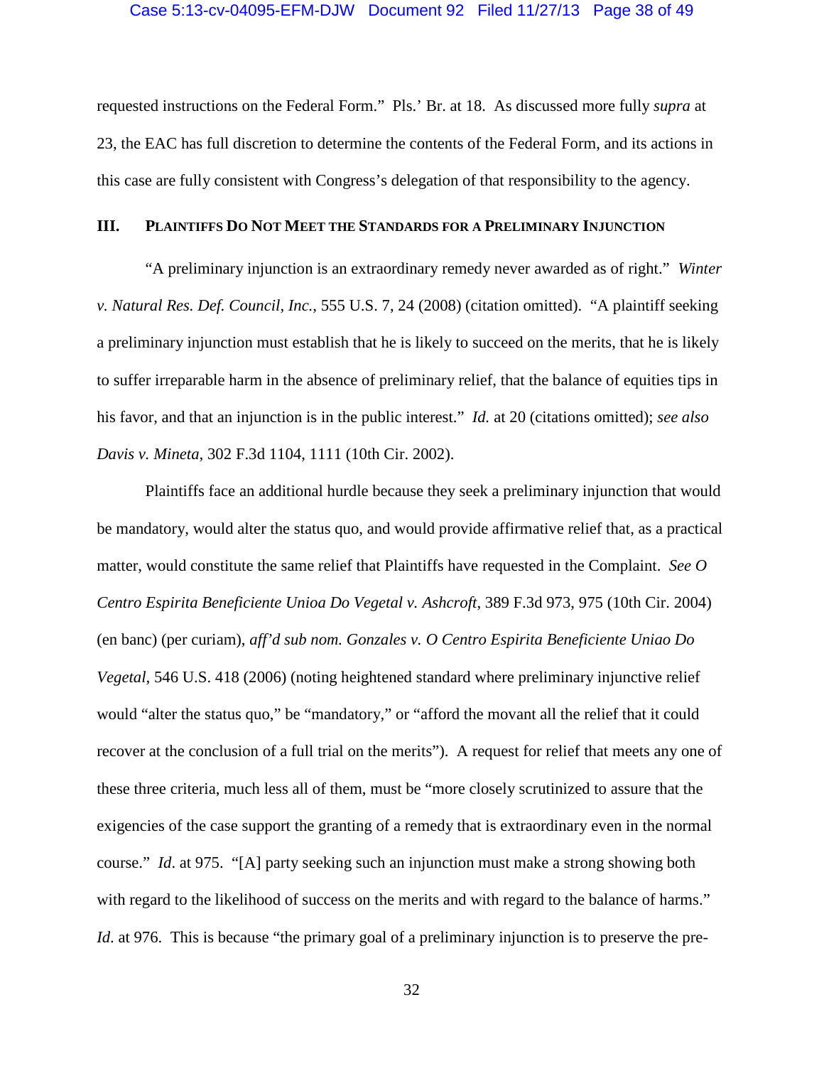requested instructions on the Federal Form." Pls.' Br. at 18. As discussed more fully *supra* at 23, the EAC has full discretion to determine the contents of the Federal Form, and its actions in this case are fully consistent with Congress's delegation of that responsibility to the agency.

## III. PLAINTIFFS DO NOT MEET THE STANDARDS FOR A PRELIMINARY INJUNCTION

"A preliminary injunction is an extraordinary remedy never awarded as of right." *Winter v. Natural Res. Def. Council, Inc.*, 555 U.S. 7, 24 (2008) (citation omitted). "A plaintiff seeking a preliminary injunction must establish that he is likely to succeed on the merits, that he is likely to suffer irreparable harm in the absence of preliminary relief, that the balance of equities tips in his favor, and that an injunction is in the public interest." *Id.* at 20 (citations omitted); *see also Davis v. Mineta*, 302 F.3d 1104, 1111 (10th Cir. 2002).

Plaintiffs face an additional hurdle because they seek a preliminary injunction that would be mandatory, would alter the status quo, and would provide affirmative relief that, as a practical matter, would constitute the same relief that Plaintiffs have requested in the Complaint. *See O Centro Espirita Beneficiente Unioa Do Vegetal v. Ashcroft*, 389 F.3d 973, 975 (10th Cir. 2004) (en banc) (per curiam), *aff'd sub nom. Gonzales v. O Centro Espirita Beneficiente Uniao Do Vegetal*, 546 U.S. 418 (2006) (noting heightened standard where preliminary injunctive relief would "alter the status quo," be "mandatory," or "afford the movant all the relief that it could recover at the conclusion of a full trial on the merits"). A request for relief that meets any one of these three criteria, much less all of them, must be "more closely scrutinized to assure that the exigencies of the case support the granting of a remedy that is extraordinary even in the normal course." *Id*. at 975. "[A] party seeking such an injunction must make a strong showing both with regard to the likelihood of success on the merits and with regard to the balance of harms." *Id.* at 976. This is because "the primary goal of a preliminary injunction is to preserve the pre-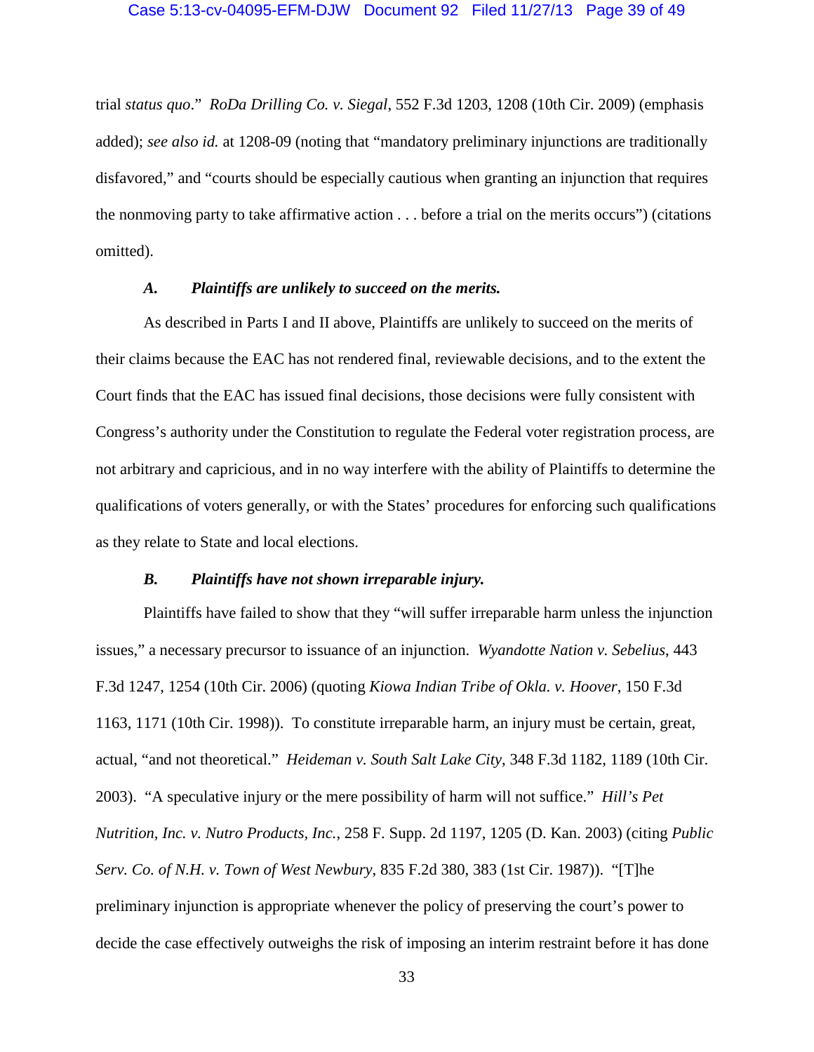trial *status quo*." *RoDa Drilling Co. v. Siegal*, 552 F.3d 1203, 1208 (10th Cir. 2009) (emphasis added); *see also id.* at 1208-09 (noting that "mandatory preliminary injunctions are traditionally disfavored," and "courts should be especially cautious when granting an injunction that requires the nonmoving party to take affirmative action . . . before a trial on the merits occurs") (citations omitted).

### *A. Plaintiffs are unlikely to succeed on the merits.*

As described in Parts I and II above, Plaintiffs are unlikely to succeed on the merits of their claims because the EAC has not rendered final, reviewable decisions, and to the extent the Court finds that the EAC has issued final decisions, those decisions were fully consistent with Congress's authority under the Constitution to regulate the Federal voter registration process, are not arbitrary and capricious, and in no way interfere with the ability of Plaintiffs to determine the qualifications of voters generally, or with the States' procedures for enforcing such qualifications as they relate to State and local elections.

### *B. Plaintiffs have not shown irreparable injury.*

Plaintiffs have failed to show that they "will suffer irreparable harm unless the injunction issues," a necessary precursor to issuance of an injunction. *Wyandotte Nation v. Sebelius*, 443 F.3d 1247, 1254 (10th Cir. 2006) (quoting *Kiowa Indian Tribe of Okla. v. Hoover*, 150 F.3d 1163, 1171 (10th Cir. 1998)). To constitute irreparable harm, an injury must be certain, great, actual, "and not theoretical." *Heideman v. South Salt Lake City*, 348 F.3d 1182, 1189 (10th Cir. 2003). "A speculative injury or the mere possibility of harm will not suffice." *Hill's Pet Nutrition, Inc. v. Nutro Products, Inc.*, 258 F. Supp. 2d 1197, 1205 (D. Kan. 2003) (citing *Public Serv. Co. of N.H. v. Town of West Newbury*, 835 F.2d 380, 383 (1st Cir. 1987)). "[T]he preliminary injunction is appropriate whenever the policy of preserving the court's power to decide the case effectively outweighs the risk of imposing an interim restraint before it has done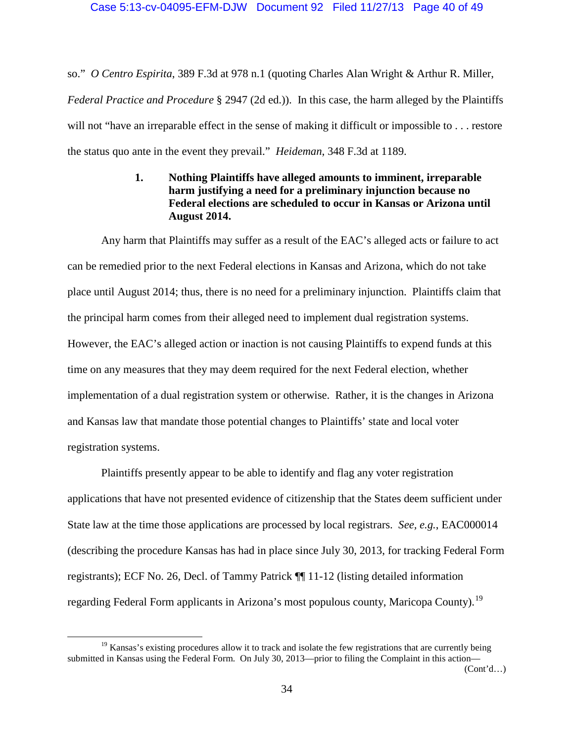so." *O Centro Espirita*, 389 F.3d at 978 n.1 (quoting Charles Alan Wright & Arthur R. Miller, *Federal Practice and Procedure* § 2947 (2d ed.)). In this case, the harm alleged by the Plaintiffs will not "have an irreparable effect in the sense of making it difficult or impossible to . . . restore the status quo ante in the event they prevail." *Heideman*, 348 F.3d at 1189.

### 1. Nothing Plaintiffs have alleged amounts to imminent, irreparable harm justifying a need for a preliminary injunction because no Federal elections are scheduled to occur in Kansas or Arizona until August 2014.

Any harm that Plaintiffs may suffer as a result of the EAC's alleged acts or failure to act can be remedied prior to the next Federal elections in Kansas and Arizona, which do not take place until August 2014; thus, there is no need for a preliminary injunction. Plaintiffs claim that the principal harm comes from their alleged need to implement dual registration systems. However, the EAC's alleged action or inaction is not causing Plaintiffs to expend funds at this time on any measures that they may deem required for the next Federal election, whether implementation of a dual registration system or otherwise. Rather, it is the changes in Arizona and Kansas law that mandate those potential changes to Plaintiffs' state and local voter registration systems.

Plaintiffs presently appear to be able to identify and flag any voter registration applications that have not presented evidence of citizenship that the States deem sufficient under State law at the time those applications are processed by local registrars. *See, e.g.*, EAC000014 (describing the procedure Kansas has had in place since July 30, 2013, for tracking Federal Form registrants); ECF No. 26, Decl. of Tammy Patrick ¶¶ 11-12 (listing detailed information regarding Federal Form applicants in Arizona's most populous county, Maricopa County).[19]

---

[19] Kansas's existing procedures allow it to track and isolate the few registrations that are currently being submitted in Kansas using the Federal Form. On July 30, 2013—prior to filing the Complaint in this action—

(Cont'd…)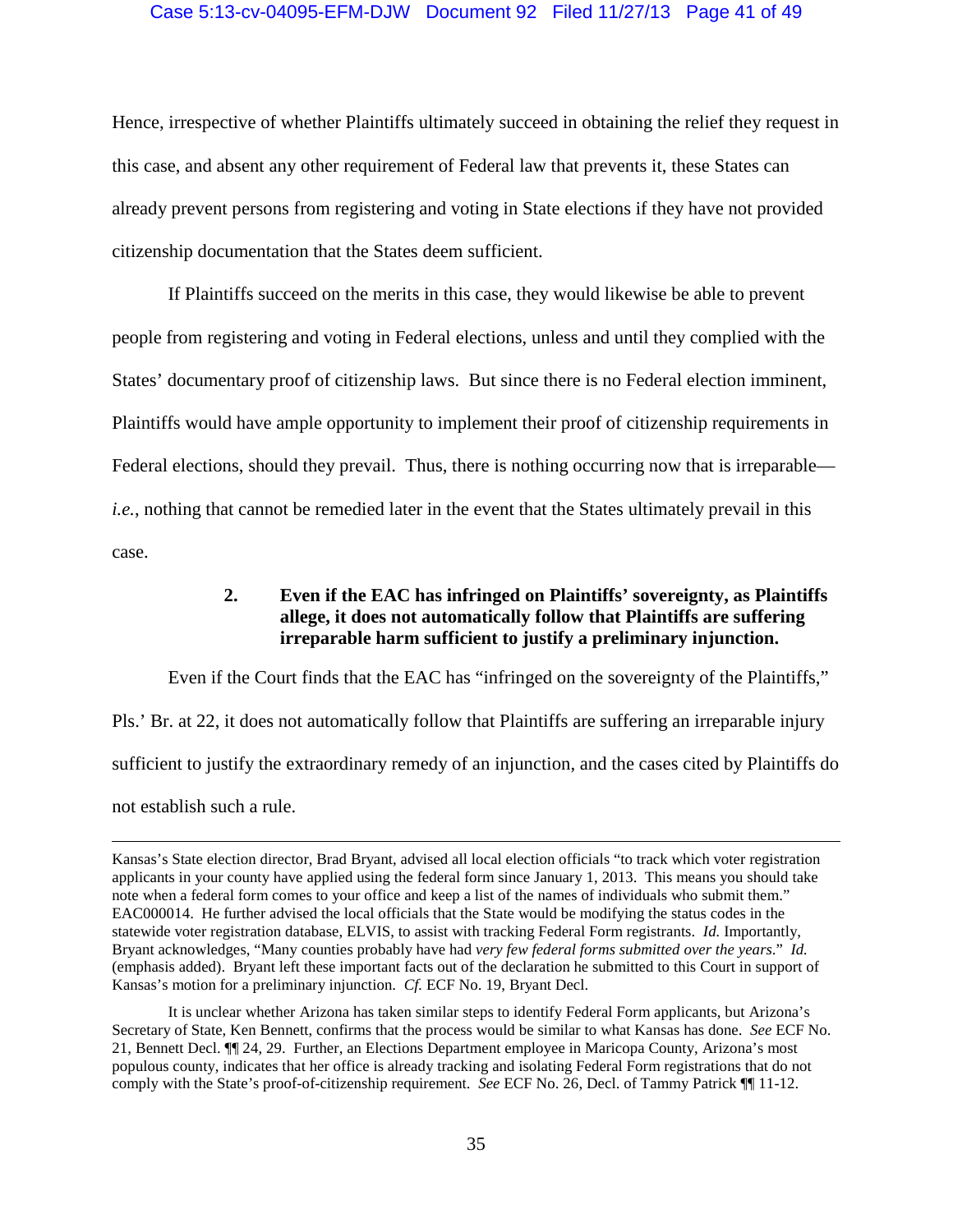Hence, irrespective of whether Plaintiffs ultimately succeed in obtaining the relief they request in this case, and absent any other requirement of Federal law that prevents it, these States can already prevent persons from registering and voting in State elections if they have not provided citizenship documentation that the States deem sufficient.

If Plaintiffs succeed on the merits in this case, they would likewise be able to prevent people from registering and voting in Federal elections, unless and until they complied with the States' documentary proof of citizenship laws. But since there is no Federal election imminent, Plaintiffs would have ample opportunity to implement their proof of citizenship requirements in Federal elections, should they prevail. Thus, there is nothing occurring now that is irreparable—*i.e.*, nothing that cannot be remedied later in the event that the States ultimately prevail in this case.

### 2. Even if the EAC has infringed on Plaintiffs' sovereignty, as Plaintiffs allege, it does not automatically follow that Plaintiffs are suffering irreparable harm sufficient to justify a preliminary injunction.

Even if the Court finds that the EAC has "infringed on the sovereignty of the Plaintiffs," Pls.' Br. at 22, it does not automatically follow that Plaintiffs are suffering an irreparable injury sufficient to justify the extraordinary remedy of an injunction, and the cases cited by Plaintiffs do not establish such a rule.

---

Kansas's State election director, Brad Bryant, advised all local election officials "to track which voter registration applicants in your county have applied using the federal form since January 1, 2013. This means you should take note when a federal form comes to your office and keep a list of the names of individuals who submit them." EAC000014. He further advised the local officials that the State would be modifying the status codes in the statewide voter registration database, ELVIS, to assist with tracking Federal Form registrants. *Id.* Importantly, Bryant acknowledges, "Many counties probably have had *very few federal forms submitted over the years*." *Id.* (emphasis added). Bryant left these important facts out of the declaration he submitted to this Court in support of Kansas's motion for a preliminary injunction. *Cf.* ECF No. 19, Bryant Decl.

It is unclear whether Arizona has taken similar steps to identify Federal Form applicants, but Arizona's Secretary of State, Ken Bennett, confirms that the process would be similar to what Kansas has done. *See* ECF No. 21, Bennett Decl. ¶¶ 24, 29. Further, an Elections Department employee in Maricopa County, Arizona's most populous county, indicates that her office is already tracking and isolating Federal Form registrations that do not comply with the State's proof-of-citizenship requirement. *See* ECF No. 26, Decl. of Tammy Patrick ¶¶ 11-12.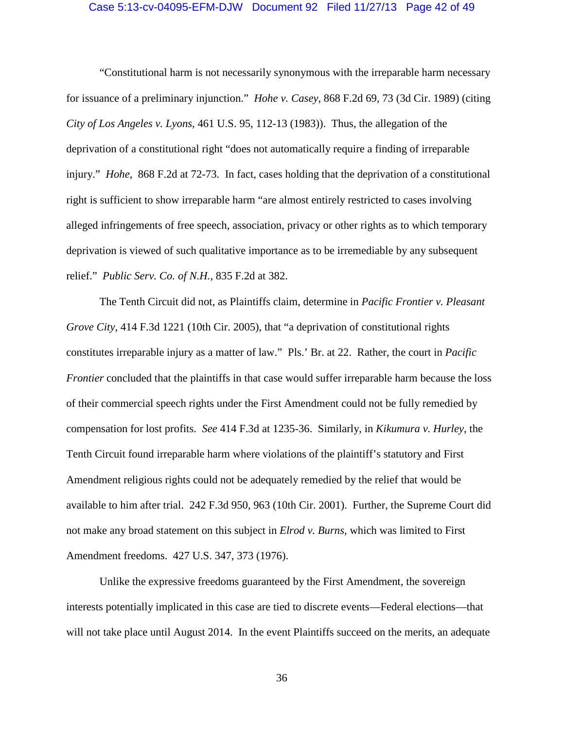"Constitutional harm is not necessarily synonymous with the irreparable harm necessary for issuance of a preliminary injunction." *Hohe v. Casey*, 868 F.2d 69, 73 (3d Cir. 1989) (citing *City of Los Angeles v. Lyons*, 461 U.S. 95, 112-13 (1983)). Thus, the allegation of the deprivation of a constitutional right "does not automatically require a finding of irreparable injury." *Hohe,* 868 F.2d at 72-73. In fact, cases holding that the deprivation of a constitutional right is sufficient to show irreparable harm "are almost entirely restricted to cases involving alleged infringements of free speech, association, privacy or other rights as to which temporary deprivation is viewed of such qualitative importance as to be irremediable by any subsequent relief." *Public Serv. Co. of N.H.*, 835 F.2d at 382.

The Tenth Circuit did not, as Plaintiffs claim, determine in *Pacific Frontier v. Pleasant Grove City*, 414 F.3d 1221 (10th Cir. 2005), that "a deprivation of constitutional rights constitutes irreparable injury as a matter of law." Pls.' Br. at 22. Rather, the court in *Pacific Frontier* concluded that the plaintiffs in that case would suffer irreparable harm because the loss of their commercial speech rights under the First Amendment could not be fully remedied by compensation for lost profits. *See* 414 F.3d at 1235-36. Similarly, in *Kikumura v. Hurley*, the Tenth Circuit found irreparable harm where violations of the plaintiff's statutory and First Amendment religious rights could not be adequately remedied by the relief that would be available to him after trial. 242 F.3d 950, 963 (10th Cir. 2001). Further, the Supreme Court did not make any broad statement on this subject in *Elrod v. Burns*, which was limited to First Amendment freedoms. 427 U.S. 347, 373 (1976).

Unlike the expressive freedoms guaranteed by the First Amendment, the sovereign interests potentially implicated in this case are tied to discrete events—Federal elections—that will not take place until August 2014. In the event Plaintiffs succeed on the merits, an adequate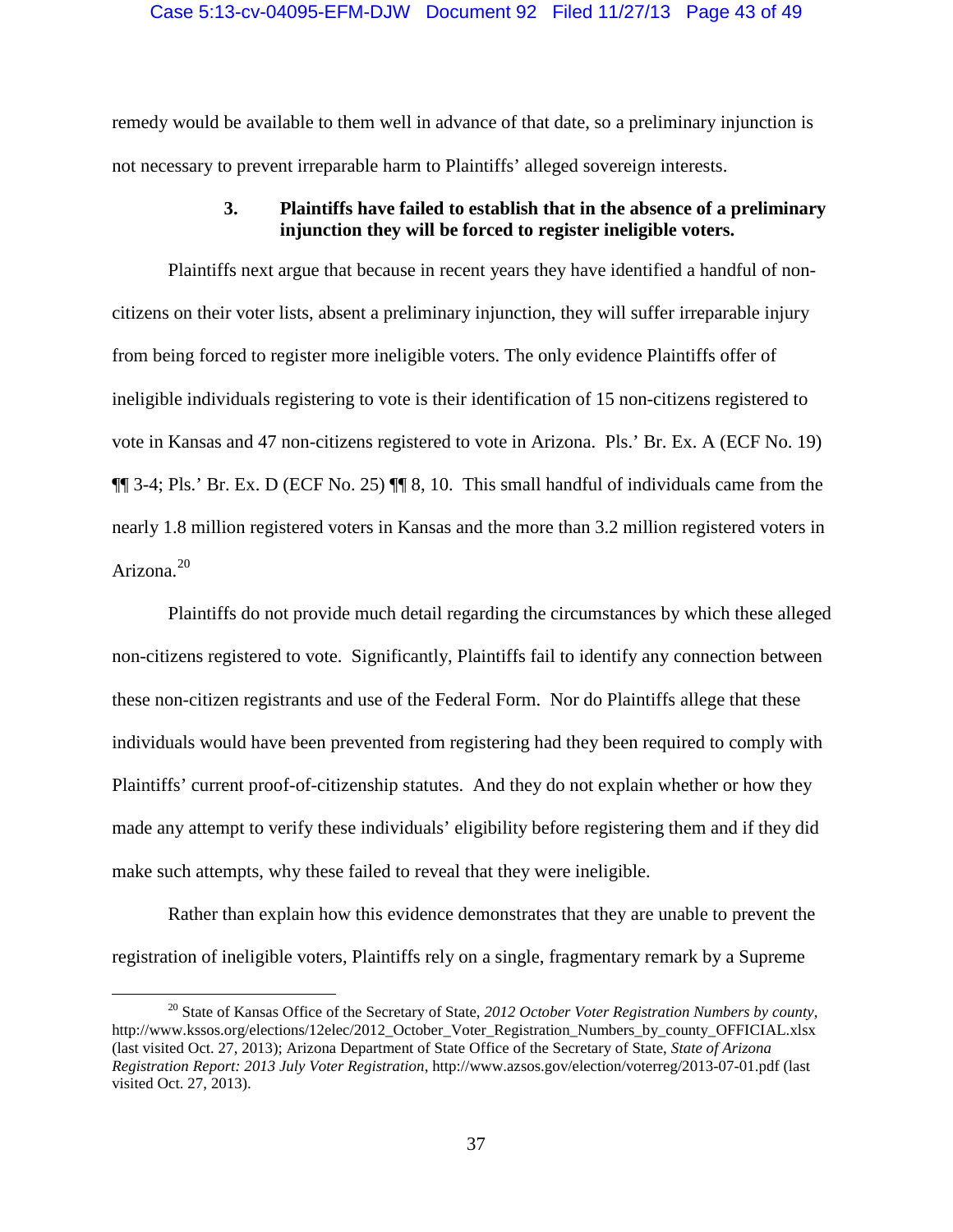remedy would be available to them well in advance of that date, so a preliminary injunction is not necessary to prevent irreparable harm to Plaintiffs' alleged sovereign interests.

### 3. Plaintiffs have failed to establish that in the absence of a preliminary injunction they will be forced to register ineligible voters.

Plaintiffs next argue that because in recent years they have identified a handful of non-citizens on their voter lists, absent a preliminary injunction, they will suffer irreparable injury from being forced to register more ineligible voters. The only evidence Plaintiffs offer of ineligible individuals registering to vote is their identification of 15 non-citizens registered to vote in Kansas and 47 non-citizens registered to vote in Arizona. Pls.' Br. Ex. A (ECF No. 19) ¶¶ 3-4; Pls.' Br. Ex. D (ECF No. 25) ¶¶ 8, 10. This small handful of individuals came from the nearly 1.8 million registered voters in Kansas and the more than 3.2 million registered voters in Arizona.[20]

Plaintiffs do not provide much detail regarding the circumstances by which these alleged non-citizens registered to vote. Significantly, Plaintiffs fail to identify any connection between these non-citizen registrants and use of the Federal Form. Nor do Plaintiffs allege that these individuals would have been prevented from registering had they been required to comply with Plaintiffs' current proof-of-citizenship statutes. And they do not explain whether or how they made any attempt to verify these individuals' eligibility before registering them and if they did make such attempts, why these failed to reveal that they were ineligible.

Rather than explain how this evidence demonstrates that they are unable to prevent the registration of ineligible voters, Plaintiffs rely on a single, fragmentary remark by a Supreme

---

[20] State of Kansas Office of the Secretary of State, *2012 October Voter Registration Numbers by county*, http://www.kssos.org/elections/12elec/2012_October_Voter_Registration_Numbers_by_county_OFFICIAL.xlsx (last visited Oct. 27, 2013); Arizona Department of State Office of the Secretary of State, *State of Arizona Registration Report: 2013 July Voter Registration*, http://www.azsos.gov/election/voterreg/2013-07-01.pdf (last visited Oct. 27, 2013).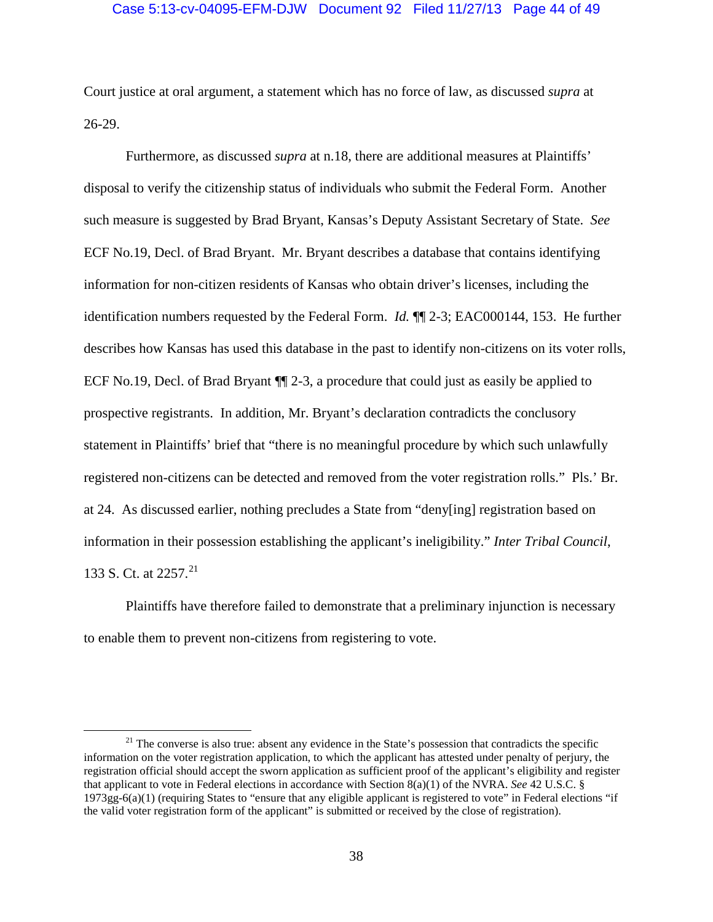Court justice at oral argument, a statement which has no force of law, as discussed *supra* at 26-29.

Furthermore, as discussed *supra* at n.18, there are additional measures at Plaintiffs' disposal to verify the citizenship status of individuals who submit the Federal Form. Another such measure is suggested by Brad Bryant, Kansas's Deputy Assistant Secretary of State. *See* ECF No.19, Decl. of Brad Bryant. Mr. Bryant describes a database that contains identifying information for non-citizen residents of Kansas who obtain driver's licenses, including the identification numbers requested by the Federal Form. *Id.* ¶¶ 2-3; EAC000144, 153. He further describes how Kansas has used this database in the past to identify non-citizens on its voter rolls, ECF No.19, Decl. of Brad Bryant ¶¶ 2-3, a procedure that could just as easily be applied to prospective registrants. In addition, Mr. Bryant's declaration contradicts the conclusory statement in Plaintiffs' brief that "there is no meaningful procedure by which such unlawfully registered non-citizens can be detected and removed from the voter registration rolls." Pls.' Br. at 24. As discussed earlier, nothing precludes a State from "deny[ing] registration based on information in their possession establishing the applicant's ineligibility." *Inter Tribal Council*, 133 S. Ct. at 2257.[21]

Plaintiffs have therefore failed to demonstrate that a preliminary injunction is necessary to enable them to prevent non-citizens from registering to vote.

---

[21] The converse is also true: absent any evidence in the State's possession that contradicts the specific information on the voter registration application, to which the applicant has attested under penalty of perjury, the registration official should accept the sworn application as sufficient proof of the applicant's eligibility and register that applicant to vote in Federal elections in accordance with Section 8(a)(1) of the NVRA. *See* 42 U.S.C. § 1973gg-6(a)(1) (requiring States to "ensure that any eligible applicant is registered to vote" in Federal elections "if the valid voter registration form of the applicant" is submitted or received by the close of registration).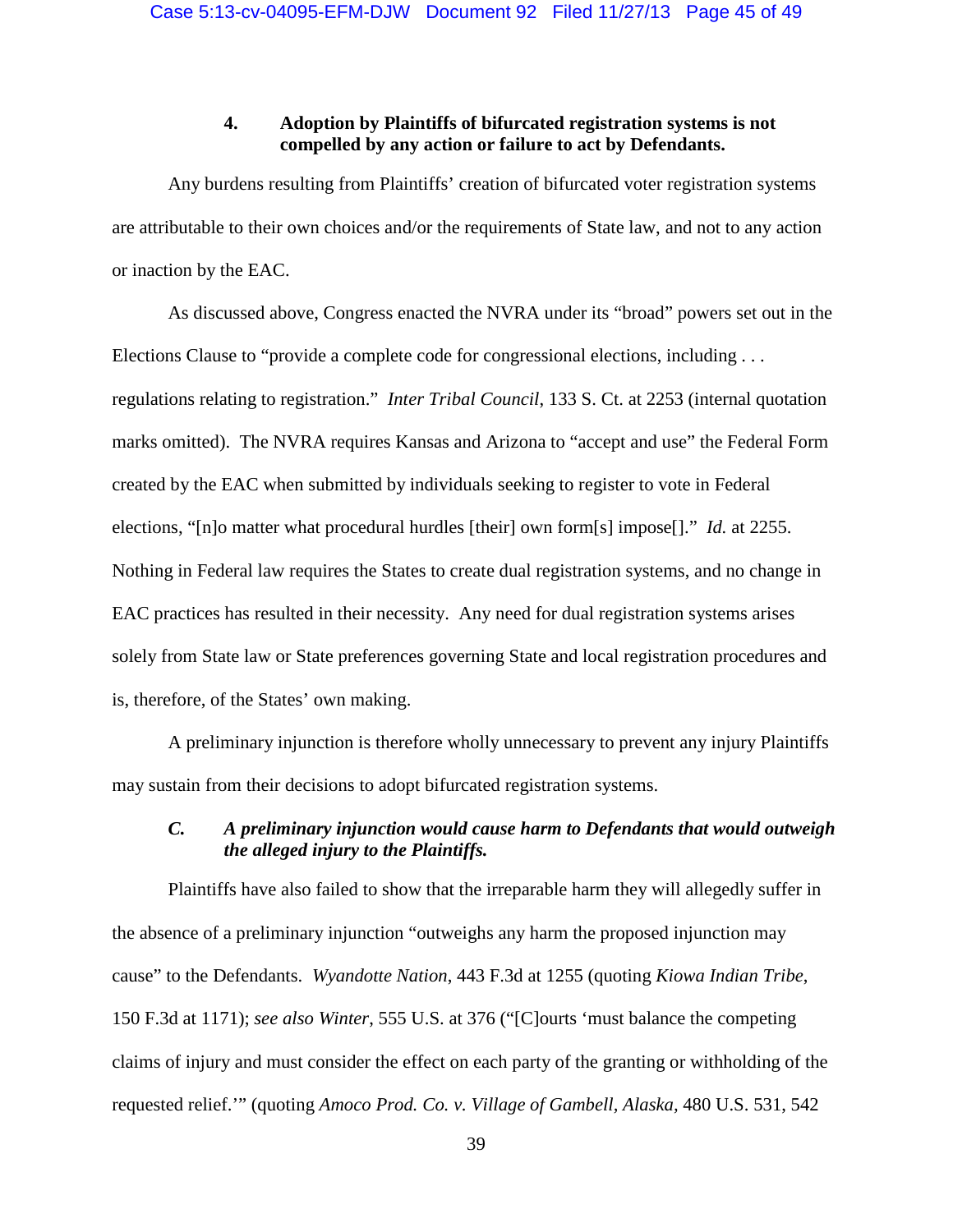#### 4. Adoption by Plaintiffs of bifurcated registration systems is not compelled by any action or failure to act by Defendants.

Any burdens resulting from Plaintiffs' creation of bifurcated voter registration systems are attributable to their own choices and/or the requirements of State law, and not to any action or inaction by the EAC.

As discussed above, Congress enacted the NVRA under its "broad" powers set out in the Elections Clause to "provide a complete code for congressional elections, including . . . regulations relating to registration." *Inter Tribal Council*, 133 S. Ct. at 2253 (internal quotation marks omitted). The NVRA requires Kansas and Arizona to "accept and use" the Federal Form created by the EAC when submitted by individuals seeking to register to vote in Federal elections, "[n]o matter what procedural hurdles [their] own form[s] impose[]." *Id.* at 2255. Nothing in Federal law requires the States to create dual registration systems, and no change in EAC practices has resulted in their necessity. Any need for dual registration systems arises solely from State law or State preferences governing State and local registration procedures and is, therefore, of the States' own making.

A preliminary injunction is therefore wholly unnecessary to prevent any injury Plaintiffs may sustain from their decisions to adopt bifurcated registration systems.

### *C. A preliminary injunction would cause harm to Defendants that would outweigh the alleged injury to the Plaintiffs.*

Plaintiffs have also failed to show that the irreparable harm they will allegedly suffer in the absence of a preliminary injunction "outweighs any harm the proposed injunction may cause" to the Defendants. *Wyandotte Nation*, 443 F.3d at 1255 (quoting *Kiowa Indian Tribe*, 150 F.3d at 1171); *see also Winter*, 555 U.S. at 376 ("[C]ourts 'must balance the competing claims of injury and must consider the effect on each party of the granting or withholding of the requested relief.'" (quoting *Amoco Prod. Co. v. Village of Gambell, Alaska*, 480 U.S. 531, 542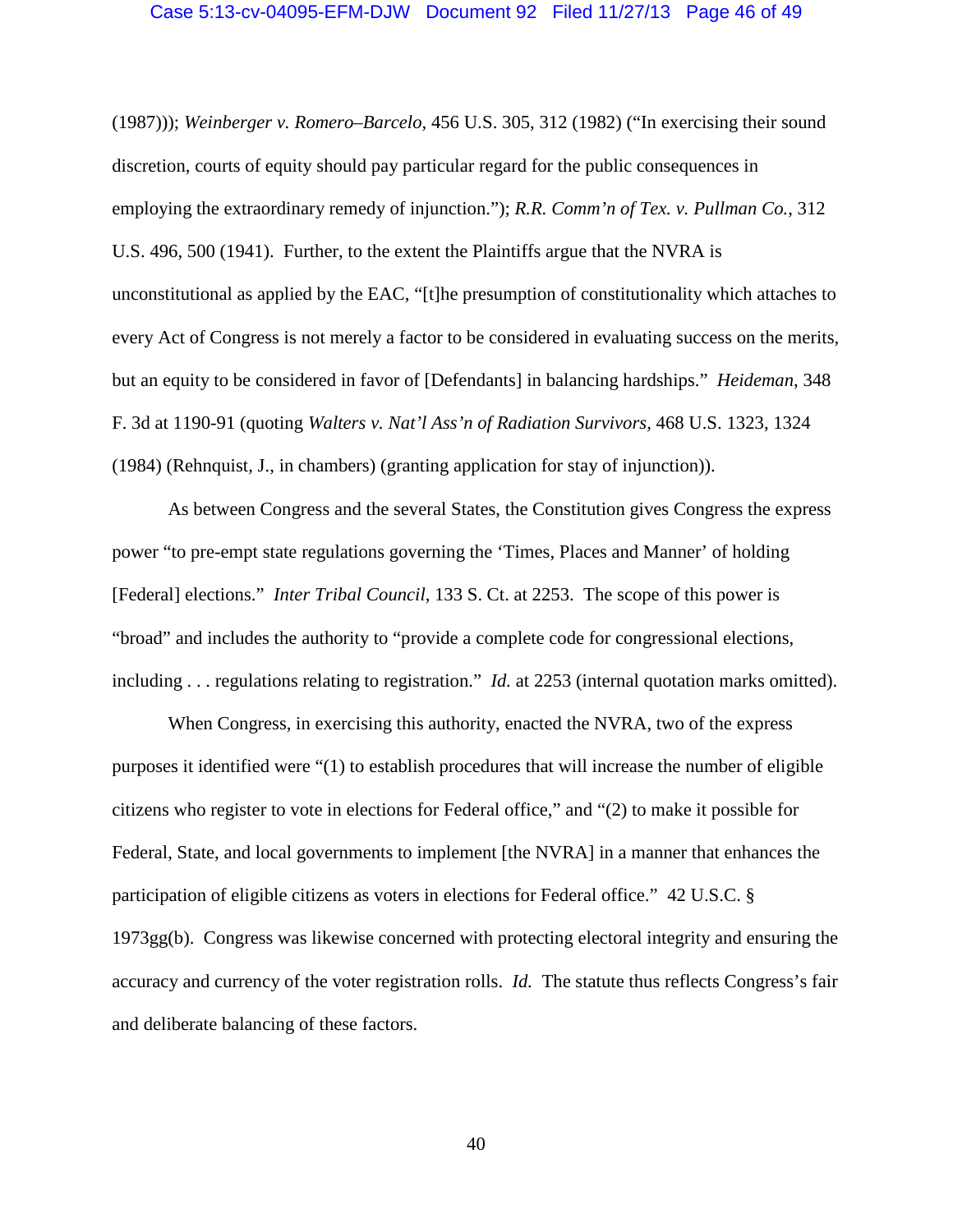(1987))); *Weinberger v. Romero–Barcelo*, 456 U.S. 305, 312 (1982) ("In exercising their sound discretion, courts of equity should pay particular regard for the public consequences in employing the extraordinary remedy of injunction."); *R.R. Comm'n of Tex. v. Pullman Co.*, 312 U.S. 496, 500 (1941). Further, to the extent the Plaintiffs argue that the NVRA is unconstitutional as applied by the EAC, "[t]he presumption of constitutionality which attaches to every Act of Congress is not merely a factor to be considered in evaluating success on the merits, but an equity to be considered in favor of [Defendants] in balancing hardships." *Heideman*, 348 F. 3d at 1190-91 (quoting *Walters v. Nat'l Ass'n of Radiation Survivors*, 468 U.S. 1323, 1324 (1984) (Rehnquist, J., in chambers) (granting application for stay of injunction)).

As between Congress and the several States, the Constitution gives Congress the express power "to pre-empt state regulations governing the 'Times, Places and Manner' of holding [Federal] elections." *Inter Tribal Council*, 133 S. Ct. at 2253. The scope of this power is "broad" and includes the authority to "provide a complete code for congressional elections, including . . . regulations relating to registration." *Id.* at 2253 (internal quotation marks omitted).

When Congress, in exercising this authority, enacted the NVRA, two of the express purposes it identified were "(1) to establish procedures that will increase the number of eligible citizens who register to vote in elections for Federal office," and "(2) to make it possible for Federal, State, and local governments to implement [the NVRA] in a manner that enhances the participation of eligible citizens as voters in elections for Federal office." 42 U.S.C. § 1973gg(b). Congress was likewise concerned with protecting electoral integrity and ensuring the accuracy and currency of the voter registration rolls. *Id.* The statute thus reflects Congress's fair and deliberate balancing of these factors.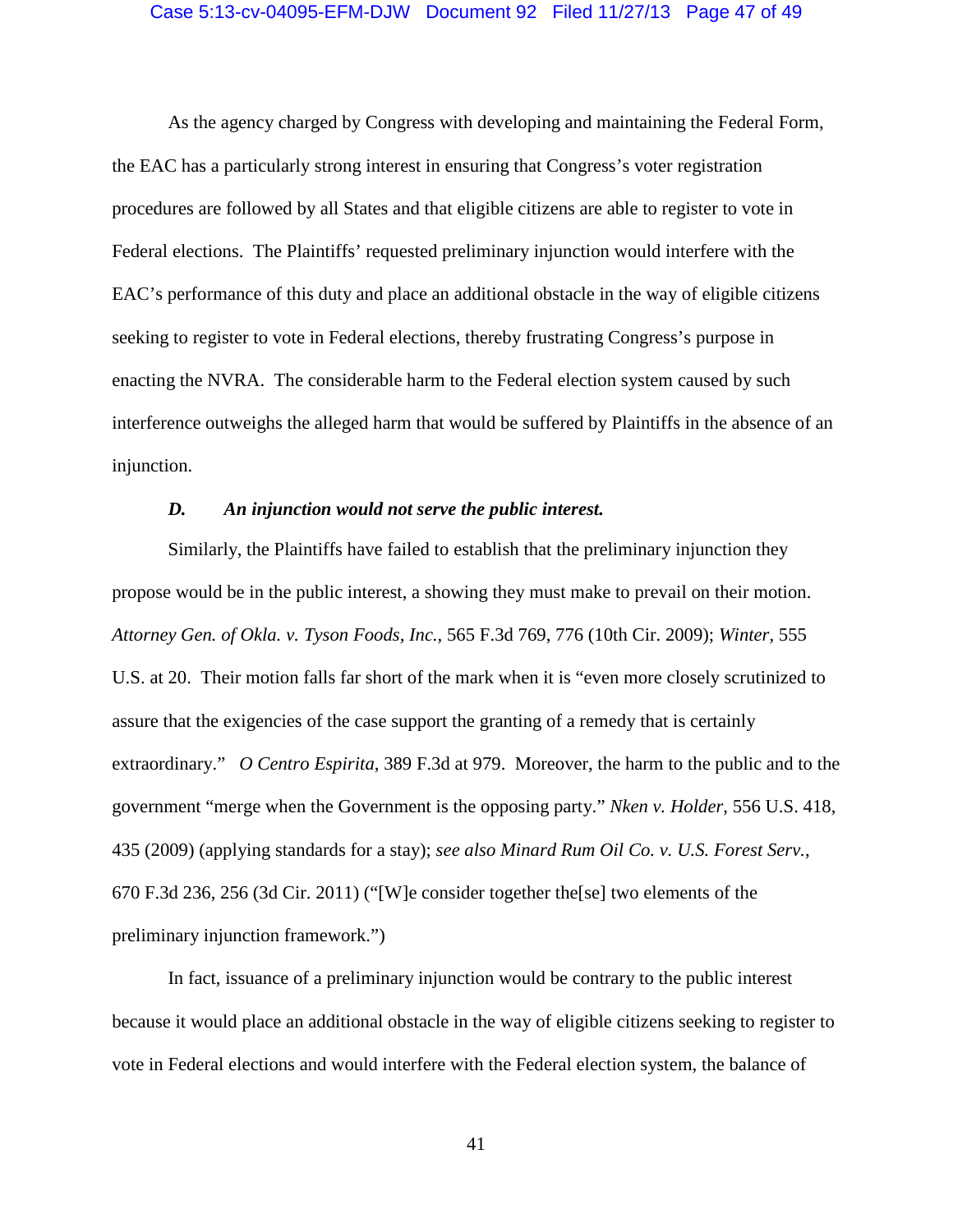As the agency charged by Congress with developing and maintaining the Federal Form, the EAC has a particularly strong interest in ensuring that Congress's voter registration procedures are followed by all States and that eligible citizens are able to register to vote in Federal elections. The Plaintiffs' requested preliminary injunction would interfere with the EAC's performance of this duty and place an additional obstacle in the way of eligible citizens seeking to register to vote in Federal elections, thereby frustrating Congress's purpose in enacting the NVRA. The considerable harm to the Federal election system caused by such interference outweighs the alleged harm that would be suffered by Plaintiffs in the absence of an injunction.

### *D. An injunction would not serve the public interest.*

Similarly, the Plaintiffs have failed to establish that the preliminary injunction they propose would be in the public interest, a showing they must make to prevail on their motion. *Attorney Gen. of Okla. v. Tyson Foods, Inc.*, 565 F.3d 769, 776 (10th Cir. 2009); *Winter*, 555 U.S. at 20. Their motion falls far short of the mark when it is "even more closely scrutinized to assure that the exigencies of the case support the granting of a remedy that is certainly extraordinary." *O Centro Espirita*, 389 F.3d at 979. Moreover, the harm to the public and to the government "merge when the Government is the opposing party." *Nken v. Holder*, 556 U.S. 418, 435 (2009) (applying standards for a stay); *see also Minard Rum Oil Co. v. U.S. Forest Serv.*, 670 F.3d 236, 256 (3d Cir. 2011) ("[W]e consider together the[se] two elements of the preliminary injunction framework.")

In fact, issuance of a preliminary injunction would be contrary to the public interest because it would place an additional obstacle in the way of eligible citizens seeking to register to vote in Federal elections and would interfere with the Federal election system, the balance of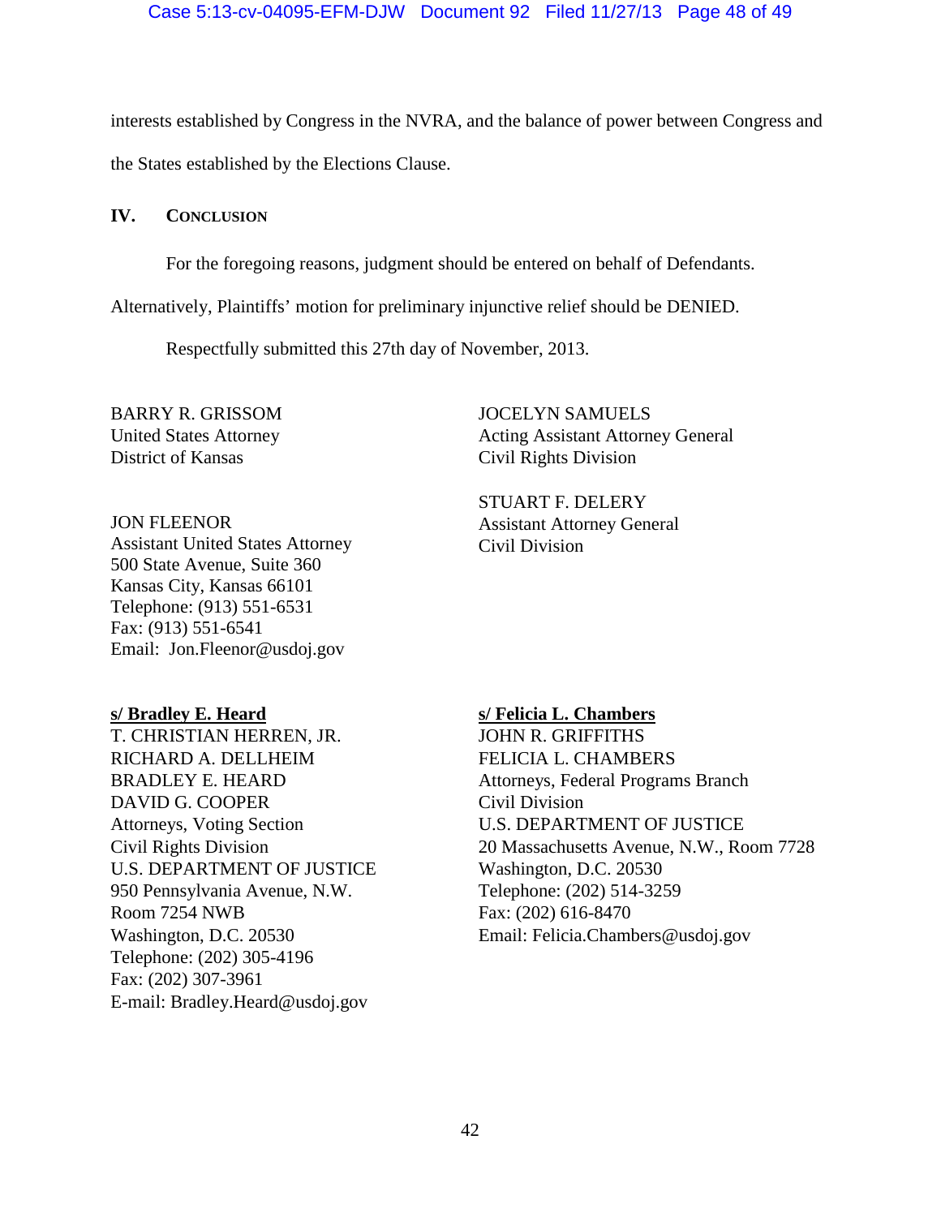interests established by Congress in the NVRA, and the balance of power between Congress and the States established by the Elections Clause.

## IV. CONCLUSION

For the foregoing reasons, judgment should be entered on behalf of Defendants. Alternatively, Plaintiffs' motion for preliminary injunctive relief should be DENIED.

Respectfully submitted this 27th day of November, 2013.

BARRY R. GRISSOM
United States Attorney
District of Kansas

JON FLEENOR
Assistant United States Attorney
500 State Avenue, Suite 360
Kansas City, Kansas 66101
Telephone: (913) 551-6531
Fax: (913) 551-6541
Email: Jon.Fleenor@usdoj.gov

**s/ Bradley E. Heard**
T. CHRISTIAN HERREN, JR.
RICHARD A. DELLHEIM
BRADLEY E. HEARD
DAVID G. COOPER
Attorneys, Voting Section
Civil Rights Division
U.S. DEPARTMENT OF JUSTICE
950 Pennsylvania Avenue, N.W.
Room 7254 NWB
Washington, D.C. 20530
Telephone: (202) 305-4196
Fax: (202) 307-3961
E-mail: Bradley.Heard@usdoj.gov

JOCELYN SAMUELS
Acting Assistant Attorney General
Civil Rights Division

STUART F. DELERY
Assistant Attorney General
Civil Division

**s/ Felicia L. Chambers**
JOHN R. GRIFFITHS
FELICIA L. CHAMBERS
Attorneys, Federal Programs Branch
Civil Division
U.S. DEPARTMENT OF JUSTICE
20 Massachusetts Avenue, N.W., Room 7728
Washington, D.C. 20530
Telephone: (202) 514-3259
Fax: (202) 616-8470
Email: Felicia.Chambers@usdoj.gov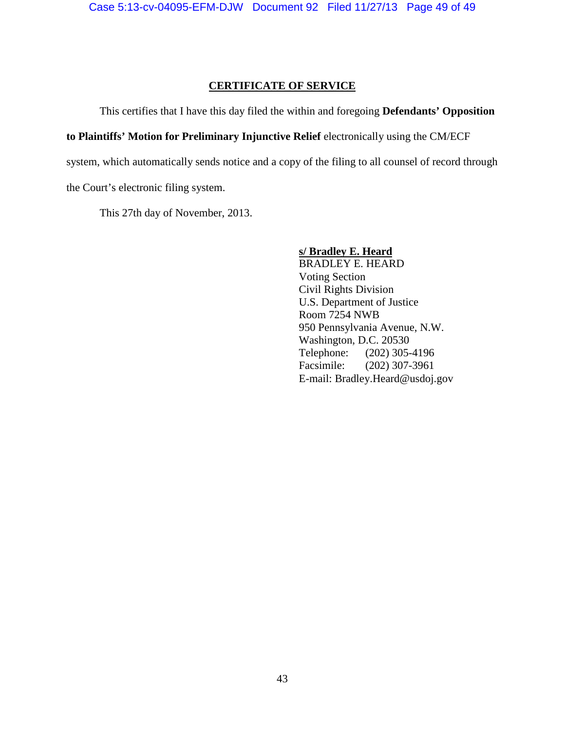## CERTIFICATE OF SERVICE

This certifies that I have this day filed the within and foregoing **Defendants' Opposition to Plaintiffs' Motion for Preliminary Injunctive Relief** electronically using the CM/ECF system, which automatically sends notice and a copy of the filing to all counsel of record through the Court's electronic filing system.

This 27th day of November, 2013.

**s/ Bradley E. Heard**
BRADLEY E. HEARD
Voting Section
Civil Rights Division
U.S. Department of Justice
Room 7254 NWB
950 Pennsylvania Avenue, N.W.
Washington, D.C. 20530
Telephone: (202) 305-4196
Facsimile: (202) 307-3961
E-mail: Bradley.Heard@usdoj.gov